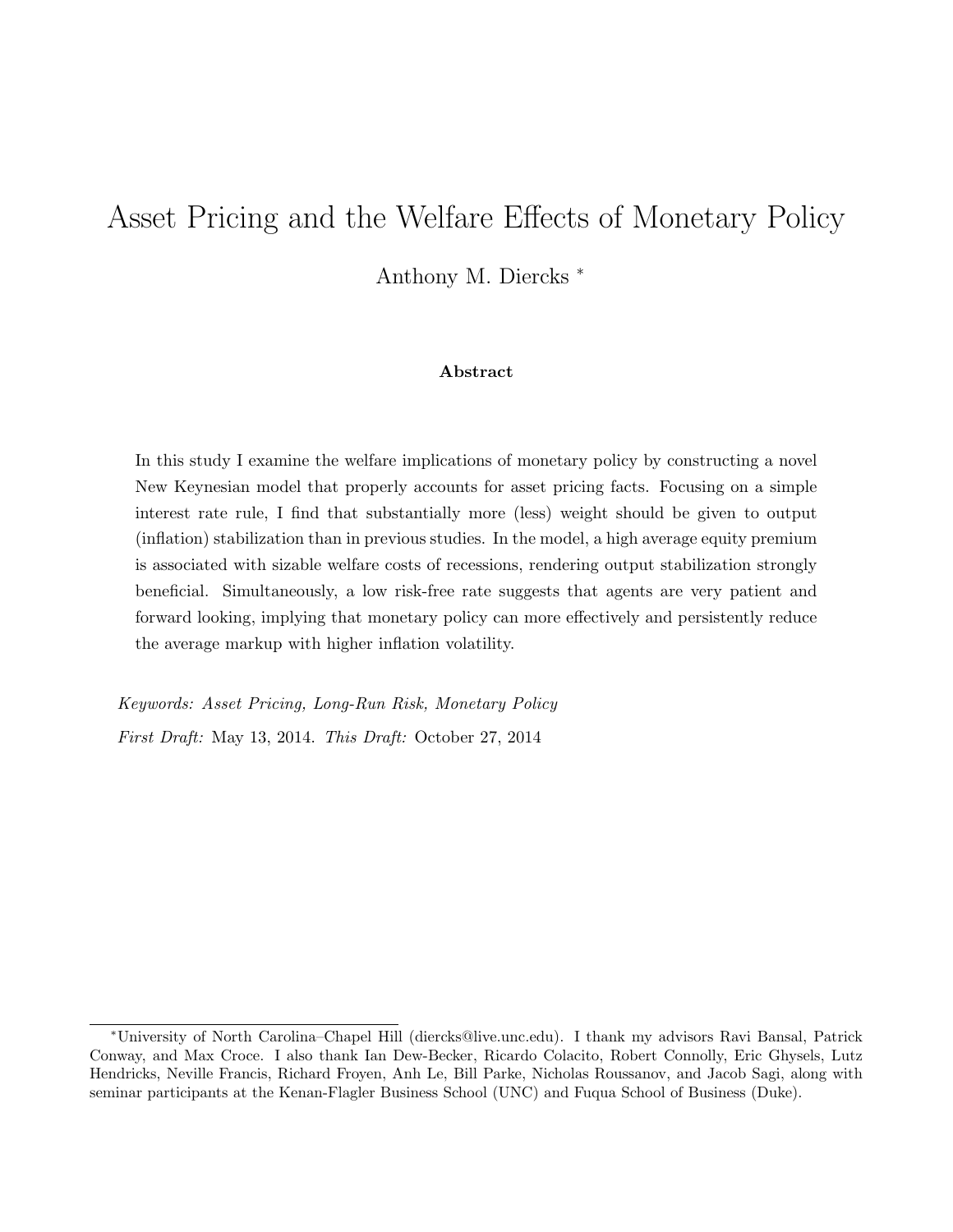# Asset Pricing and the Welfare Effects of Monetary Policy

Anthony M. Diercks [*]

### Abstract

In this study I examine the welfare implications of monetary policy by constructing a novel New Keynesian model that properly accounts for asset pricing facts. Focusing on a simple interest rate rule, I find that substantially more (less) weight should be given to output (inflation) stabilization than in previous studies. In the model, a high average equity premium is associated with sizable welfare costs of recessions, rendering output stabilization strongly beneficial. Simultaneously, a low risk-free rate suggests that agents are very patient and forward looking, implying that monetary policy can more effectively and persistently reduce the average markup with higher inflation volatility.

*Keywords: Asset Pricing, Long-Run Risk, Monetary Policy*

*First Draft:* May 13, 2014. *This Draft:* October 27, 2014

---

[*] University of North Carolina–Chapel Hill (diercks@live.unc.edu). I thank my advisors Ravi Bansal, Patrick Conway, and Max Croce. I also thank Ian Dew-Becker, Ricardo Colacito, Robert Connolly, Eric Ghysels, Lutz Hendricks, Neville Francis, Richard Froyen, Anh Le, Bill Parke, Nicholas Roussanov, and Jacob Sagi, along with seminar participants at the Kenan-Flagler Business School (UNC) and Fuqua School of Business (Duke).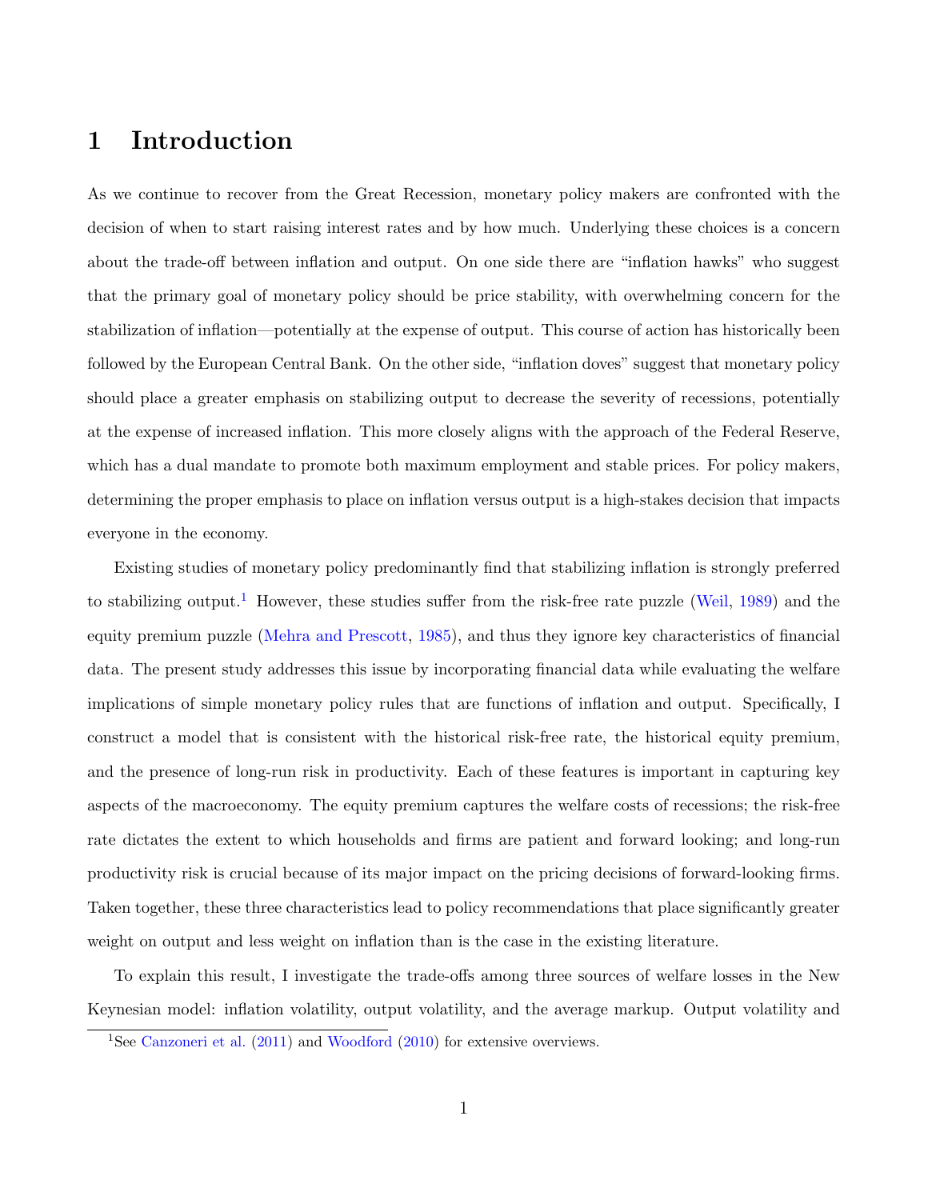# 1 Introduction

As we continue to recover from the Great Recession, monetary policy makers are confronted with the decision of when to start raising interest rates and by how much. Underlying these choices is a concern about the trade-off between inflation and output. On one side there are "inflation hawks" who suggest that the primary goal of monetary policy should be price stability, with overwhelming concern for the stabilization of inflation—potentially at the expense of output. This course of action has historically been followed by the European Central Bank. On the other side, "inflation doves" suggest that monetary policy should place a greater emphasis on stabilizing output to decrease the severity of recessions, potentially at the expense of increased inflation. This more closely aligns with the approach of the Federal Reserve, which has a dual mandate to promote both maximum employment and stable prices. For policy makers, determining the proper emphasis to place on inflation versus output is a high-stakes decision that impacts everyone in the economy.

Existing studies of monetary policy predominantly find that stabilizing inflation is strongly preferred to stabilizing output.[1] However, these studies suffer from the risk-free rate puzzle (Weil, 1989) and the equity premium puzzle (Mehra and Prescott, 1985), and thus they ignore key characteristics of financial data. The present study addresses this issue by incorporating financial data while evaluating the welfare implications of simple monetary policy rules that are functions of inflation and output. Specifically, I construct a model that is consistent with the historical risk-free rate, the historical equity premium, and the presence of long-run risk in productivity. Each of these features is important in capturing key aspects of the macroeconomy. The equity premium captures the welfare costs of recessions; the risk-free rate dictates the extent to which households and firms are patient and forward looking; and long-run productivity risk is crucial because of its major impact on the pricing decisions of forward-looking firms. Taken together, these three characteristics lead to policy recommendations that place significantly greater weight on output and less weight on inflation than is the case in the existing literature.

To explain this result, I investigate the trade-offs among three sources of welfare losses in the New Keynesian model: inflation volatility, output volatility, and the average markup. Output volatility and

[1] See Canzoneri et al. (2011) and Woodford (2010) for extensive overviews.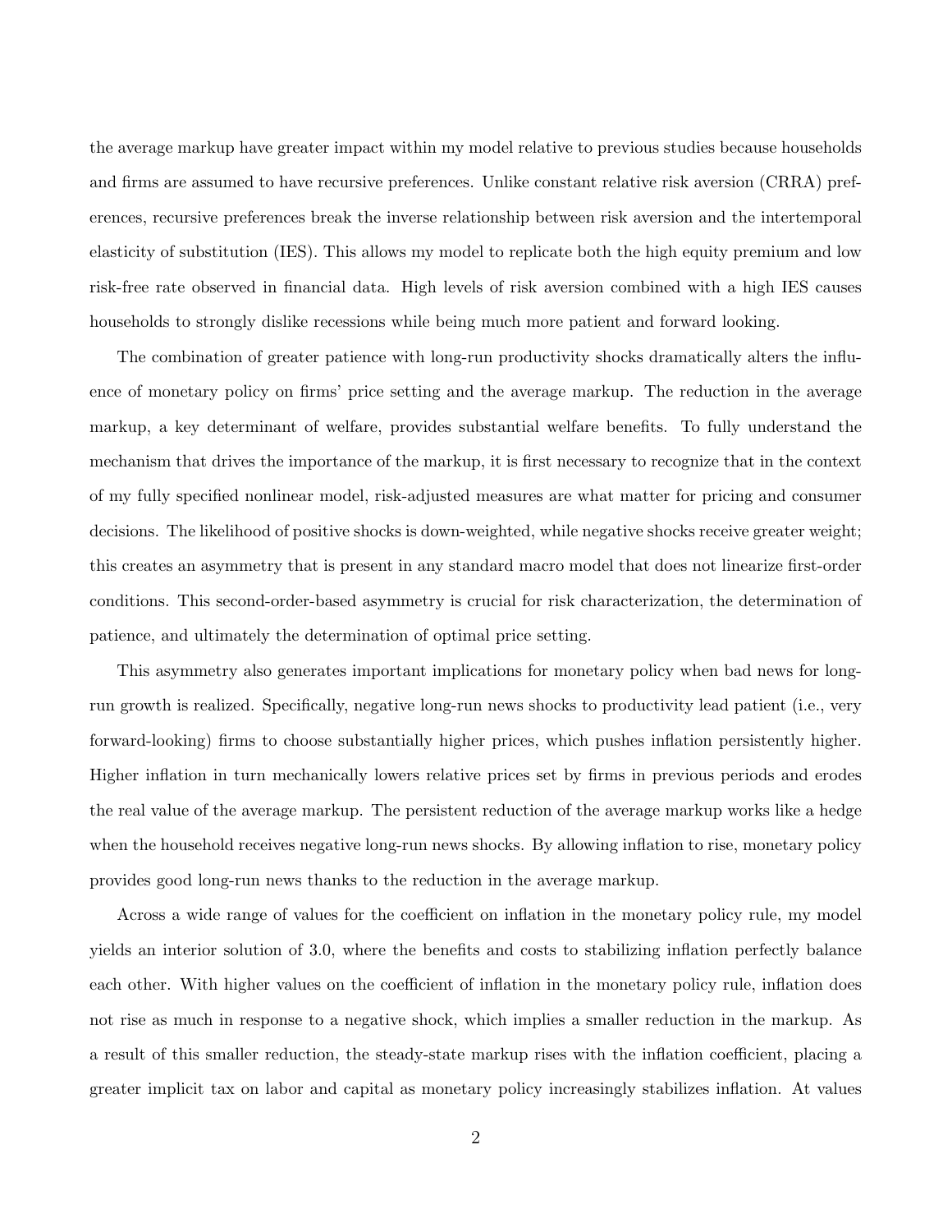the average markup have greater impact within my model relative to previous studies because households and firms are assumed to have recursive preferences. Unlike constant relative risk aversion (CRRA) preferences, recursive preferences break the inverse relationship between risk aversion and the intertemporal elasticity of substitution (IES). This allows my model to replicate both the high equity premium and low risk-free rate observed in financial data. High levels of risk aversion combined with a high IES causes households to strongly dislike recessions while being much more patient and forward looking.

The combination of greater patience with long-run productivity shocks dramatically alters the influence of monetary policy on firms' price setting and the average markup. The reduction in the average markup, a key determinant of welfare, provides substantial welfare benefits. To fully understand the mechanism that drives the importance of the markup, it is first necessary to recognize that in the context of my fully specified nonlinear model, risk-adjusted measures are what matter for pricing and consumer decisions. The likelihood of positive shocks is down-weighted, while negative shocks receive greater weight; this creates an asymmetry that is present in any standard macro model that does not linearize first-order conditions. This second-order-based asymmetry is crucial for risk characterization, the determination of patience, and ultimately the determination of optimal price setting.

This asymmetry also generates important implications for monetary policy when bad news for long-run growth is realized. Specifically, negative long-run news shocks to productivity lead patient (i.e., very forward-looking) firms to choose substantially higher prices, which pushes inflation persistently higher. Higher inflation in turn mechanically lowers relative prices set by firms in previous periods and erodes the real value of the average markup. The persistent reduction of the average markup works like a hedge when the household receives negative long-run news shocks. By allowing inflation to rise, monetary policy provides good long-run news thanks to the reduction in the average markup.

Across a wide range of values for the coefficient on inflation in the monetary policy rule, my model yields an interior solution of 3.0, where the benefits and costs to stabilizing inflation perfectly balance each other. With higher values on the coefficient of inflation in the monetary policy rule, inflation does not rise as much in response to a negative shock, which implies a smaller reduction in the markup. As a result of this smaller reduction, the steady-state markup rises with the inflation coefficient, placing a greater implicit tax on labor and capital as monetary policy increasingly stabilizes inflation. At values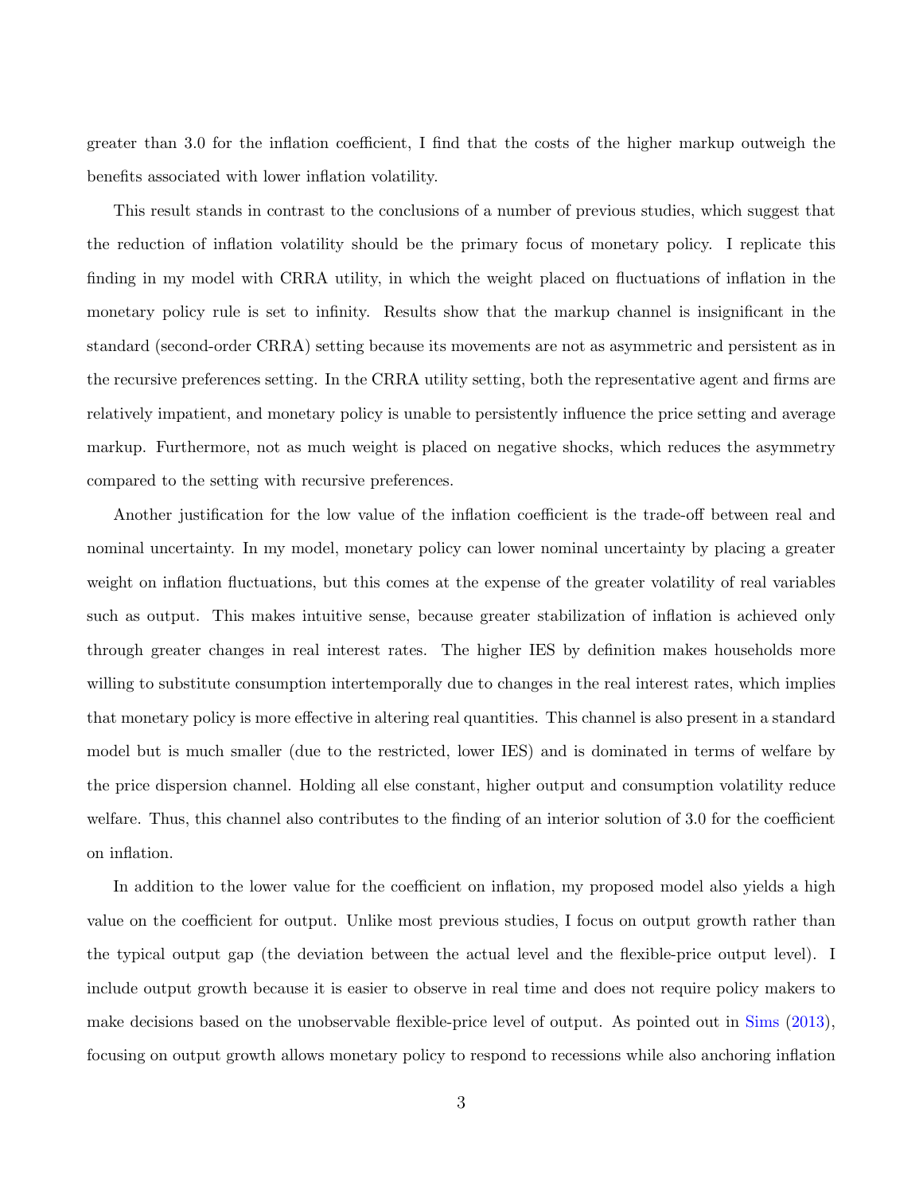greater than 3.0 for the inflation coefficient, I find that the costs of the higher markup outweigh the benefits associated with lower inflation volatility.

This result stands in contrast to the conclusions of a number of previous studies, which suggest that the reduction of inflation volatility should be the primary focus of monetary policy. I replicate this finding in my model with CRRA utility, in which the weight placed on fluctuations of inflation in the monetary policy rule is set to infinity. Results show that the markup channel is insignificant in the standard (second-order CRRA) setting because its movements are not as asymmetric and persistent as in the recursive preferences setting. In the CRRA utility setting, both the representative agent and firms are relatively impatient, and monetary policy is unable to persistently influence the price setting and average markup. Furthermore, not as much weight is placed on negative shocks, which reduces the asymmetry compared to the setting with recursive preferences.

Another justification for the low value of the inflation coefficient is the trade-off between real and nominal uncertainty. In my model, monetary policy can lower nominal uncertainty by placing a greater weight on inflation fluctuations, but this comes at the expense of the greater volatility of real variables such as output. This makes intuitive sense, because greater stabilization of inflation is achieved only through greater changes in real interest rates. The higher IES by definition makes households more willing to substitute consumption intertemporally due to changes in the real interest rates, which implies that monetary policy is more effective in altering real quantities. This channel is also present in a standard model but is much smaller (due to the restricted, lower IES) and is dominated in terms of welfare by the price dispersion channel. Holding all else constant, higher output and consumption volatility reduce welfare. Thus, this channel also contributes to the finding of an interior solution of 3.0 for the coefficient on inflation.

In addition to the lower value for the coefficient on inflation, my proposed model also yields a high value on the coefficient for output. Unlike most previous studies, I focus on output growth rather than the typical output gap (the deviation between the actual level and the flexible-price output level). I include output growth because it is easier to observe in real time and does not require policy makers to make decisions based on the unobservable flexible-price level of output. As pointed out in Sims (2013), focusing on output growth allows monetary policy to respond to recessions while also anchoring inflation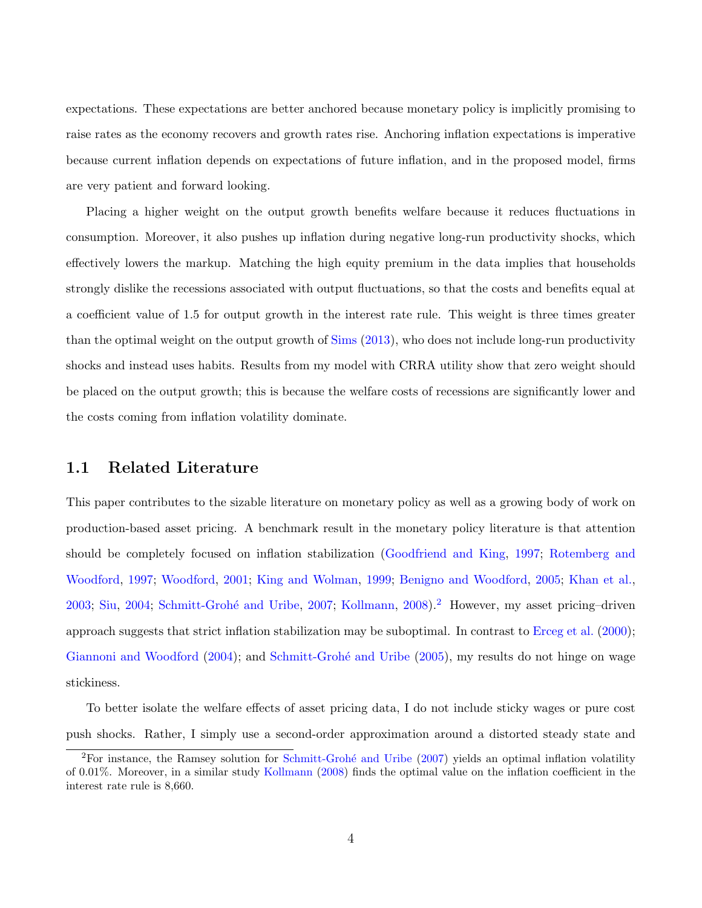expectations. These expectations are better anchored because monetary policy is implicitly promising to raise rates as the economy recovers and growth rates rise. Anchoring inflation expectations is imperative because current inflation depends on expectations of future inflation, and in the proposed model, firms are very patient and forward looking.

Placing a higher weight on the output growth benefits welfare because it reduces fluctuations in consumption. Moreover, it also pushes up inflation during negative long-run productivity shocks, which effectively lowers the markup. Matching the high equity premium in the data implies that households strongly dislike the recessions associated with output fluctuations, so that the costs and benefits equal at a coefficient value of 1.5 for output growth in the interest rate rule. This weight is three times greater than the optimal weight on the output growth of Sims (2013), who does not include long-run productivity shocks and instead uses habits. Results from my model with CRRA utility show that zero weight should be placed on the output growth; this is because the welfare costs of recessions are significantly lower and the costs coming from inflation volatility dominate.

## 1.1 Related Literature

This paper contributes to the sizable literature on monetary policy as well as a growing body of work on production-based asset pricing. A benchmark result in the monetary policy literature is that attention should be completely focused on inflation stabilization (Goodfriend and King, 1997; Rotemberg and Woodford, 1997; Woodford, 2001; King and Wolman, 1999; Benigno and Woodford, 2005; Khan et al., 2003; Siu, 2004; Schmitt-Grohé and Uribe, 2007; Kollmann, 2008).[2] However, my asset pricing–driven approach suggests that strict inflation stabilization may be suboptimal. In contrast to Erceg et al. (2000); Giannoni and Woodford (2004); and Schmitt-Grohé and Uribe (2005), my results do not hinge on wage stickiness.

To better isolate the welfare effects of asset pricing data, I do not include sticky wages or pure cost push shocks. Rather, I simply use a second-order approximation around a distorted steady state and

[2]For instance, the Ramsey solution for Schmitt-Grohé and Uribe (2007) yields an optimal inflation volatility of 0.01%. Moreover, in a similar study Kollmann (2008) finds the optimal value on the inflation coefficient in the interest rate rule is 8,660.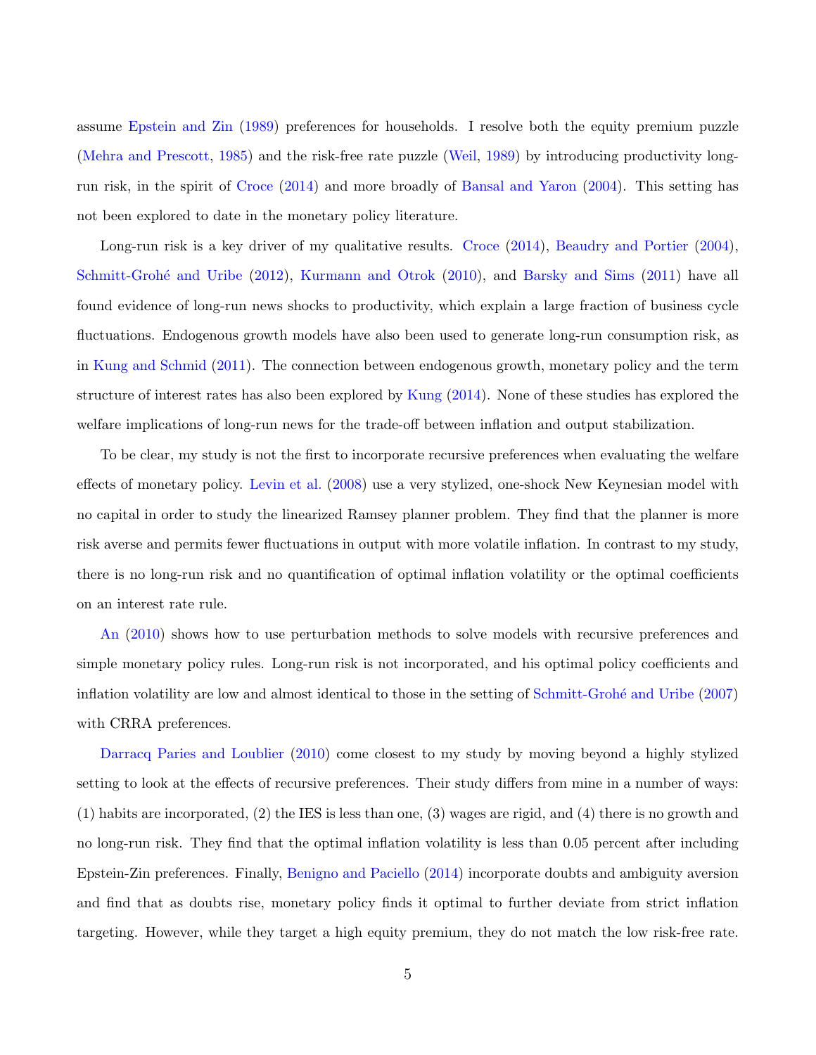assume Epstein and Zin (1989) preferences for households. I resolve both the equity premium puzzle (Mehra and Prescott, 1985) and the risk-free rate puzzle (Weil, 1989) by introducing productivity long-run risk, in the spirit of Croce (2014) and more broadly of Bansal and Yaron (2004). This setting has not been explored to date in the monetary policy literature.

Long-run risk is a key driver of my qualitative results. Croce (2014), Beaudry and Portier (2004), Schmitt-Grohé and Uribe (2012), Kurmann and Otrok (2010), and Barsky and Sims (2011) have all found evidence of long-run news shocks to productivity, which explain a large fraction of business cycle fluctuations. Endogenous growth models have also been used to generate long-run consumption risk, as in Kung and Schmid (2011). The connection between endogenous growth, monetary policy and the term structure of interest rates has also been explored by Kung (2014). None of these studies has explored the welfare implications of long-run news for the trade-off between inflation and output stabilization.

To be clear, my study is not the first to incorporate recursive preferences when evaluating the welfare effects of monetary policy. Levin et al. (2008) use a very stylized, one-shock New Keynesian model with no capital in order to study the linearized Ramsey planner problem. They find that the planner is more risk averse and permits fewer fluctuations in output with more volatile inflation. In contrast to my study, there is no long-run risk and no quantification of optimal inflation volatility or the optimal coefficients on an interest rate rule.

An (2010) shows how to use perturbation methods to solve models with recursive preferences and simple monetary policy rules. Long-run risk is not incorporated, and his optimal policy coefficients and inflation volatility are low and almost identical to those in the setting of Schmitt-Grohé and Uribe (2007) with CRRA preferences.

Darracq Paries and Loublier (2010) come closest to my study by moving beyond a highly stylized setting to look at the effects of recursive preferences. Their study differs from mine in a number of ways: (1) habits are incorporated, (2) the IES is less than one, (3) wages are rigid, and (4) there is no growth and no long-run risk. They find that the optimal inflation volatility is less than 0.05 percent after including Epstein-Zin preferences. Finally, Benigno and Paciello (2014) incorporate doubts and ambiguity aversion and find that as doubts rise, monetary policy finds it optimal to further deviate from strict inflation targeting. However, while they target a high equity premium, they do not match the low risk-free rate.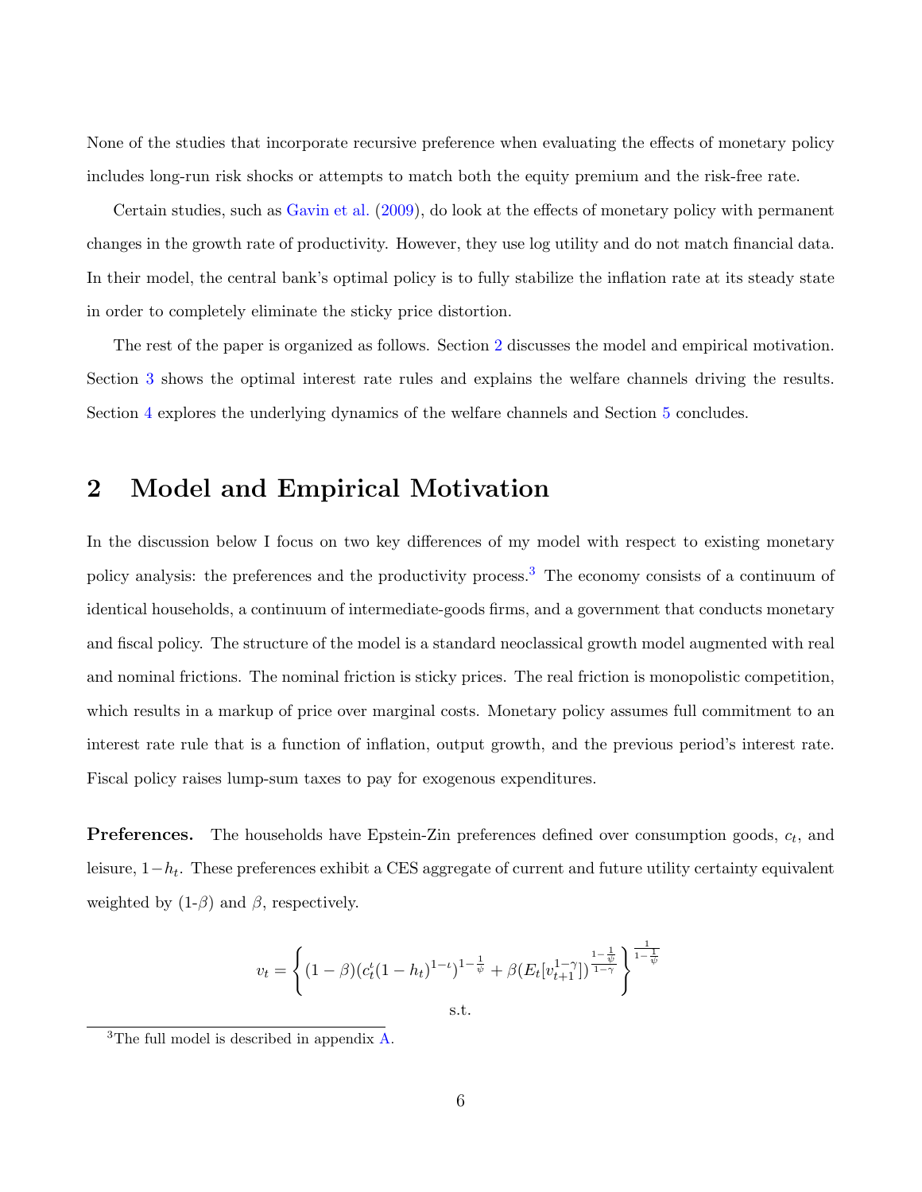None of the studies that incorporate recursive preference when evaluating the effects of monetary policy includes long-run risk shocks or attempts to match both the equity premium and the risk-free rate.

Certain studies, such as Gavin et al. (2009), do look at the effects of monetary policy with permanent changes in the growth rate of productivity. However, they use log utility and do not match financial data. In their model, the central bank's optimal policy is to fully stabilize the inflation rate at its steady state in order to completely eliminate the sticky price distortion.

The rest of the paper is organized as follows. Section 2 discusses the model and empirical motivation. Section 3 shows the optimal interest rate rules and explains the welfare channels driving the results. Section 4 explores the underlying dynamics of the welfare channels and Section 5 concludes.

# 2 Model and Empirical Motivation

In the discussion below I focus on two key differences of my model with respect to existing monetary policy analysis: the preferences and the productivity process.[3] The economy consists of a continuum of identical households, a continuum of intermediate-goods firms, and a government that conducts monetary and fiscal policy. The structure of the model is a standard neoclassical growth model augmented with real and nominal frictions. The nominal friction is sticky prices. The real friction is monopolistic competition, which results in a markup of price over marginal costs. Monetary policy assumes full commitment to an interest rate rule that is a function of inflation, output growth, and the previous period's interest rate. Fiscal policy raises lump-sum taxes to pay for exogenous expenditures.

**Preferences.** The households have Epstein-Zin preferences defined over consumption goods, $c_t$, and leisure, $1-h_t$. These preferences exhibit a CES aggregate of current and future utility certainty equivalent weighted by (1-$\beta$) and $\beta$, respectively.

$$v_t = \left\{ (1-\beta)(c_t^{\iota}(1-h_t)^{1-\iota})^{1-\frac{1}{\psi}} + \beta (E_t[v_{t+1}^{1-\gamma}])^{\frac{1-\frac{1}{\psi}}{1-\gamma}} \right\}^{\frac{1}{1-\frac{1}{\psi}}}$$

s.t.

[3] The full model is described in appendix A.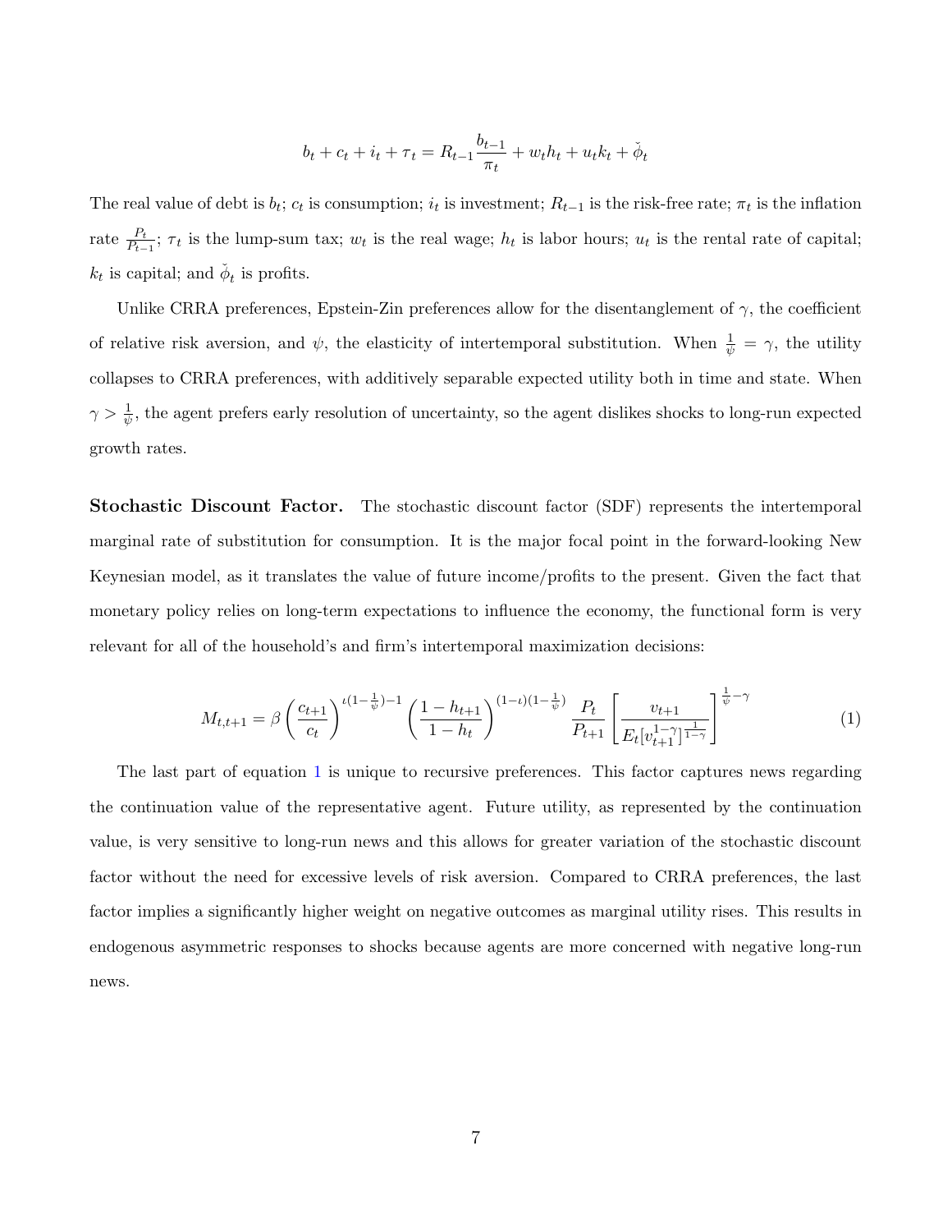$$b_t + c_t + i_t + \tau_t = R_{t-1}\frac{b_{t-1}}{\pi_t} + w_t h_t + u_t k_t + \check{\phi}_t$$

The real value of debt is $b_t$; $c_t$ is consumption; $i_t$ is investment; $R_{t-1}$ is the risk-free rate; $\pi_t$ is the inflation rate $\frac{P_t}{P_{t-1}}$; $\tau_t$ is the lump-sum tax; $w_t$ is the real wage; $h_t$ is labor hours; $u_t$ is the rental rate of capital; $k_t$ is capital; and $\check{\phi}_t$ is profits.

Unlike CRRA preferences, Epstein-Zin preferences allow for the disentanglement of $\gamma$, the coefficient of relative risk aversion, and $\psi$, the elasticity of intertemporal substitution. When $\frac{1}{\psi} = \gamma$, the utility collapses to CRRA preferences, with additively separable expected utility both in time and state. When $\gamma > \frac{1}{\psi}$, the agent prefers early resolution of uncertainty, so the agent dislikes shocks to long-run expected growth rates.

**Stochastic Discount Factor.** The stochastic discount factor (SDF) represents the intertemporal marginal rate of substitution for consumption. It is the major focal point in the forward-looking New Keynesian model, as it translates the value of future income/profits to the present. Given the fact that monetary policy relies on long-term expectations to influence the economy, the functional form is very relevant for all of the household's and firm's intertemporal maximization decisions:

$$M_{t,t+1} = \beta\left(\frac{c_{t+1}}{c_t}\right)^{\iota(1-\frac{1}{\psi})-1}\left(\frac{1-h_{t+1}}{1-h_t}\right)^{(1-\iota)(1-\frac{1}{\psi})}\frac{P_t}{P_{t+1}}\left[\frac{v_{t+1}}{E_t[v_{t+1}^{1-\gamma}]^{\frac{1}{1-\gamma}}}\right]^{\frac{1}{\psi}-\gamma} \tag{1}$$

The last part of equation 1 is unique to recursive preferences. This factor captures news regarding the continuation value of the representative agent. Future utility, as represented by the continuation value, is very sensitive to long-run news and this allows for greater variation of the stochastic discount factor without the need for excessive levels of risk aversion. Compared to CRRA preferences, the last factor implies a significantly higher weight on negative outcomes as marginal utility rises. This results in endogenous asymmetric responses to shocks because agents are more concerned with negative long-run news.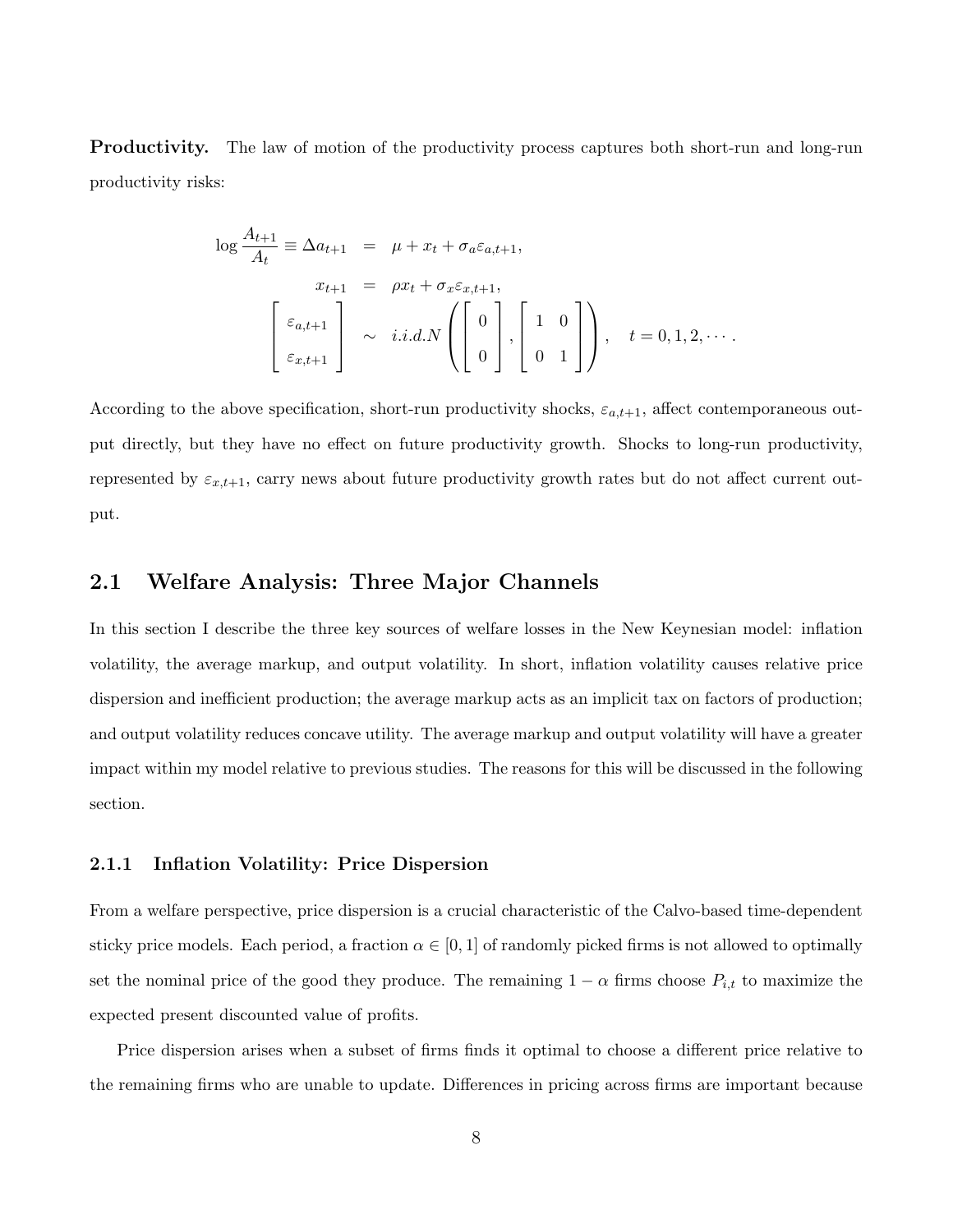**Productivity.** The law of motion of the productivity process captures both short-run and long-run productivity risks:

$$
\begin{aligned}
\log \frac{A_{t+1}}{A_t} \equiv \Delta a_{t+1} &= \mu + x_t + \sigma_a \varepsilon_{a,t+1}, \\
x_{t+1} &= \rho x_t + \sigma_x \varepsilon_{x,t+1}, \\
\begin{bmatrix} \varepsilon_{a,t+1} \\ \varepsilon_{x,t+1} \end{bmatrix} &\sim i.i.d.N\left( \begin{bmatrix} 0 \\ 0 \end{bmatrix}, \begin{bmatrix} 1 & 0 \\ 0 & 1 \end{bmatrix} \right), \quad t = 0, 1, 2, \cdots.
\end{aligned}
$$

According to the above specification, short-run productivity shocks, $\varepsilon_{a,t+1}$, affect contemporaneous output directly, but they have no effect on future productivity growth. Shocks to long-run productivity, represented by $\varepsilon_{x,t+1}$, carry news about future productivity growth rates but do not affect current output.

## 2.1 Welfare Analysis: Three Major Channels

In this section I describe the three key sources of welfare losses in the New Keynesian model: inflation volatility, the average markup, and output volatility. In short, inflation volatility causes relative price dispersion and inefficient production; the average markup acts as an implicit tax on factors of production; and output volatility reduces concave utility. The average markup and output volatility will have a greater impact within my model relative to previous studies. The reasons for this will be discussed in the following section.

### 2.1.1 Inflation Volatility: Price Dispersion

From a welfare perspective, price dispersion is a crucial characteristic of the Calvo-based time-dependent sticky price models. Each period, a fraction $\alpha \in [0, 1]$ of randomly picked firms is not allowed to optimally set the nominal price of the good they produce. The remaining $1 - \alpha$ firms choose $P_{i,t}$ to maximize the expected present discounted value of profits.

Price dispersion arises when a subset of firms finds it optimal to choose a different price relative to the remaining firms who are unable to update. Differences in pricing across firms are important because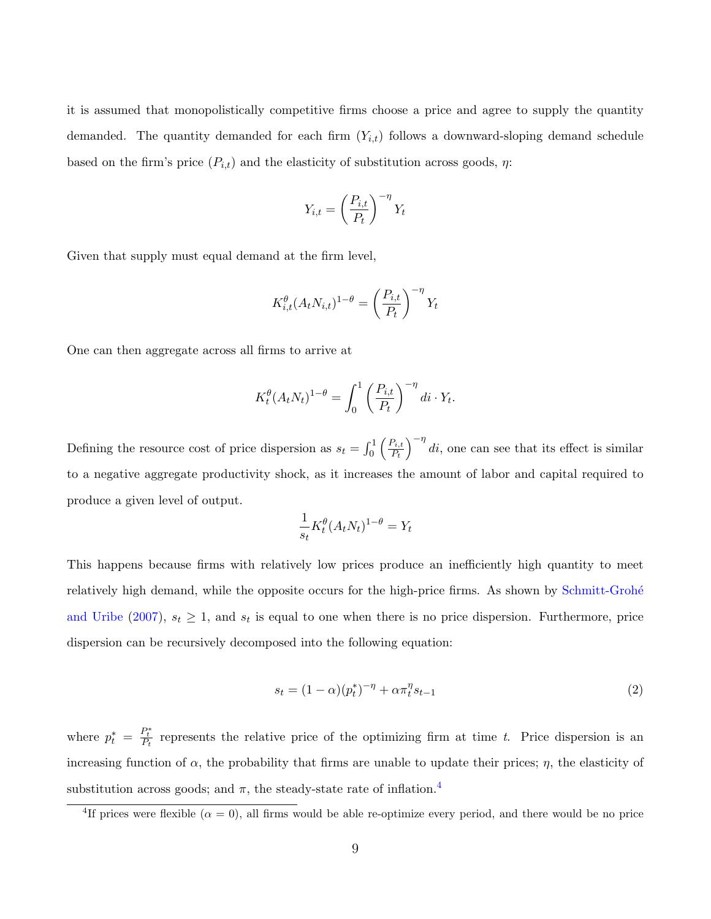it is assumed that monopolistically competitive firms choose a price and agree to supply the quantity demanded. The quantity demanded for each firm ($Y_{i,t}$) follows a downward-sloping demand schedule based on the firm's price ($P_{i,t}$) and the elasticity of substitution across goods, $\eta$:

$$Y_{i,t} = \left(\frac{P_{i,t}}{P_t}\right)^{-\eta} Y_t$$

Given that supply must equal demand at the firm level,

$$K_{i,t}^{\theta}(A_t N_{i,t})^{1-\theta} = \left(\frac{P_{i,t}}{P_t}\right)^{-\eta} Y_t$$

One can then aggregate across all firms to arrive at

$$K_t^{\theta}(A_t N_t)^{1-\theta} = \int_0^1 \left(\frac{P_{i,t}}{P_t}\right)^{-\eta} di \cdot Y_t.$$

Defining the resource cost of price dispersion as $s_t = \int_0^1 \left(\frac{P_{i,t}}{P_t}\right)^{-\eta} di$, one can see that its effect is similar to a negative aggregate productivity shock, as it increases the amount of labor and capital required to produce a given level of output.

$$\frac{1}{s_t} K_t^{\theta}(A_t N_t)^{1-\theta} = Y_t$$

This happens because firms with relatively low prices produce an inefficiently high quantity to meet relatively high demand, while the opposite occurs for the high-price firms. As shown by Schmitt-Grohé and Uribe (2007), $s_t \geq 1$, and $s_t$ is equal to one when there is no price dispersion. Furthermore, price dispersion can be recursively decomposed into the following equation:

$$s_t = (1-\alpha)(p_t^*)^{-\eta} + \alpha \pi_t^{\eta} s_{t-1} \tag{2}$$

where $p_t^* = \frac{P_t^*}{P_t}$ represents the relative price of the optimizing firm at time $t$. Price dispersion is an increasing function of $\alpha$, the probability that firms are unable to update their prices; $\eta$, the elasticity of substitution across goods; and $\pi$, the steady-state rate of inflation.[4]

[4]If prices were flexible ($\alpha = 0$), all firms would be able re-optimize every period, and there would be no price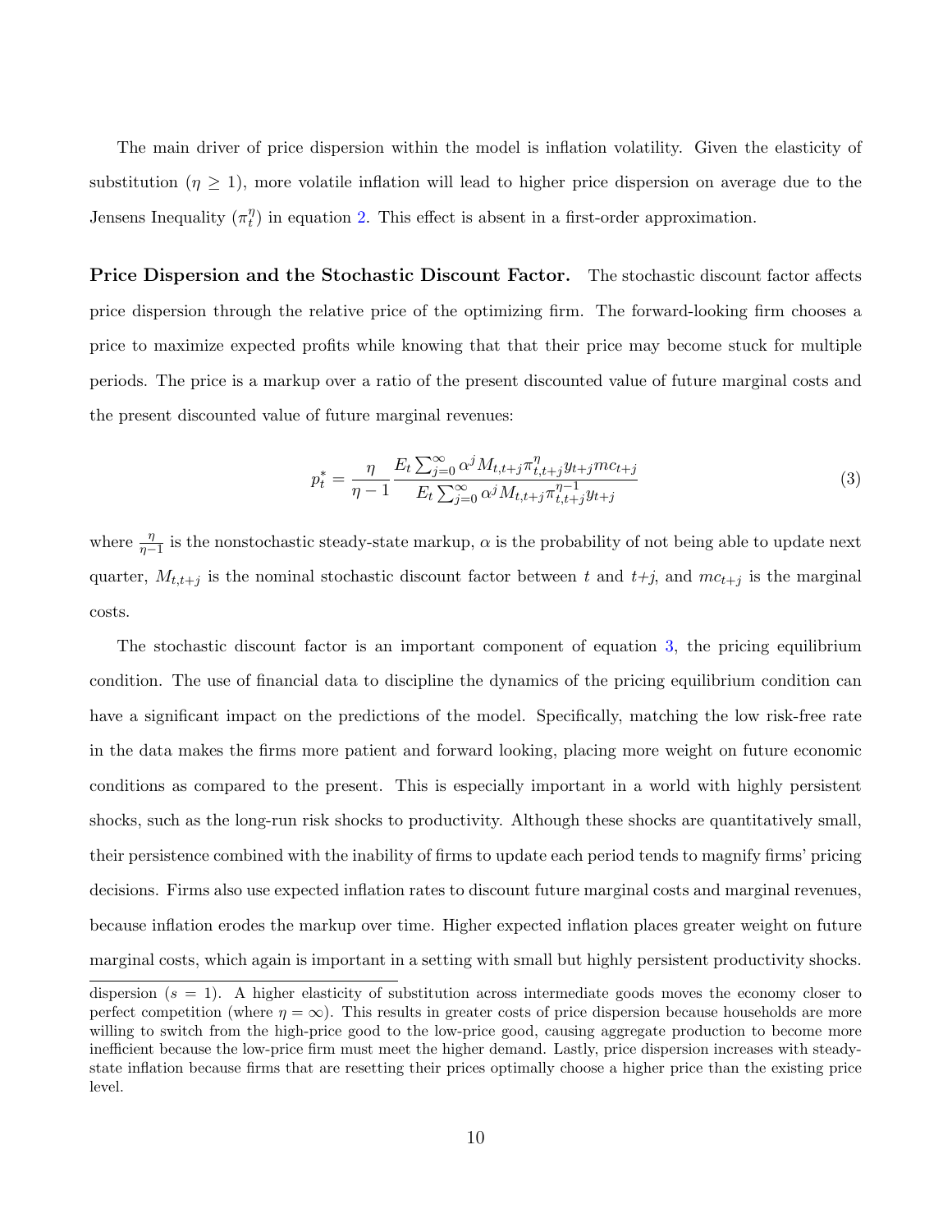The main driver of price dispersion within the model is inflation volatility. Given the elasticity of substitution ($\eta \geq 1$), more volatile inflation will lead to higher price dispersion on average due to the Jensens Inequality ($\pi_t^{\eta}$) in equation 2. This effect is absent in a first-order approximation.

**Price Dispersion and the Stochastic Discount Factor.** The stochastic discount factor affects price dispersion through the relative price of the optimizing firm. The forward-looking firm chooses a price to maximize expected profits while knowing that that their price may become stuck for multiple periods. The price is a markup over a ratio of the present discounted value of future marginal costs and the present discounted value of future marginal revenues:

$$p_t^* = \frac{\eta}{\eta - 1} \frac{E_t \sum_{j=0}^{\infty} \alpha^j M_{t,t+j} \pi_{t,t+j}^{\eta} y_{t+j} mc_{t+j}}{E_t \sum_{j=0}^{\infty} \alpha^j M_{t,t+j} \pi_{t,t+j}^{\eta-1} y_{t+j}} \tag{3}$$

where $\frac{\eta}{\eta-1}$ is the nonstochastic steady-state markup, $\alpha$ is the probability of not being able to update next quarter, $M_{t,t+j}$ is the nominal stochastic discount factor between $t$ and $t$+$j$, and $mc_{t+j}$ is the marginal costs.

The stochastic discount factor is an important component of equation 3, the pricing equilibrium condition. The use of financial data to discipline the dynamics of the pricing equilibrium condition can have a significant impact on the predictions of the model. Specifically, matching the low risk-free rate in the data makes the firms more patient and forward looking, placing more weight on future economic conditions as compared to the present. This is especially important in a world with highly persistent shocks, such as the long-run risk shocks to productivity. Although these shocks are quantitatively small, their persistence combined with the inability of firms to update each period tends to magnify firms' pricing decisions. Firms also use expected inflation rates to discount future marginal costs and marginal revenues, because inflation erodes the markup over time. Higher expected inflation places greater weight on future marginal costs, which again is important in a setting with small but highly persistent productivity shocks.

dispersion ($s = 1$). A higher elasticity of substitution across intermediate goods moves the economy closer to perfect competition (where $\eta = \infty$). This results in greater costs of price dispersion because households are more willing to switch from the high-price good to the low-price good, causing aggregate production to become more inefficient because the low-price firm must meet the higher demand. Lastly, price dispersion increases with steady-state inflation because firms that are resetting their prices optimally choose a higher price than the existing price level.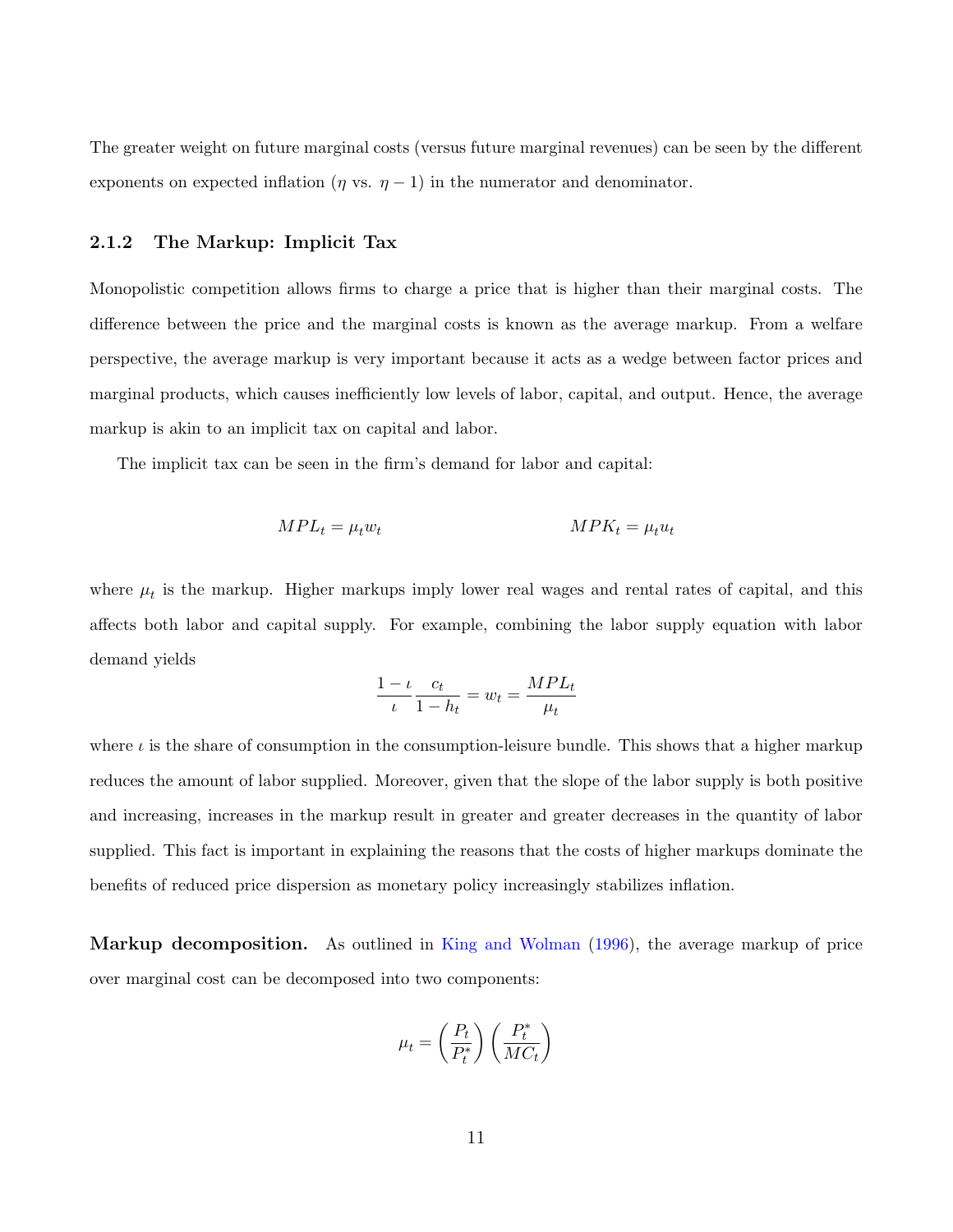The greater weight on future marginal costs (versus future marginal revenues) can be seen by the different exponents on expected inflation ($\eta$ vs. $\eta - 1$) in the numerator and denominator.

### 2.1.2 The Markup: Implicit Tax

Monopolistic competition allows firms to charge a price that is higher than their marginal costs. The difference between the price and the marginal costs is known as the average markup. From a welfare perspective, the average markup is very important because it acts as a wedge between factor prices and marginal products, which causes inefficiently low levels of labor, capital, and output. Hence, the average markup is akin to an implicit tax on capital and labor.

The implicit tax can be seen in the firm's demand for labor and capital:

$$MPL_t = \mu_t w_t \qquad\qquad MPK_t = \mu_t u_t$$

where $\mu_t$ is the markup. Higher markups imply lower real wages and rental rates of capital, and this affects both labor and capital supply. For example, combining the labor supply equation with labor demand yields

$$\frac{1-\iota}{\iota}\frac{c_t}{1-h_t} = w_t = \frac{MPL_t}{\mu_t}$$

where $\iota$ is the share of consumption in the consumption-leisure bundle. This shows that a higher markup reduces the amount of labor supplied. Moreover, given that the slope of the labor supply is both positive and increasing, increases in the markup result in greater and greater decreases in the quantity of labor supplied. This fact is important in explaining the reasons that the costs of higher markups dominate the benefits of reduced price dispersion as monetary policy increasingly stabilizes inflation.

**Markup decomposition.** As outlined in King and Wolman (1996), the average markup of price over marginal cost can be decomposed into two components:

$$\mu_t = \left(\frac{P_t}{P_t^*}\right)\left(\frac{P_t^*}{MC_t}\right)$$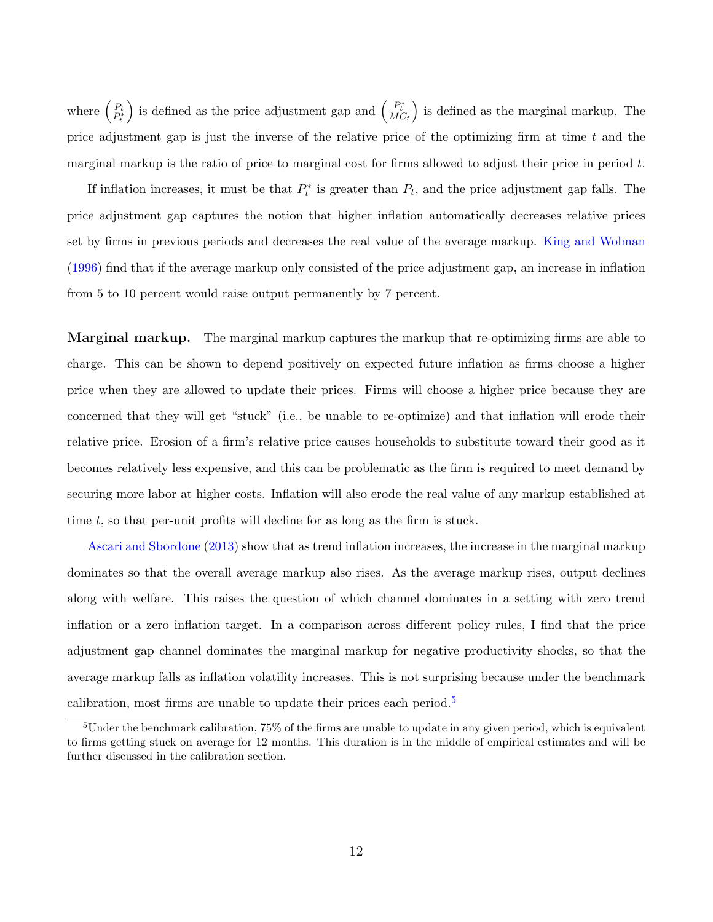where $\left(\frac{P_t}{P_t^*}\right)$ is defined as the price adjustment gap and $\left(\frac{P_t^*}{MC_t}\right)$ is defined as the marginal markup. The price adjustment gap is just the inverse of the relative price of the optimizing firm at time $t$ and the marginal markup is the ratio of price to marginal cost for firms allowed to adjust their price in period $t$.

If inflation increases, it must be that $P_t^*$ is greater than $P_t$, and the price adjustment gap falls. The price adjustment gap captures the notion that higher inflation automatically decreases relative prices set by firms in previous periods and decreases the real value of the average markup. King and Wolman (1996) find that if the average markup only consisted of the price adjustment gap, an increase in inflation from 5 to 10 percent would raise output permanently by 7 percent.

**Marginal markup.** The marginal markup captures the markup that re-optimizing firms are able to charge. This can be shown to depend positively on expected future inflation as firms choose a higher price when they are allowed to update their prices. Firms will choose a higher price because they are concerned that they will get "stuck" (i.e., be unable to re-optimize) and that inflation will erode their relative price. Erosion of a firm's relative price causes households to substitute toward their good as it becomes relatively less expensive, and this can be problematic as the firm is required to meet demand by securing more labor at higher costs. Inflation will also erode the real value of any markup established at time $t$, so that per-unit profits will decline for as long as the firm is stuck.

Ascari and Sbordone (2013) show that as trend inflation increases, the increase in the marginal markup dominates so that the overall average markup also rises. As the average markup rises, output declines along with welfare. This raises the question of which channel dominates in a setting with zero trend inflation or a zero inflation target. In a comparison across different policy rules, I find that the price adjustment gap channel dominates the marginal markup for negative productivity shocks, so that the average markup falls as inflation volatility increases. This is not surprising because under the benchmark calibration, most firms are unable to update their prices each period.[5]

[5] Under the benchmark calibration, 75% of the firms are unable to update in any given period, which is equivalent to firms getting stuck on average for 12 months. This duration is in the middle of empirical estimates and will be further discussed in the calibration section.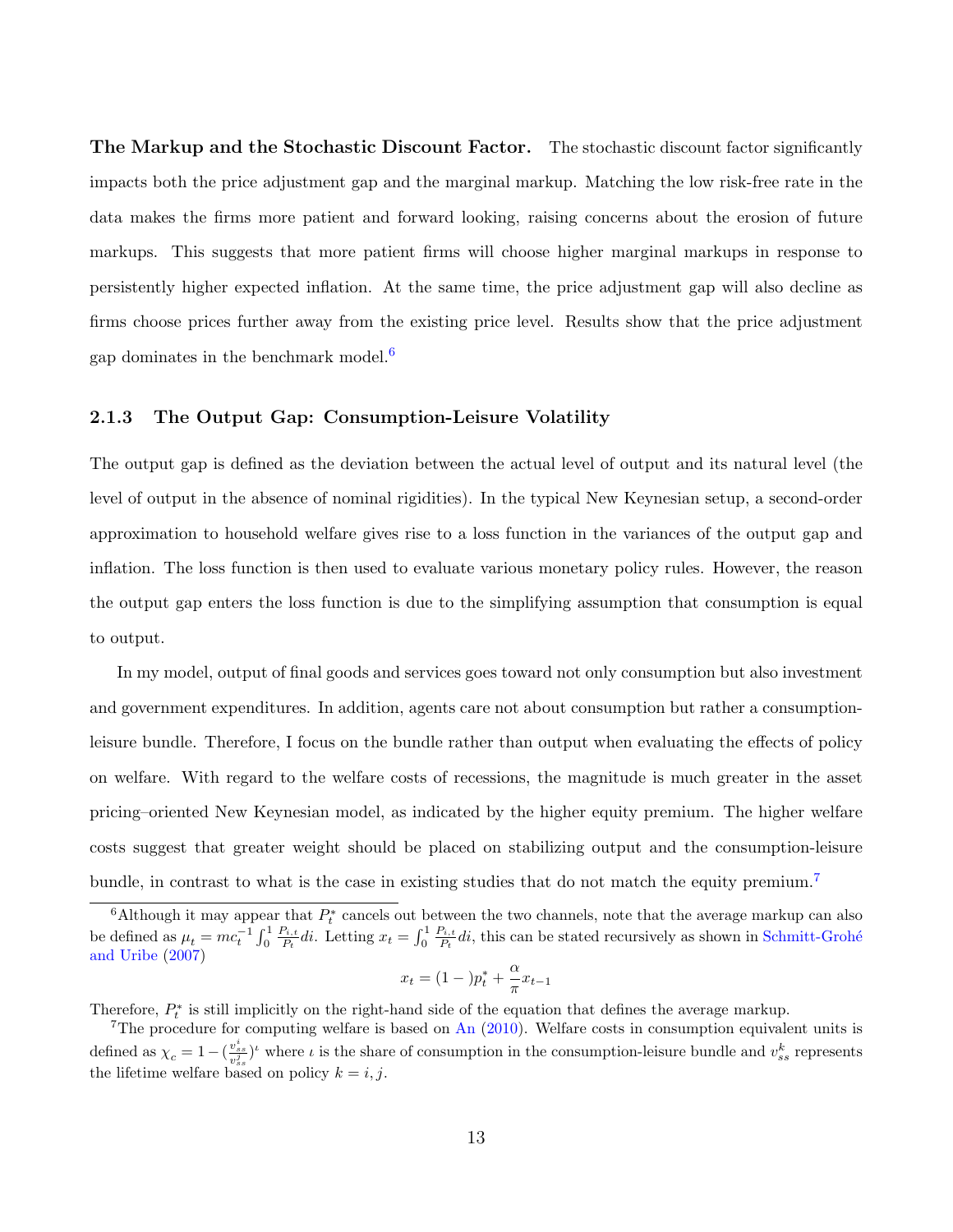**The Markup and the Stochastic Discount Factor.** The stochastic discount factor significantly impacts both the price adjustment gap and the marginal markup. Matching the low risk-free rate in the data makes the firms more patient and forward looking, raising concerns about the erosion of future markups. This suggests that more patient firms will choose higher marginal markups in response to persistently higher expected inflation. At the same time, the price adjustment gap will also decline as firms choose prices further away from the existing price level. Results show that the price adjustment gap dominates in the benchmark model.[6]

### 2.1.3 The Output Gap: Consumption-Leisure Volatility

The output gap is defined as the deviation between the actual level of output and its natural level (the level of output in the absence of nominal rigidities). In the typical New Keynesian setup, a second-order approximation to household welfare gives rise to a loss function in the variances of the output gap and inflation. The loss function is then used to evaluate various monetary policy rules. However, the reason the output gap enters the loss function is due to the simplifying assumption that consumption is equal to output.

In my model, output of final goods and services goes toward not only consumption but also investment and government expenditures. In addition, agents care not about consumption but rather a consumption-leisure bundle. Therefore, I focus on the bundle rather than output when evaluating the effects of policy on welfare. With regard to the welfare costs of recessions, the magnitude is much greater in the asset pricing–oriented New Keynesian model, as indicated by the higher equity premium. The higher welfare costs suggest that greater weight should be placed on stabilizing output and the consumption-leisure bundle, in contrast to what is the case in existing studies that do not match the equity premium.[7]

---

[6] Although it may appear that $P_t^*$ cancels out between the two channels, note that the average markup can also be defined as $\mu_t = mc_t^{-1} \int_0^1 \frac{P_{i,t}}{P_t} di$. Letting $x_t = \int_0^1 \frac{P_{i,t}}{P_t} di$, this can be stated recursively as shown in Schmitt-Grohé and Uribe (2007)

$$x_t = (1 - )p_t^* + \frac{\alpha}{\pi} x_{t-1}$$

Therefore, $P_t^*$ is still implicitly on the right-hand side of the equation that defines the average markup.

[7] The procedure for computing welfare is based on An (2010). Welfare costs in consumption equivalent units is defined as $\chi_c = 1 - (\frac{v_{ss}^i}{v_{ss}^j})^\iota$ where $\iota$ is the share of consumption in the consumption-leisure bundle and $v_{ss}^k$ represents the lifetime welfare based on policy $k = i, j$.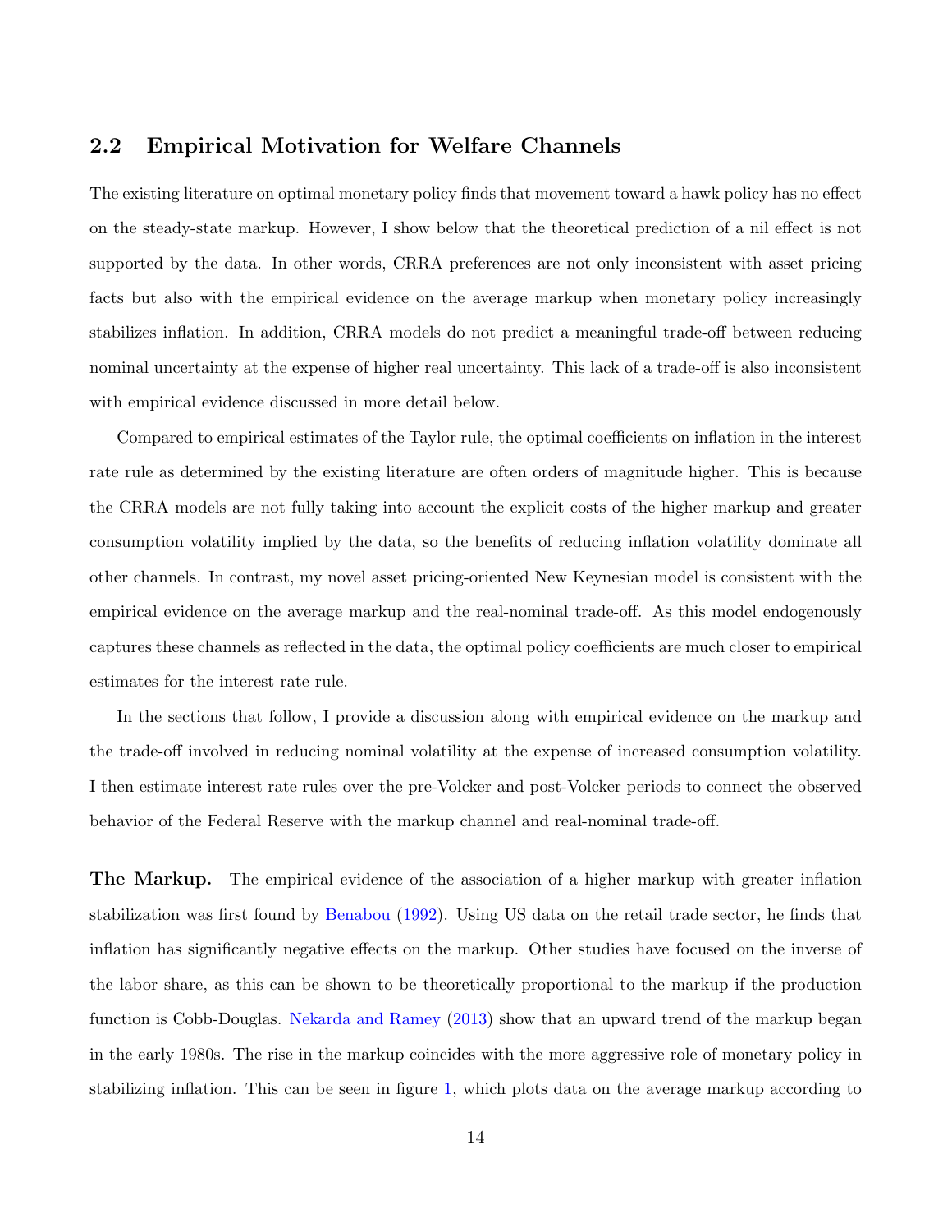## 2.2 Empirical Motivation for Welfare Channels

The existing literature on optimal monetary policy finds that movement toward a hawk policy has no effect on the steady-state markup. However, I show below that the theoretical prediction of a nil effect is not supported by the data. In other words, CRRA preferences are not only inconsistent with asset pricing facts but also with the empirical evidence on the average markup when monetary policy increasingly stabilizes inflation. In addition, CRRA models do not predict a meaningful trade-off between reducing nominal uncertainty at the expense of higher real uncertainty. This lack of a trade-off is also inconsistent with empirical evidence discussed in more detail below.

Compared to empirical estimates of the Taylor rule, the optimal coefficients on inflation in the interest rate rule as determined by the existing literature are often orders of magnitude higher. This is because the CRRA models are not fully taking into account the explicit costs of the higher markup and greater consumption volatility implied by the data, so the benefits of reducing inflation volatility dominate all other channels. In contrast, my novel asset pricing-oriented New Keynesian model is consistent with the empirical evidence on the average markup and the real-nominal trade-off. As this model endogenously captures these channels as reflected in the data, the optimal policy coefficients are much closer to empirical estimates for the interest rate rule.

In the sections that follow, I provide a discussion along with empirical evidence on the markup and the trade-off involved in reducing nominal volatility at the expense of increased consumption volatility. I then estimate interest rate rules over the pre-Volcker and post-Volcker periods to connect the observed behavior of the Federal Reserve with the markup channel and real-nominal trade-off.

**The Markup.** The empirical evidence of the association of a higher markup with greater inflation stabilization was first found by Benabou (1992). Using US data on the retail trade sector, he finds that inflation has significantly negative effects on the markup. Other studies have focused on the inverse of the labor share, as this can be shown to be theoretically proportional to the markup if the production function is Cobb-Douglas. Nekarda and Ramey (2013) show that an upward trend of the markup began in the early 1980s. The rise in the markup coincides with the more aggressive role of monetary policy in stabilizing inflation. This can be seen in figure 1, which plots data on the average markup according to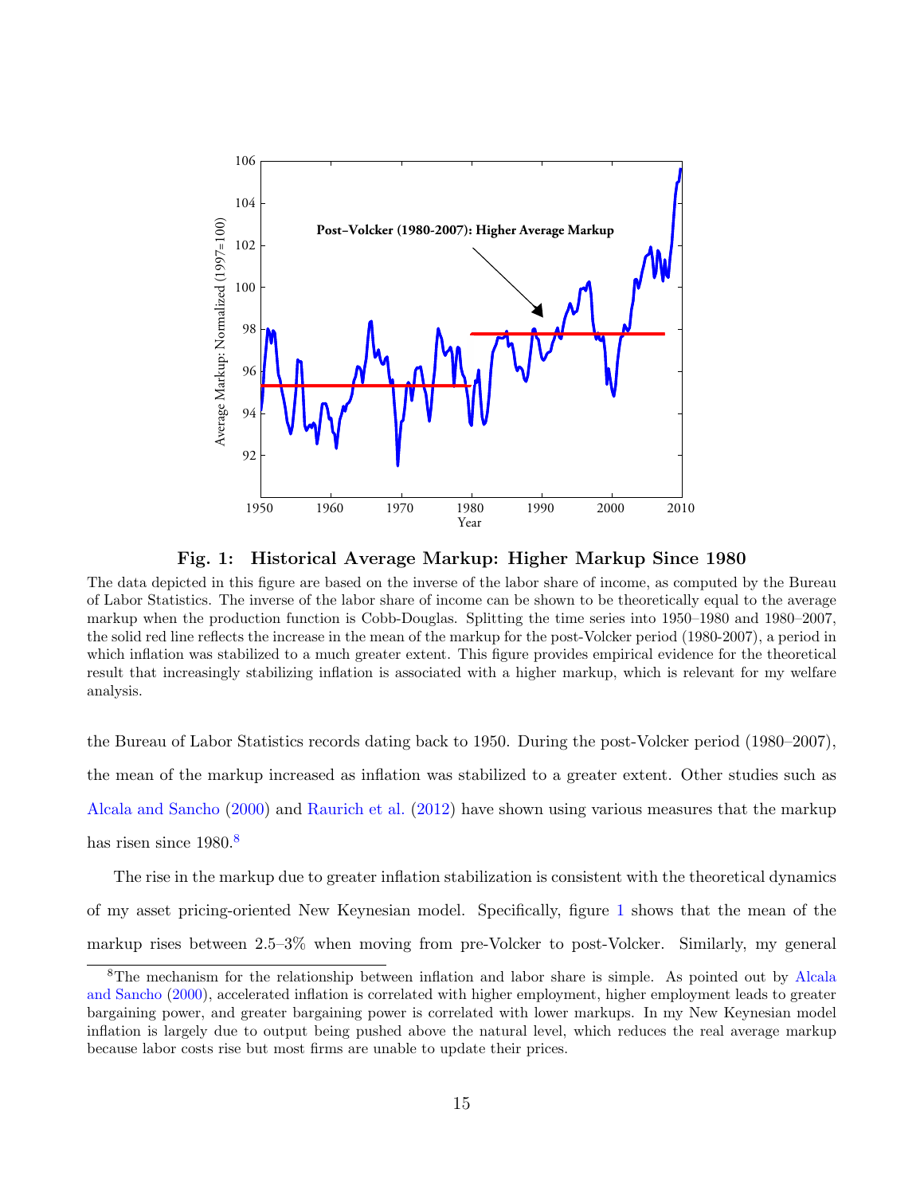**Fig. 1: Historical Average Markup: Higher Markup Since 1980**

The data depicted in this figure are based on the inverse of the labor share of income, as computed by the Bureau of Labor Statistics. The inverse of the labor share of income can be shown to be theoretically equal to the average markup when the production function is Cobb-Douglas. Splitting the time series into 1950–1980 and 1980–2007, the solid red line reflects the increase in the mean of the markup for the post-Volcker period (1980-2007), a period in which inflation was stabilized to a much greater extent. This figure provides empirical evidence for the theoretical result that increasingly stabilizing inflation is associated with a higher markup, which is relevant for my welfare analysis.

the Bureau of Labor Statistics records dating back to 1950. During the post-Volcker period (1980–2007), the mean of the markup increased as inflation was stabilized to a greater extent. Other studies such as Alcala and Sancho (2000) and Raurich et al. (2012) have shown using various measures that the markup has risen since 1980.[8]

The rise in the markup due to greater inflation stabilization is consistent with the theoretical dynamics of my asset pricing-oriented New Keynesian model. Specifically, figure 1 shows that the mean of the markup rises between 2.5–3% when moving from pre-Volcker to post-Volcker. Similarly, my general

[8] The mechanism for the relationship between inflation and labor share is simple. As pointed out by Alcala and Sancho (2000), accelerated inflation is correlated with higher employment, higher employment leads to greater bargaining power, and greater bargaining power is correlated with lower markups. In my New Keynesian model inflation is largely due to output being pushed above the natural level, which reduces the real average markup because labor costs rise but most firms are unable to update their prices.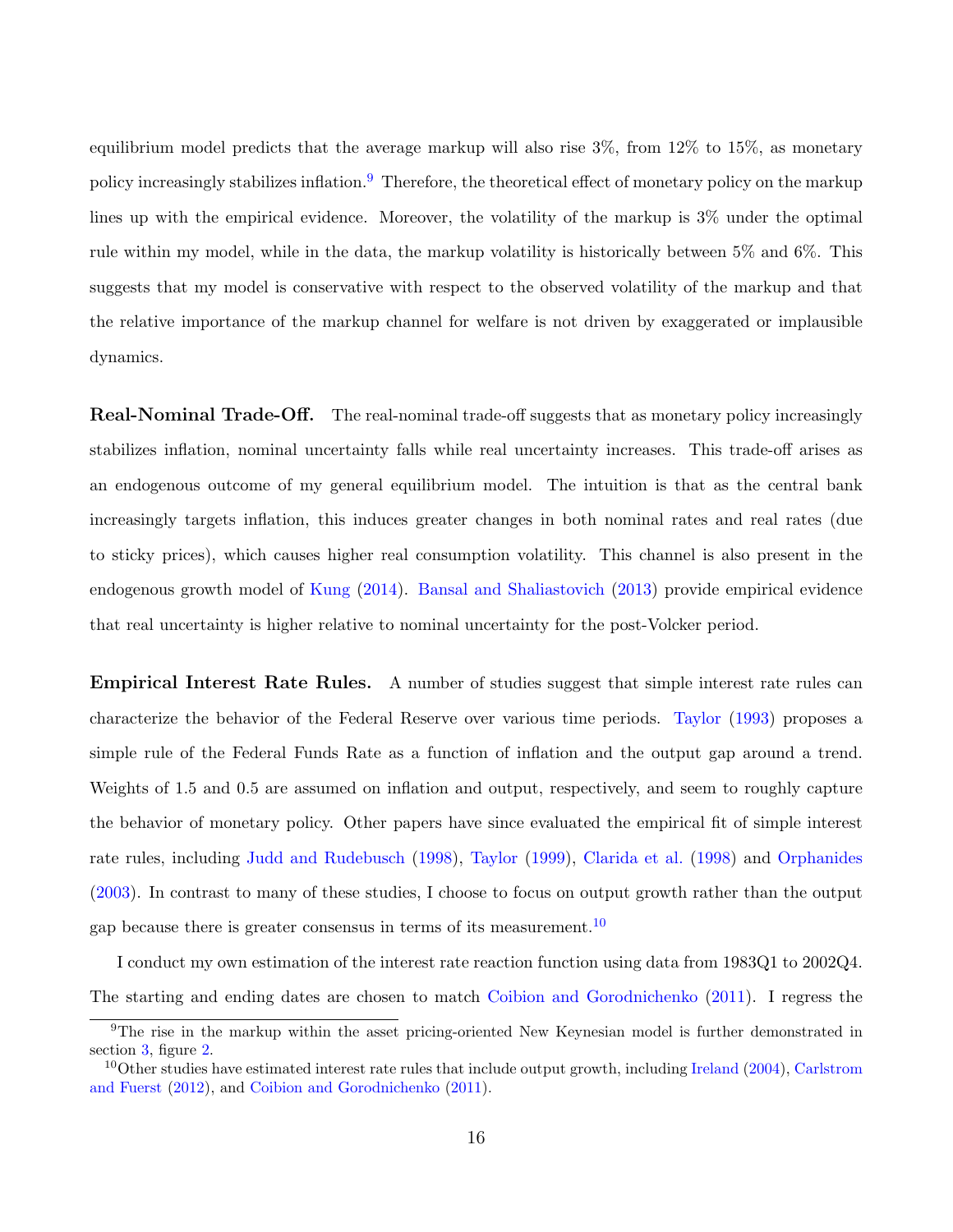equilibrium model predicts that the average markup will also rise 3%, from 12% to 15%, as monetary policy increasingly stabilizes inflation.[9] Therefore, the theoretical effect of monetary policy on the markup lines up with the empirical evidence. Moreover, the volatility of the markup is 3% under the optimal rule within my model, while in the data, the markup volatility is historically between 5% and 6%. This suggests that my model is conservative with respect to the observed volatility of the markup and that the relative importance of the markup channel for welfare is not driven by exaggerated or implausible dynamics.

**Real-Nominal Trade-Off.** The real-nominal trade-off suggests that as monetary policy increasingly stabilizes inflation, nominal uncertainty falls while real uncertainty increases. This trade-off arises as an endogenous outcome of my general equilibrium model. The intuition is that as the central bank increasingly targets inflation, this induces greater changes in both nominal rates and real rates (due to sticky prices), which causes higher real consumption volatility. This channel is also present in the endogenous growth model of Kung (2014). Bansal and Shaliastovich (2013) provide empirical evidence that real uncertainty is higher relative to nominal uncertainty for the post-Volcker period.

**Empirical Interest Rate Rules.** A number of studies suggest that simple interest rate rules can characterize the behavior of the Federal Reserve over various time periods. Taylor (1993) proposes a simple rule of the Federal Funds Rate as a function of inflation and the output gap around a trend. Weights of 1.5 and 0.5 are assumed on inflation and output, respectively, and seem to roughly capture the behavior of monetary policy. Other papers have since evaluated the empirical fit of simple interest rate rules, including Judd and Rudebusch (1998), Taylor (1999), Clarida et al. (1998) and Orphanides (2003). In contrast to many of these studies, I choose to focus on output growth rather than the output gap because there is greater consensus in terms of its measurement.[10]

I conduct my own estimation of the interest rate reaction function using data from 1983Q1 to 2002Q4. The starting and ending dates are chosen to match Coibion and Gorodnichenko (2011). I regress the

[9] The rise in the markup within the asset pricing-oriented New Keynesian model is further demonstrated in section 3, figure 2.

[10] Other studies have estimated interest rate rules that include output growth, including Ireland (2004), Carlstrom and Fuerst (2012), and Coibion and Gorodnichenko (2011).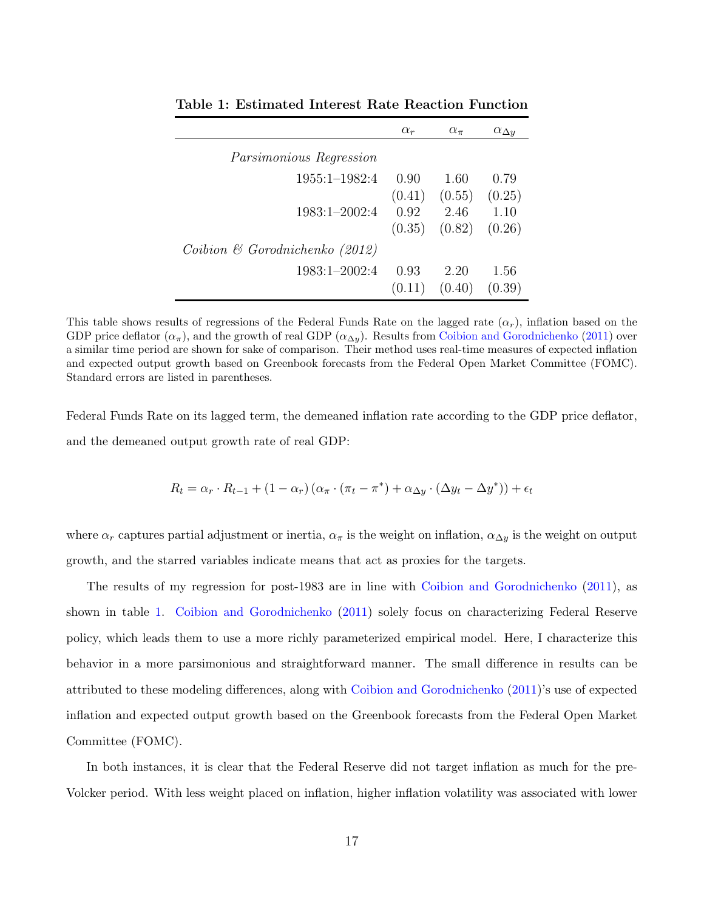**Table 1: Estimated Interest Rate Reaction Function**

| | $\alpha_r$ | $\alpha_\pi$ | $\alpha_{\Delta y}$ |
|---|---|---|---|
| *Parsimonious Regression* | | | |
| 1955:1–1982:4 | 0.90 | 1.60 | 0.79 |
| | (0.41) | (0.55) | (0.25) |
| 1983:1–2002:4 | 0.92 | 2.46 | 1.10 |
| | (0.35) | (0.82) | (0.26) |
| *Coibion & Gorodnichenko (2012)* | | | |
| 1983:1–2002:4 | 0.93 | 2.20 | 1.56 |
| | (0.11) | (0.40) | (0.39) |

This table shows results of regressions of the Federal Funds Rate on the lagged rate ($\alpha_r$), inflation based on the GDP price deflator ($\alpha_\pi$), and the growth of real GDP ($\alpha_{\Delta y}$). Results from Coibion and Gorodnichenko (2011) over a similar time period are shown for sake of comparison. Their method uses real-time measures of expected inflation and expected output growth based on Greenbook forecasts from the Federal Open Market Committee (FOMC). Standard errors are listed in parentheses.

Federal Funds Rate on its lagged term, the demeaned inflation rate according to the GDP price deflator, and the demeaned output growth rate of real GDP:

$$R_t = \alpha_r \cdot R_{t-1} + (1 - \alpha_r) \left( \alpha_\pi \cdot (\pi_t - \pi^*) + \alpha_{\Delta y} \cdot (\Delta y_t - \Delta y^*) \right) + \epsilon_t$$

where $\alpha_r$ captures partial adjustment or inertia, $\alpha_\pi$ is the weight on inflation, $\alpha_{\Delta y}$ is the weight on output growth, and the starred variables indicate means that act as proxies for the targets.

The results of my regression for post-1983 are in line with Coibion and Gorodnichenko (2011), as shown in table 1. Coibion and Gorodnichenko (2011) solely focus on characterizing Federal Reserve policy, which leads them to use a more richly parameterized empirical model. Here, I characterize this behavior in a more parsimonious and straightforward manner. The small difference in results can be attributed to these modeling differences, along with Coibion and Gorodnichenko (2011)'s use of expected inflation and expected output growth based on the Greenbook forecasts from the Federal Open Market Committee (FOMC).

In both instances, it is clear that the Federal Reserve did not target inflation as much for the pre-Volcker period. With less weight placed on inflation, higher inflation volatility was associated with lower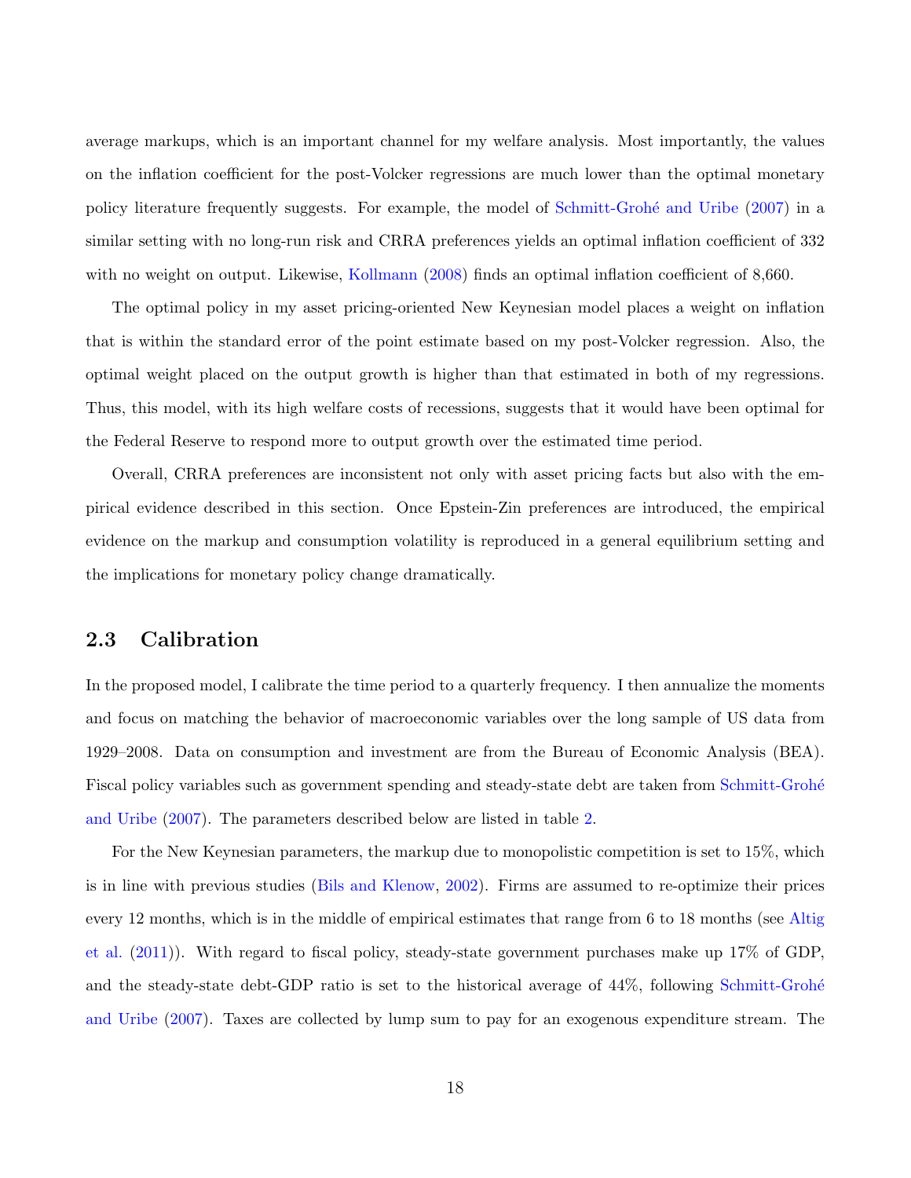average markups, which is an important channel for my welfare analysis. Most importantly, the values on the inflation coefficient for the post-Volcker regressions are much lower than the optimal monetary policy literature frequently suggests. For example, the model of Schmitt-Grohé and Uribe (2007) in a similar setting with no long-run risk and CRRA preferences yields an optimal inflation coefficient of 332 with no weight on output. Likewise, Kollmann (2008) finds an optimal inflation coefficient of 8,660.

The optimal policy in my asset pricing-oriented New Keynesian model places a weight on inflation that is within the standard error of the point estimate based on my post-Volcker regression. Also, the optimal weight placed on the output growth is higher than that estimated in both of my regressions. Thus, this model, with its high welfare costs of recessions, suggests that it would have been optimal for the Federal Reserve to respond more to output growth over the estimated time period.

Overall, CRRA preferences are inconsistent not only with asset pricing facts but also with the empirical evidence described in this section. Once Epstein-Zin preferences are introduced, the empirical evidence on the markup and consumption volatility is reproduced in a general equilibrium setting and the implications for monetary policy change dramatically.

## 2.3 Calibration

In the proposed model, I calibrate the time period to a quarterly frequency. I then annualize the moments and focus on matching the behavior of macroeconomic variables over the long sample of US data from 1929–2008. Data on consumption and investment are from the Bureau of Economic Analysis (BEA). Fiscal policy variables such as government spending and steady-state debt are taken from Schmitt-Grohé and Uribe (2007). The parameters described below are listed in table 2.

For the New Keynesian parameters, the markup due to monopolistic competition is set to 15%, which is in line with previous studies (Bils and Klenow, 2002). Firms are assumed to re-optimize their prices every 12 months, which is in the middle of empirical estimates that range from 6 to 18 months (see Altig et al. (2011)). With regard to fiscal policy, steady-state government purchases make up 17% of GDP, and the steady-state debt-GDP ratio is set to the historical average of 44%, following Schmitt-Grohé and Uribe (2007). Taxes are collected by lump sum to pay for an exogenous expenditure stream. The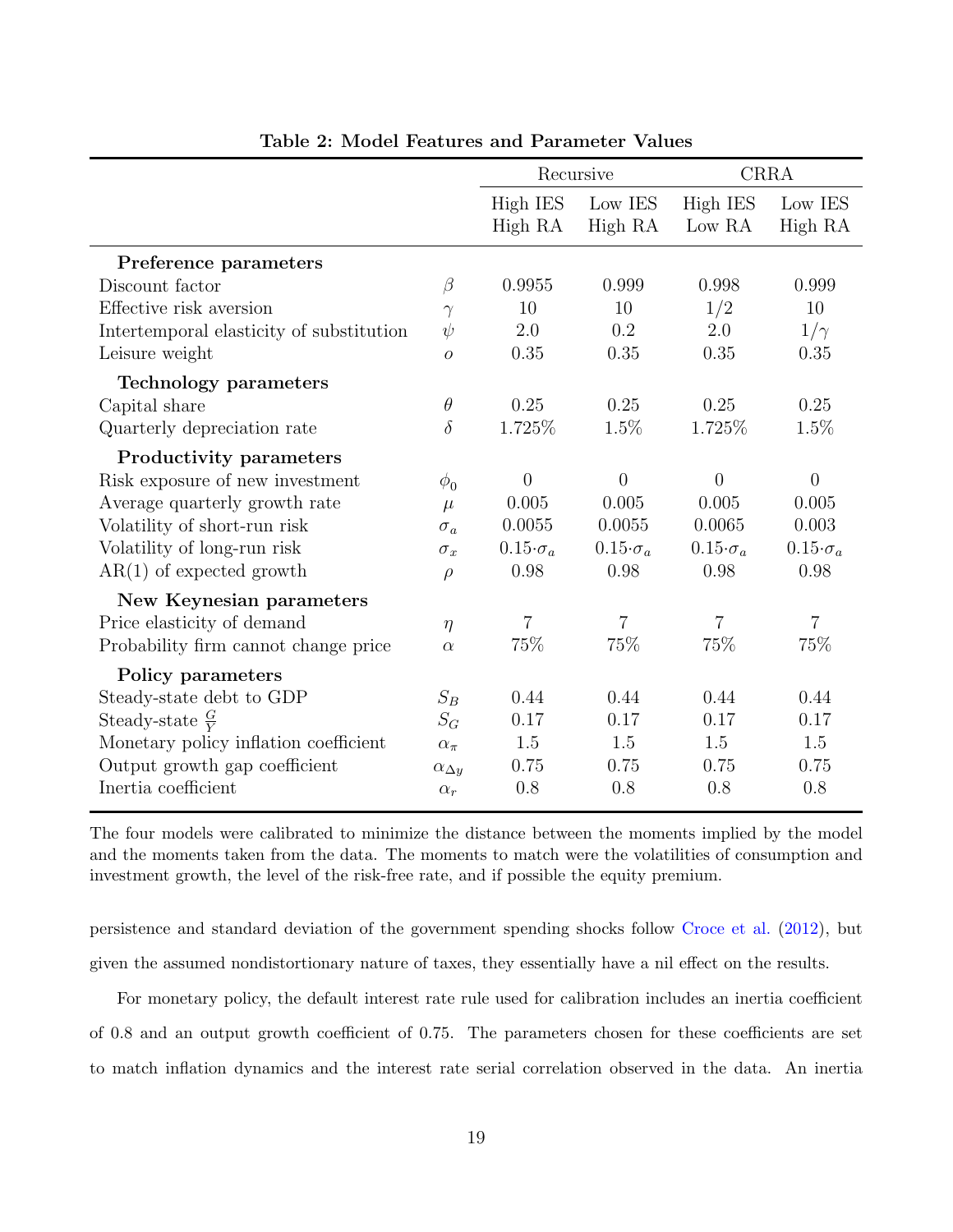**Table 2: Model Features and Parameter Values**

| | | Recursive | | CRRA | |
|---|---|---|---|---|---|
| | | High IES High RA | Low IES High RA | High IES Low RA | Low IES High RA |
| **Preference parameters** | | | | | |
| Discount factor | $\beta$ | 0.9955 | 0.999 | 0.998 | 0.999 |
| Effective risk aversion | $\gamma$ | 10 | 10 | 1/2 | 10 |
| Intertemporal elasticity of substitution | $\psi$ | 2.0 | 0.2 | 2.0 | $1/\gamma$ |
| Leisure weight | $o$ | 0.35 | 0.35 | 0.35 | 0.35 |
| **Technology parameters** | | | | | |
| Capital share | $\theta$ | 0.25 | 0.25 | 0.25 | 0.25 |
| Quarterly depreciation rate | $\delta$ | 1.725% | 1.5% | 1.725% | 1.5% |
| **Productivity parameters** | | | | | |
| Risk exposure of new investment | $\phi_0$ | 0 | 0 | 0 | 0 |
| Average quarterly growth rate | $\mu$ | 0.005 | 0.005 | 0.005 | 0.005 |
| Volatility of short-run risk | $\sigma_a$ | 0.0055 | 0.0055 | 0.0065 | 0.003 |
| Volatility of long-run risk | $\sigma_x$ | $0.15{\cdot}\sigma_a$ | $0.15{\cdot}\sigma_a$ | $0.15{\cdot}\sigma_a$ | $0.15{\cdot}\sigma_a$ |
| AR(1) of expected growth | $\rho$ | 0.98 | 0.98 | 0.98 | 0.98 |
| **New Keynesian parameters** | | | | | |
| Price elasticity of demand | $\eta$ | 7 | 7 | 7 | 7 |
| Probability firm cannot change price | $\alpha$ | 75% | 75% | 75% | 75% |
| **Policy parameters** | | | | | |
| Steady-state debt to GDP | $S_B$ | 0.44 | 0.44 | 0.44 | 0.44 |
| Steady-state $\frac{G}{Y}$ | $S_G$ | 0.17 | 0.17 | 0.17 | 0.17 |
| Monetary policy inflation coefficient | $\alpha_\pi$ | 1.5 | 1.5 | 1.5 | 1.5 |
| Output growth gap coefficient | $\alpha_{\Delta y}$ | 0.75 | 0.75 | 0.75 | 0.75 |
| Inertia coefficient | $\alpha_r$ | 0.8 | 0.8 | 0.8 | 0.8 |

The four models were calibrated to minimize the distance between the moments implied by the model and the moments taken from the data. The moments to match were the volatilities of consumption and investment growth, the level of the risk-free rate, and if possible the equity premium.

persistence and standard deviation of the government spending shocks follow Croce et al. (2012), but given the assumed nondistortionary nature of taxes, they essentially have a nil effect on the results.

For monetary policy, the default interest rate rule used for calibration includes an inertia coefficient of 0.8 and an output growth coefficient of 0.75. The parameters chosen for these coefficients are set to match inflation dynamics and the interest rate serial correlation observed in the data. An inertia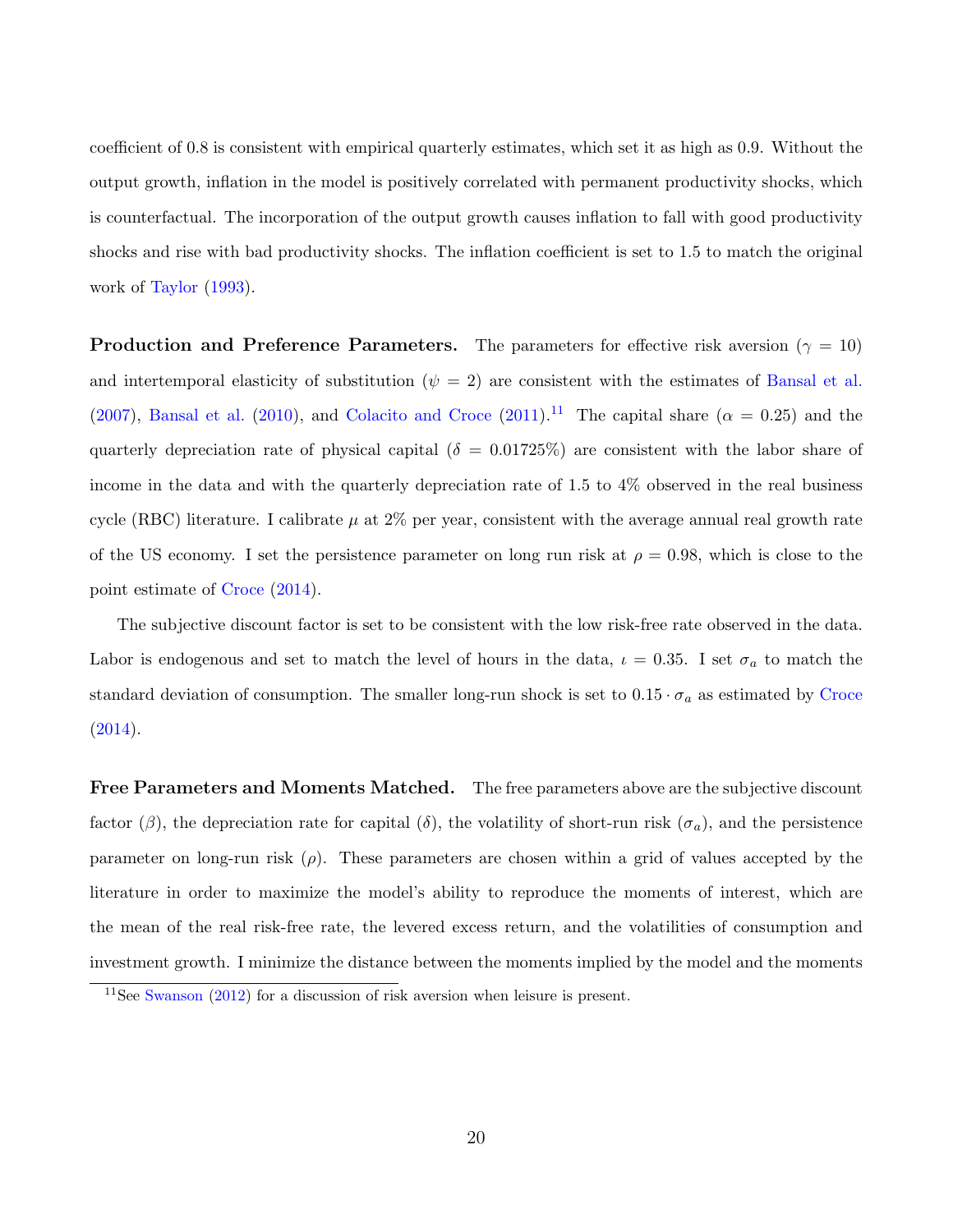coefficient of 0.8 is consistent with empirical quarterly estimates, which set it as high as 0.9. Without the output growth, inflation in the model is positively correlated with permanent productivity shocks, which is counterfactual. The incorporation of the output growth causes inflation to fall with good productivity shocks and rise with bad productivity shocks. The inflation coefficient is set to 1.5 to match the original work of Taylor (1993).

**Production and Preference Parameters.** The parameters for effective risk aversion ($\gamma = 10$) and intertemporal elasticity of substitution ($\psi = 2$) are consistent with the estimates of Bansal et al. (2007), Bansal et al. (2010), and Colacito and Croce (2011).[11] The capital share ($\alpha = 0.25$) and the quarterly depreciation rate of physical capital ($\delta = 0.01725\%$) are consistent with the labor share of income in the data and with the quarterly depreciation rate of 1.5 to 4% observed in the real business cycle (RBC) literature. I calibrate $\mu$ at 2% per year, consistent with the average annual real growth rate of the US economy. I set the persistence parameter on long run risk at $\rho = 0.98$, which is close to the point estimate of Croce (2014).

The subjective discount factor is set to be consistent with the low risk-free rate observed in the data. Labor is endogenous and set to match the level of hours in the data, $\iota = 0.35$. I set $\sigma_a$ to match the standard deviation of consumption. The smaller long-run shock is set to $0.15 \cdot \sigma_a$ as estimated by Croce (2014).

**Free Parameters and Moments Matched.** The free parameters above are the subjective discount factor ($\beta$), the depreciation rate for capital ($\delta$), the volatility of short-run risk ($\sigma_a$), and the persistence parameter on long-run risk ($\rho$). These parameters are chosen within a grid of values accepted by the literature in order to maximize the model's ability to reproduce the moments of interest, which are the mean of the real risk-free rate, the levered excess return, and the volatilities of consumption and investment growth. I minimize the distance between the moments implied by the model and the moments

[11] See Swanson (2012) for a discussion of risk aversion when leisure is present.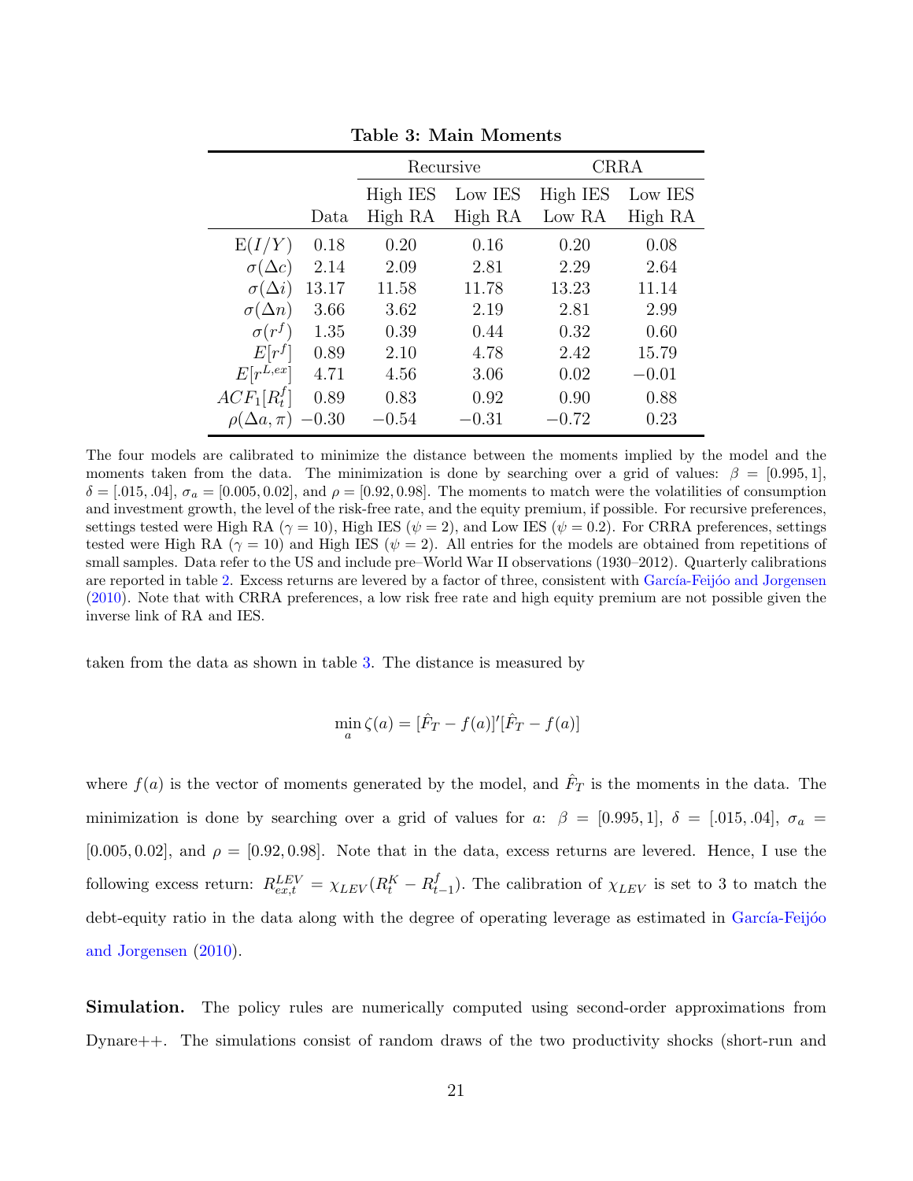**Table 3: Main Moments**

| | | Recursive | | CRRA | |
|---|---|---|---|---|---|
| | | High IES | Low IES | High IES | Low IES |
| | Data | High RA | High RA | Low RA | High RA |
| $\mathrm{E}(I/Y)$ | 0.18 | 0.20 | 0.16 | 0.20 | 0.08 |
| $\sigma(\Delta c)$ | 2.14 | 2.09 | 2.81 | 2.29 | 2.64 |
| $\sigma(\Delta i)$ | 13.17 | 11.58 | 11.78 | 13.23 | 11.14 |
| $\sigma(\Delta n)$ | 3.66 | 3.62 | 2.19 | 2.81 | 2.99 |
| $\sigma(r^f)$ | 1.35 | 0.39 | 0.44 | 0.32 | 0.60 |
| $E[r^f]$ | 0.89 | 2.10 | 4.78 | 2.42 | 15.79 |
| $E[r^{L,ex}]$ | 4.71 | 4.56 | 3.06 | 0.02 | $-0.01$ |
| $ACF_1[R_t^f]$ | 0.89 | 0.83 | 0.92 | 0.90 | 0.88 |
| $\rho(\Delta a, \pi)$ | $-0.30$ | $-0.54$ | $-0.31$ | $-0.72$ | 0.23 |

The four models are calibrated to minimize the distance between the moments implied by the model and the moments taken from the data. The minimization is done by searching over a grid of values: $\beta = [0.995, 1]$, $\delta = [.015, .04]$, $\sigma_a = [0.005, 0.02]$, and $\rho = [0.92, 0.98]$. The moments to match were the volatilities of consumption and investment growth, the level of the risk-free rate, and the equity premium, if possible. For recursive preferences, settings tested were High RA ($\gamma = 10$), High IES ($\psi = 2$), and Low IES ($\psi = 0.2$). For CRRA preferences, settings tested were High RA ($\gamma = 10$) and High IES ($\psi = 2$). All entries for the models are obtained from repetitions of small samples. Data refer to the US and include pre–World War II observations (1930–2012). Quarterly calibrations are reported in table 2. Excess returns are levered by a factor of three, consistent with García-Feijóo and Jorgensen (2010). Note that with CRRA preferences, a low risk free rate and high equity premium are not possible given the inverse link of RA and IES.

taken from the data as shown in table 3. The distance is measured by

$$\min_a \zeta(a) = [\hat{F}_T - f(a)]'[\hat{F}_T - f(a)]$$

where $f(a)$ is the vector of moments generated by the model, and $\hat{F}_T$ is the moments in the data. The minimization is done by searching over a grid of values for $a$: $\beta = [0.995, 1]$, $\delta = [.015, .04]$, $\sigma_a = [0.005, 0.02]$, and $\rho = [0.92, 0.98]$. Note that in the data, excess returns are levered. Hence, I use the following excess return: $R^{LEV}_{ex,t} = \chi_{LEV}(R^K_t - R^f_{t-1})$. The calibration of $\chi_{LEV}$ is set to 3 to match the debt-equity ratio in the data along with the degree of operating leverage as estimated in García-Feijóo and Jorgensen (2010).

**Simulation.** The policy rules are numerically computed using second-order approximations from Dynare++. The simulations consist of random draws of the two productivity shocks (short-run and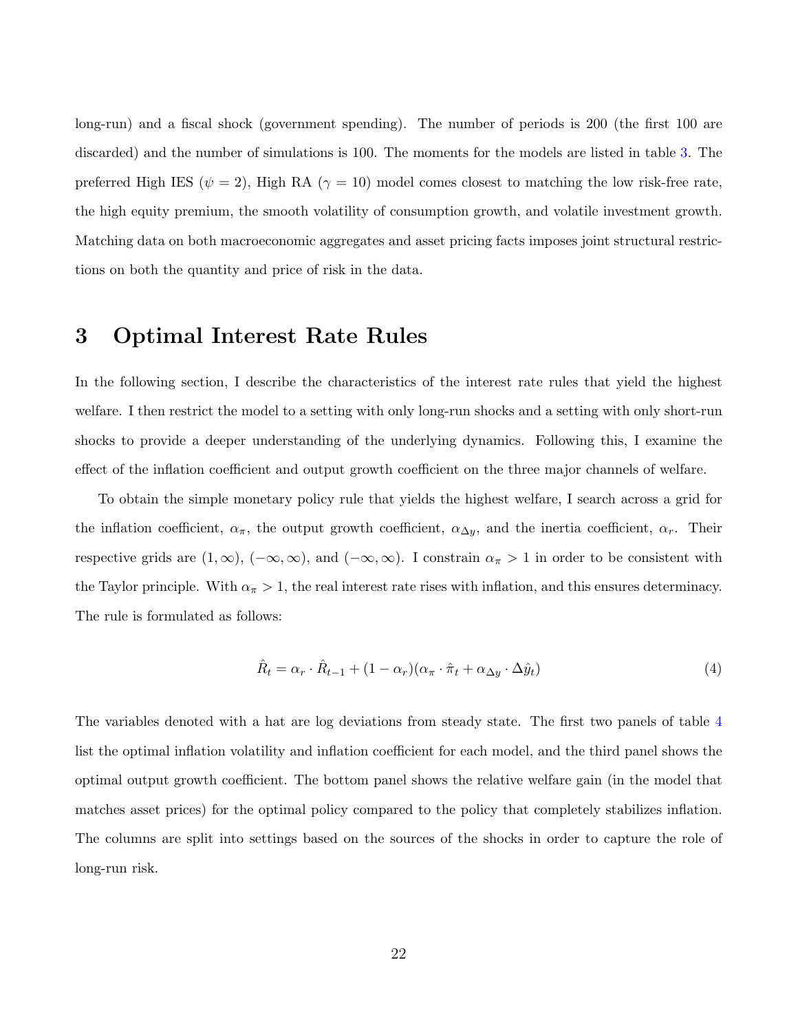long-run) and a fiscal shock (government spending). The number of periods is 200 (the first 100 are discarded) and the number of simulations is 100. The moments for the models are listed in table 3. The preferred High IES ($\psi = 2$), High RA ($\gamma = 10$) model comes closest to matching the low risk-free rate, the high equity premium, the smooth volatility of consumption growth, and volatile investment growth. Matching data on both macroeconomic aggregates and asset pricing facts imposes joint structural restrictions on both the quantity and price of risk in the data.

# 3 Optimal Interest Rate Rules

In the following section, I describe the characteristics of the interest rate rules that yield the highest welfare. I then restrict the model to a setting with only long-run shocks and a setting with only short-run shocks to provide a deeper understanding of the underlying dynamics. Following this, I examine the effect of the inflation coefficient and output growth coefficient on the three major channels of welfare.

To obtain the simple monetary policy rule that yields the highest welfare, I search across a grid for the inflation coefficient, $\alpha_\pi$, the output growth coefficient, $\alpha_{\Delta y}$, and the inertia coefficient, $\alpha_r$. Their respective grids are $(1, \infty)$, $(-\infty, \infty)$, and $(-\infty, \infty)$. I constrain $\alpha_\pi > 1$ in order to be consistent with the Taylor principle. With $\alpha_\pi > 1$, the real interest rate rises with inflation, and this ensures determinacy. The rule is formulated as follows:

$$\hat{R}_t = \alpha_r \cdot \hat{R}_{t-1} + (1 - \alpha_r)(\alpha_\pi \cdot \hat{\pi}_t + \alpha_{\Delta y} \cdot \Delta \hat{y}_t) \tag{4}$$

The variables denoted with a hat are log deviations from steady state. The first two panels of table 4 list the optimal inflation volatility and inflation coefficient for each model, and the third panel shows the optimal output growth coefficient. The bottom panel shows the relative welfare gain (in the model that matches asset prices) for the optimal policy compared to the policy that completely stabilizes inflation. The columns are split into settings based on the sources of the shocks in order to capture the role of long-run risk.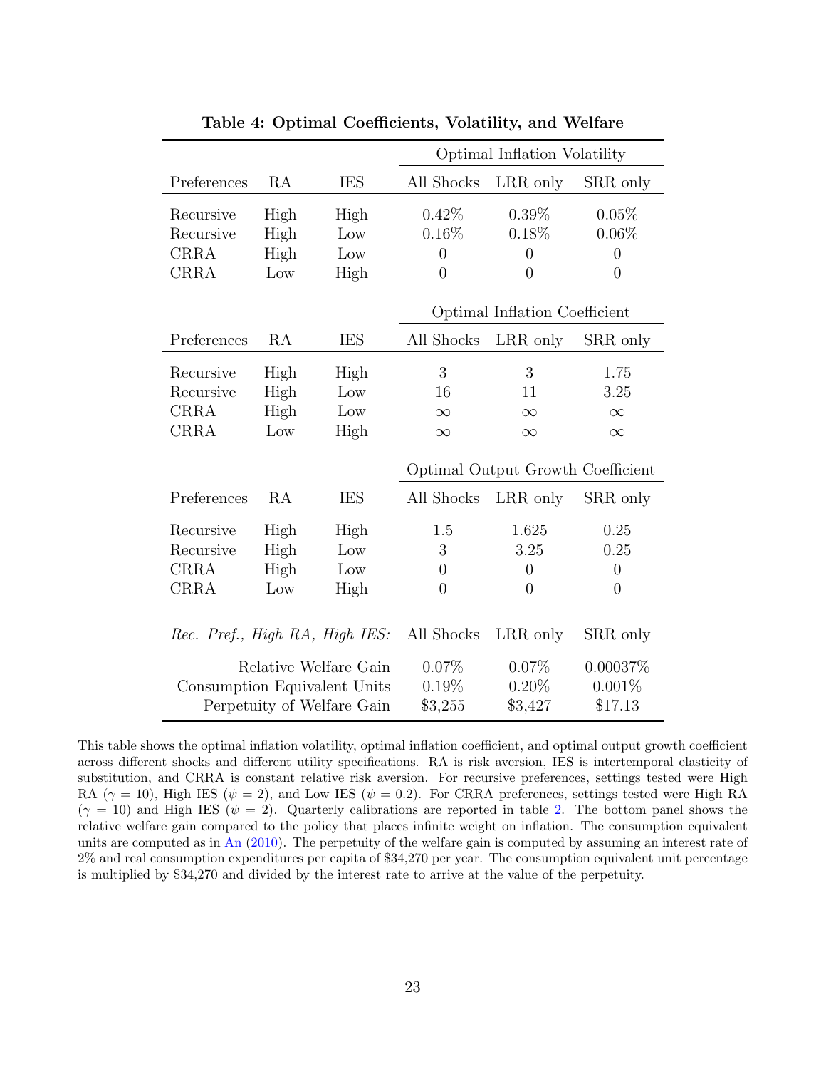**Table 4: Optimal Coefficients, Volatility, and Welfare**

| | | | Optimal Inflation Volatility | | |
|---|---|---|---|---|---|
| Preferences | RA | IES | All Shocks | LRR only | SRR only |
| Recursive | High | High | 0.42% | 0.39% | 0.05% |
| Recursive | High | Low | 0.16% | 0.18% | 0.06% |
| CRRA | High | Low | 0 | 0 | 0 |
| CRRA | Low | High | 0 | 0 | 0 |
| | | | **Optimal Inflation Coefficient** | | |
| Preferences | RA | IES | All Shocks | LRR only | SRR only |
| Recursive | High | High | 3 | 3 | 1.75 |
| Recursive | High | Low | 16 | 11 | 3.25 |
| CRRA | High | Low | $\infty$ | $\infty$ | $\infty$ |
| CRRA | Low | High | $\infty$ | $\infty$ | $\infty$ |
| | | | **Optimal Output Growth Coefficient** | | |
| Preferences | RA | IES | All Shocks | LRR only | SRR only |
| Recursive | High | High | 1.5 | 1.625 | 0.25 |
| Recursive | High | Low | 3 | 3.25 | 0.25 |
| CRRA | High | Low | 0 | 0 | 0 |
| CRRA | Low | High | 0 | 0 | 0 |
| *Rec. Pref., High RA, High IES:* | | | All Shocks | LRR only | SRR only |
| Relative Welfare Gain | | | 0.07% | 0.07% | 0.00037% |
| Consumption Equivalent Units | | | 0.19% | 0.20% | 0.001% |
| Perpetuity of Welfare Gain | | | \$3,255 | \$3,427 | \$17.13 |

This table shows the optimal inflation volatility, optimal inflation coefficient, and optimal output growth coefficient across different shocks and different utility specifications. RA is risk aversion, IES is intertemporal elasticity of substitution, and CRRA is constant relative risk aversion. For recursive preferences, settings tested were High RA ($\gamma = 10$), High IES ($\psi = 2$), and Low IES ($\psi = 0.2$). For CRRA preferences, settings tested were High RA ($\gamma = 10$) and High IES ($\psi = 2$). Quarterly calibrations are reported in table 2. The bottom panel shows the relative welfare gain compared to the policy that places infinite weight on inflation. The consumption equivalent units are computed as in An (2010). The perpetuity of the welfare gain is computed by assuming an interest rate of 2% and real consumption expenditures per capita of \$34,270 per year. The consumption equivalent unit percentage is multiplied by \$34,270 and divided by the interest rate to arrive at the value of the perpetuity.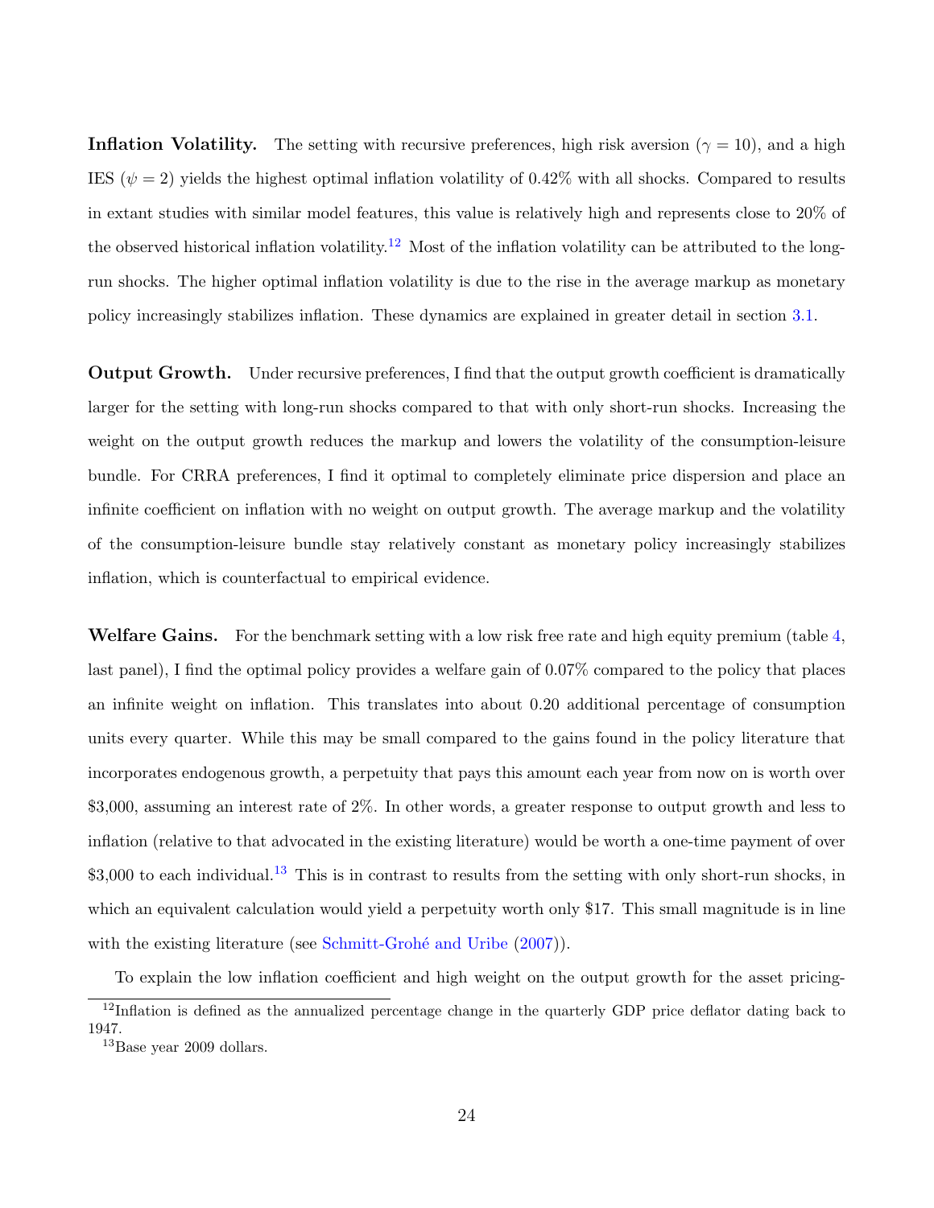**Inflation Volatility.** The setting with recursive preferences, high risk aversion ($\gamma = 10$), and a high IES ($\psi = 2$) yields the highest optimal inflation volatility of 0.42% with all shocks. Compared to results in extant studies with similar model features, this value is relatively high and represents close to 20% of the observed historical inflation volatility.[12] Most of the inflation volatility can be attributed to the long-run shocks. The higher optimal inflation volatility is due to the rise in the average markup as monetary policy increasingly stabilizes inflation. These dynamics are explained in greater detail in section 3.1.

**Output Growth.** Under recursive preferences, I find that the output growth coefficient is dramatically larger for the setting with long-run shocks compared to that with only short-run shocks. Increasing the weight on the output growth reduces the markup and lowers the volatility of the consumption-leisure bundle. For CRRA preferences, I find it optimal to completely eliminate price dispersion and place an infinite coefficient on inflation with no weight on output growth. The average markup and the volatility of the consumption-leisure bundle stay relatively constant as monetary policy increasingly stabilizes inflation, which is counterfactual to empirical evidence.

**Welfare Gains.** For the benchmark setting with a low risk free rate and high equity premium (table 4, last panel), I find the optimal policy provides a welfare gain of 0.07% compared to the policy that places an infinite weight on inflation. This translates into about 0.20 additional percentage of consumption units every quarter. While this may be small compared to the gains found in the policy literature that incorporates endogenous growth, a perpetuity that pays this amount each year from now on is worth over \$3,000, assuming an interest rate of 2%. In other words, a greater response to output growth and less to inflation (relative to that advocated in the existing literature) would be worth a one-time payment of over \$3,000 to each individual.[13] This is in contrast to results from the setting with only short-run shocks, in which an equivalent calculation would yield a perpetuity worth only \$17. This small magnitude is in line with the existing literature (see Schmitt-Grohé and Uribe (2007)).

To explain the low inflation coefficient and high weight on the output growth for the asset pricing-

---

[12] Inflation is defined as the annualized percentage change in the quarterly GDP price deflator dating back to 1947.

[13] Base year 2009 dollars.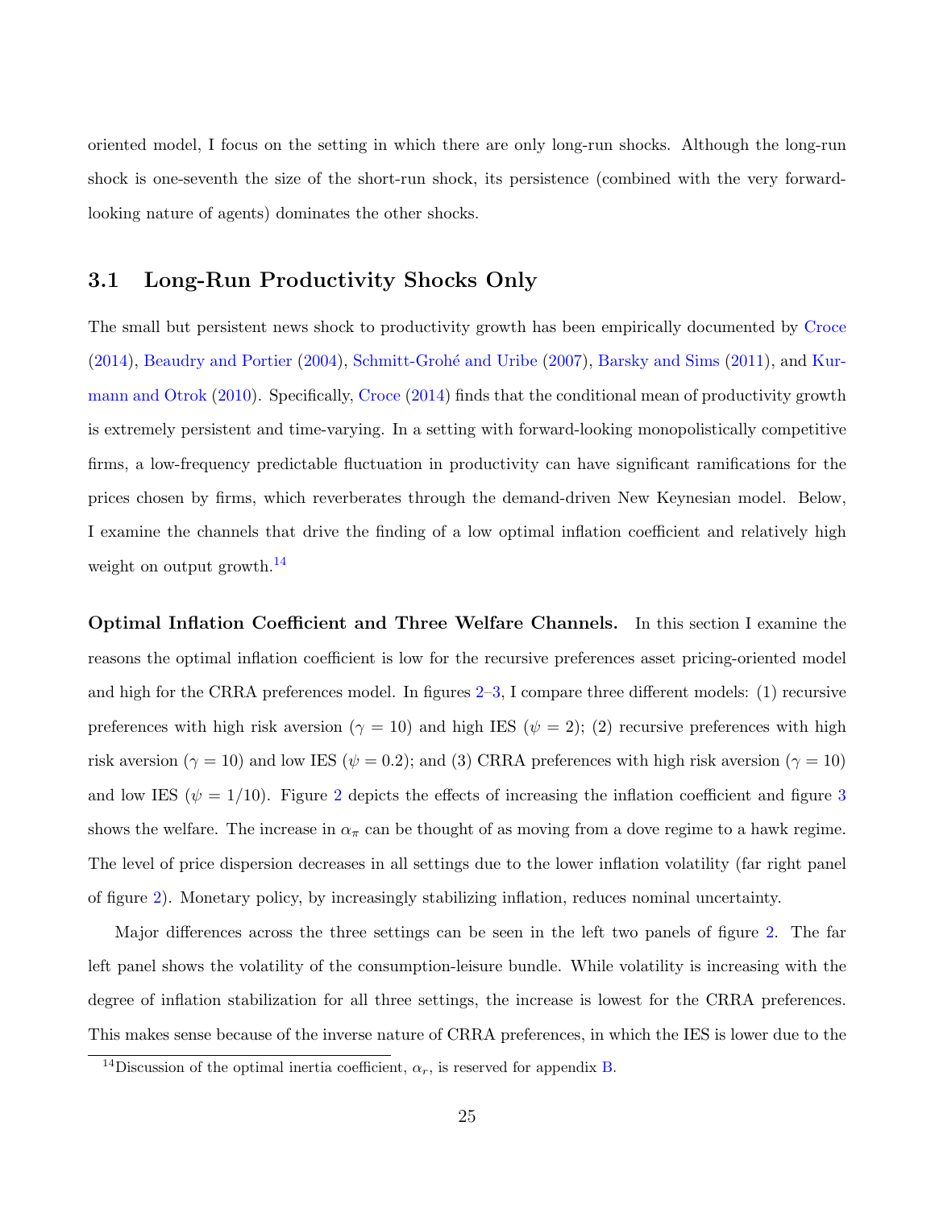oriented model, I focus on the setting in which there are only long-run shocks. Although the long-run shock is one-seventh the size of the short-run shock, its persistence (combined with the very forward-looking nature of agents) dominates the other shocks.

## 3.1 Long-Run Productivity Shocks Only

The small but persistent news shock to productivity growth has been empirically documented by Croce (2014), Beaudry and Portier (2004), Schmitt-Grohé and Uribe (2007), Barsky and Sims (2011), and Kurmann and Otrok (2010). Specifically, Croce (2014) finds that the conditional mean of productivity growth is extremely persistent and time-varying. In a setting with forward-looking monopolistically competitive firms, a low-frequency predictable fluctuation in productivity can have significant ramifications for the prices chosen by firms, which reverberates through the demand-driven New Keynesian model. Below, I examine the channels that drive the finding of a low optimal inflation coefficient and relatively high weight on output growth.[14]

**Optimal Inflation Coefficient and Three Welfare Channels.** In this section I examine the reasons the optimal inflation coefficient is low for the recursive preferences asset pricing-oriented model and high for the CRRA preferences model. In figures 2–3, I compare three different models: (1) recursive preferences with high risk aversion ($\gamma = 10$) and high IES ($\psi = 2$); (2) recursive preferences with high risk aversion ($\gamma = 10$) and low IES ($\psi = 0.2$); and (3) CRRA preferences with high risk aversion ($\gamma = 10$) and low IES ($\psi = 1/10$). Figure 2 depicts the effects of increasing the inflation coefficient and figure 3 shows the welfare. The increase in $\alpha_\pi$ can be thought of as moving from a dove regime to a hawk regime. The level of price dispersion decreases in all settings due to the lower inflation volatility (far right panel of figure 2). Monetary policy, by increasingly stabilizing inflation, reduces nominal uncertainty.

Major differences across the three settings can be seen in the left two panels of figure 2. The far left panel shows the volatility of the consumption-leisure bundle. While volatility is increasing with the degree of inflation stabilization for all three settings, the increase is lowest for the CRRA preferences. This makes sense because of the inverse nature of CRRA preferences, in which the IES is lower due to the

[14]Discussion of the optimal inertia coefficient, $\alpha_r$, is reserved for appendix B.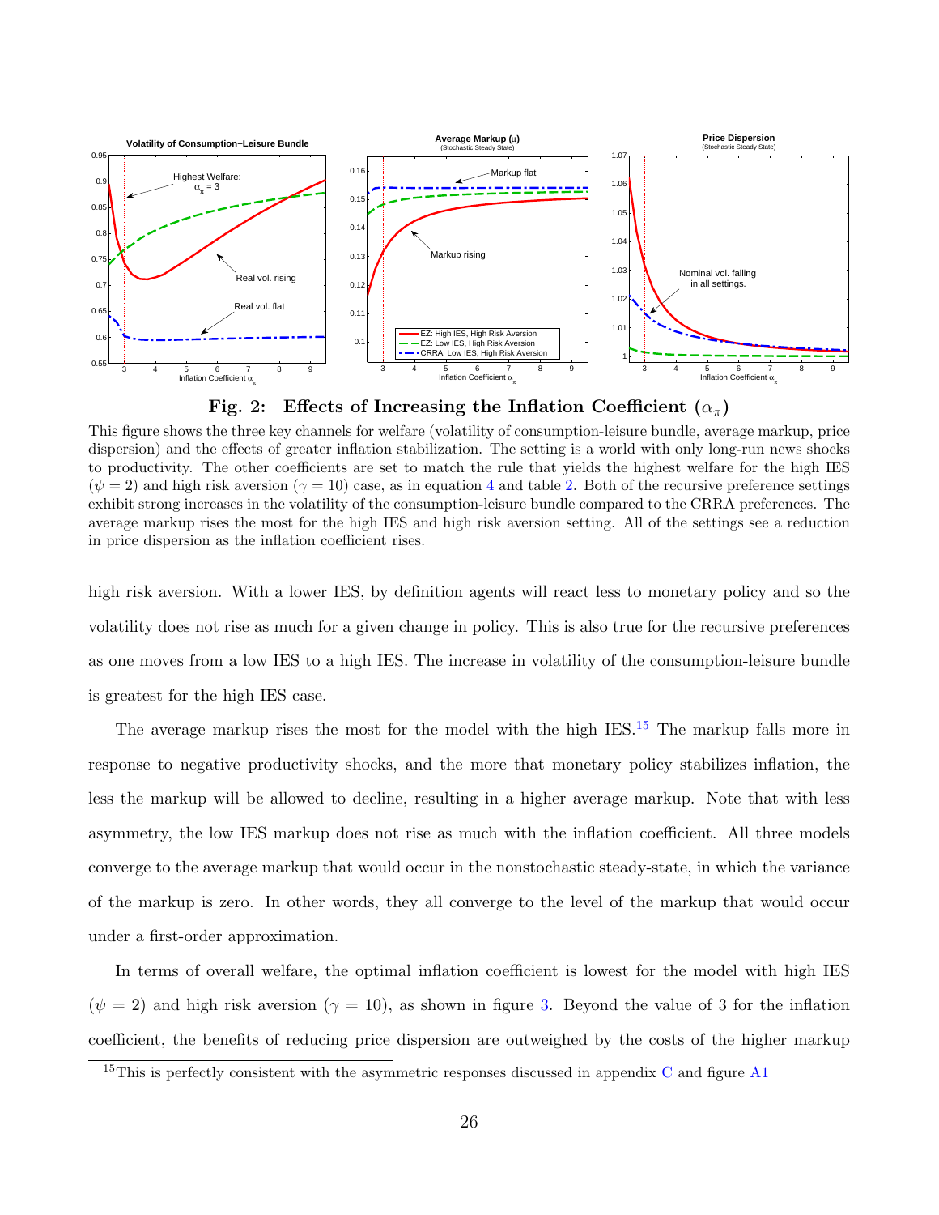**Fig. 2: Effects of Increasing the Inflation Coefficient ($\alpha_\pi$)**

This figure shows the three key channels for welfare (volatility of consumption-leisure bundle, average markup, price dispersion) and the effects of greater inflation stabilization. The setting is a world with only long-run news shocks to productivity. The other coefficients are set to match the rule that yields the highest welfare for the high IES ($\psi = 2$) and high risk aversion ($\gamma = 10$) case, as in equation 4 and table 2. Both of the recursive preference settings exhibit strong increases in the volatility of the consumption-leisure bundle compared to the CRRA preferences. The average markup rises the most for the high IES and high risk aversion setting. All of the settings see a reduction in price dispersion as the inflation coefficient rises.

high risk aversion. With a lower IES, by definition agents will react less to monetary policy and so the volatility does not rise as much for a given change in policy. This is also true for the recursive preferences as one moves from a low IES to a high IES. The increase in volatility of the consumption-leisure bundle is greatest for the high IES case.

The average markup rises the most for the model with the high IES.[15] The markup falls more in response to negative productivity shocks, and the more that monetary policy stabilizes inflation, the less the markup will be allowed to decline, resulting in a higher average markup. Note that with less asymmetry, the low IES markup does not rise as much with the inflation coefficient. All three models converge to the average markup that would occur in the nonstochastic steady-state, in which the variance of the markup is zero. In other words, they all converge to the level of the markup that would occur under a first-order approximation.

In terms of overall welfare, the optimal inflation coefficient is lowest for the model with high IES ($\psi = 2$) and high risk aversion ($\gamma = 10$), as shown in figure 3. Beyond the value of 3 for the inflation coefficient, the benefits of reducing price dispersion are outweighed by the costs of the higher markup

[15] This is perfectly consistent with the asymmetric responses discussed in appendix C and figure A1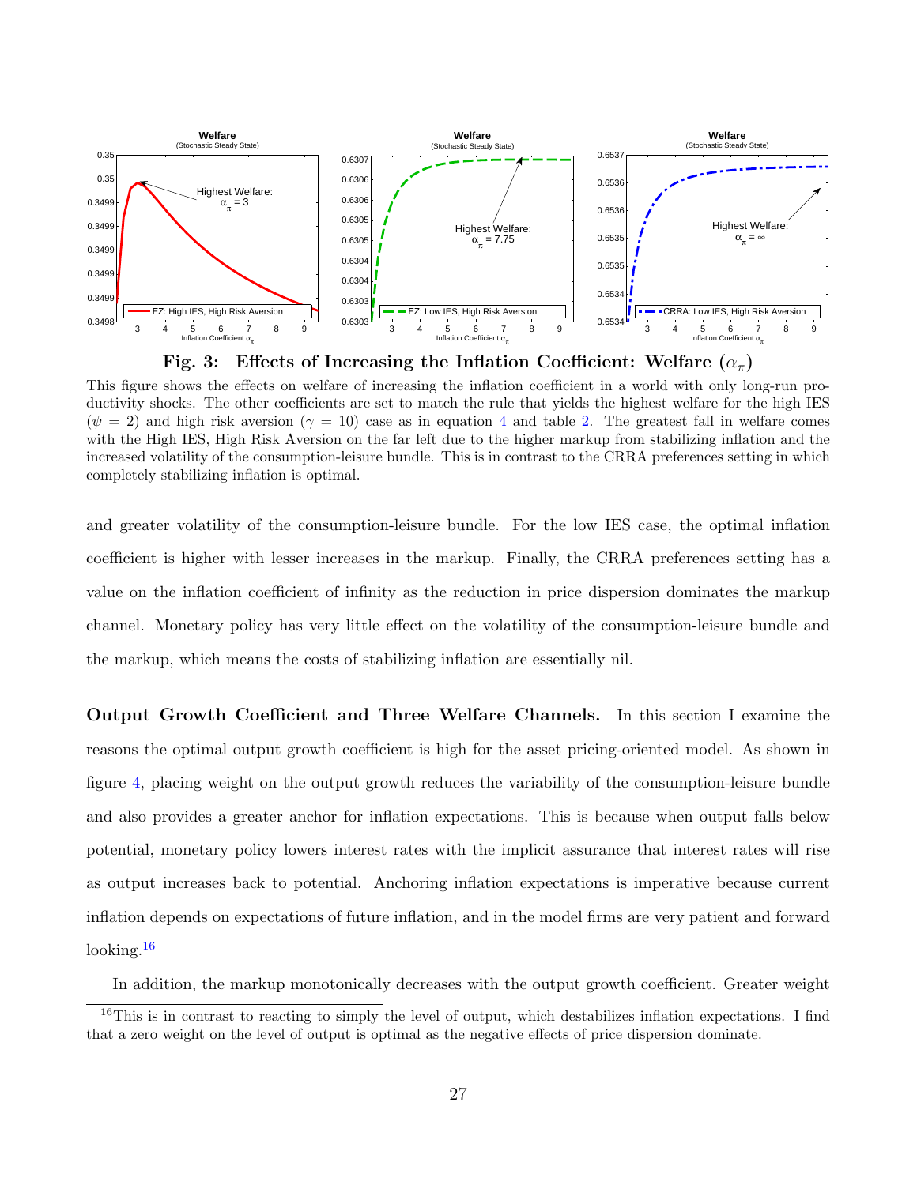**Fig. 3: Effects of Increasing the Inflation Coefficient: Welfare ($\alpha_\pi$)**

This figure shows the effects on welfare of increasing the inflation coefficient in a world with only long-run productivity shocks. The other coefficients are set to match the rule that yields the highest welfare for the high IES ($\psi = 2$) and high risk aversion ($\gamma = 10$) case as in equation 4 and table 2. The greatest fall in welfare comes with the High IES, High Risk Aversion on the far left due to the higher markup from stabilizing inflation and the increased volatility of the consumption-leisure bundle. This is in contrast to the CRRA preferences setting in which completely stabilizing inflation is optimal.

and greater volatility of the consumption-leisure bundle. For the low IES case, the optimal inflation coefficient is higher with lesser increases in the markup. Finally, the CRRA preferences setting has a value on the inflation coefficient of infinity as the reduction in price dispersion dominates the markup channel. Monetary policy has very little effect on the volatility of the consumption-leisure bundle and the markup, which means the costs of stabilizing inflation are essentially nil.

**Output Growth Coefficient and Three Welfare Channels.** In this section I examine the reasons the optimal output growth coefficient is high for the asset pricing-oriented model. As shown in figure 4, placing weight on the output growth reduces the variability of the consumption-leisure bundle and also provides a greater anchor for inflation expectations. This is because when output falls below potential, monetary policy lowers interest rates with the implicit assurance that interest rates will rise as output increases back to potential. Anchoring inflation expectations is imperative because current inflation depends on expectations of future inflation, and in the model firms are very patient and forward looking.[16]

In addition, the markup monotonically decreases with the output growth coefficient. Greater weight

[16] This is in contrast to reacting to simply the level of output, which destabilizes inflation expectations. I find that a zero weight on the level of output is optimal as the negative effects of price dispersion dominate.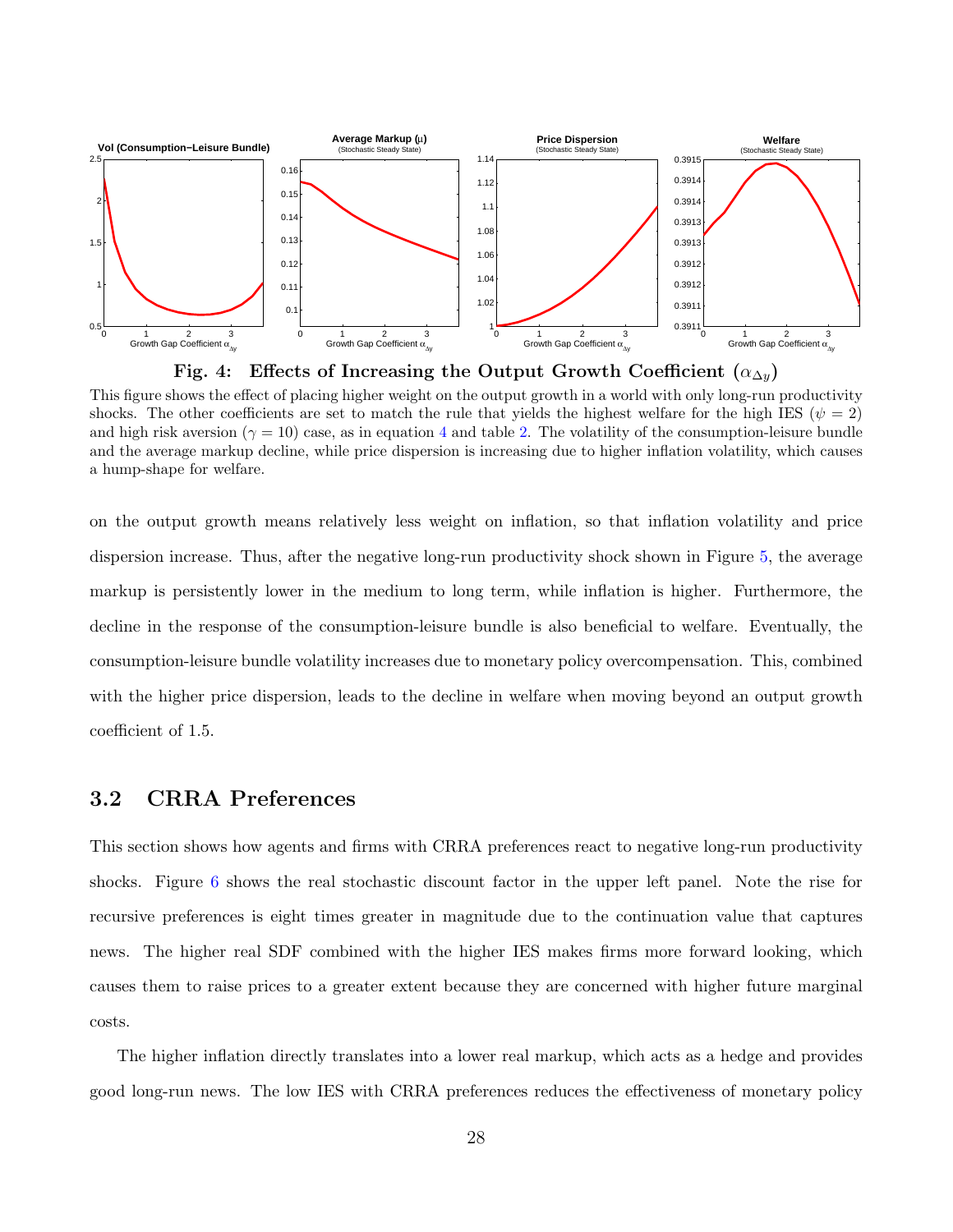**Fig. 4: Effects of Increasing the Output Growth Coefficient ($\alpha_{\Delta y}$)**

This figure shows the effect of placing higher weight on the output growth in a world with only long-run productivity shocks. The other coefficients are set to match the rule that yields the highest welfare for the high IES ($\psi = 2$) and high risk aversion ($\gamma = 10$) case, as in equation 4 and table 2. The volatility of the consumption-leisure bundle and the average markup decline, while price dispersion is increasing due to higher inflation volatility, which causes a hump-shape for welfare.

on the output growth means relatively less weight on inflation, so that inflation volatility and price dispersion increase. Thus, after the negative long-run productivity shock shown in Figure 5, the average markup is persistently lower in the medium to long term, while inflation is higher. Furthermore, the decline in the response of the consumption-leisure bundle is also beneficial to welfare. Eventually, the consumption-leisure bundle volatility increases due to monetary policy overcompensation. This, combined with the higher price dispersion, leads to the decline in welfare when moving beyond an output growth coefficient of 1.5.

## 3.2 CRRA Preferences

This section shows how agents and firms with CRRA preferences react to negative long-run productivity shocks. Figure 6 shows the real stochastic discount factor in the upper left panel. Note the rise for recursive preferences is eight times greater in magnitude due to the continuation value that captures news. The higher real SDF combined with the higher IES makes firms more forward looking, which causes them to raise prices to a greater extent because they are concerned with higher future marginal costs.

The higher inflation directly translates into a lower real markup, which acts as a hedge and provides good long-run news. The low IES with CRRA preferences reduces the effectiveness of monetary policy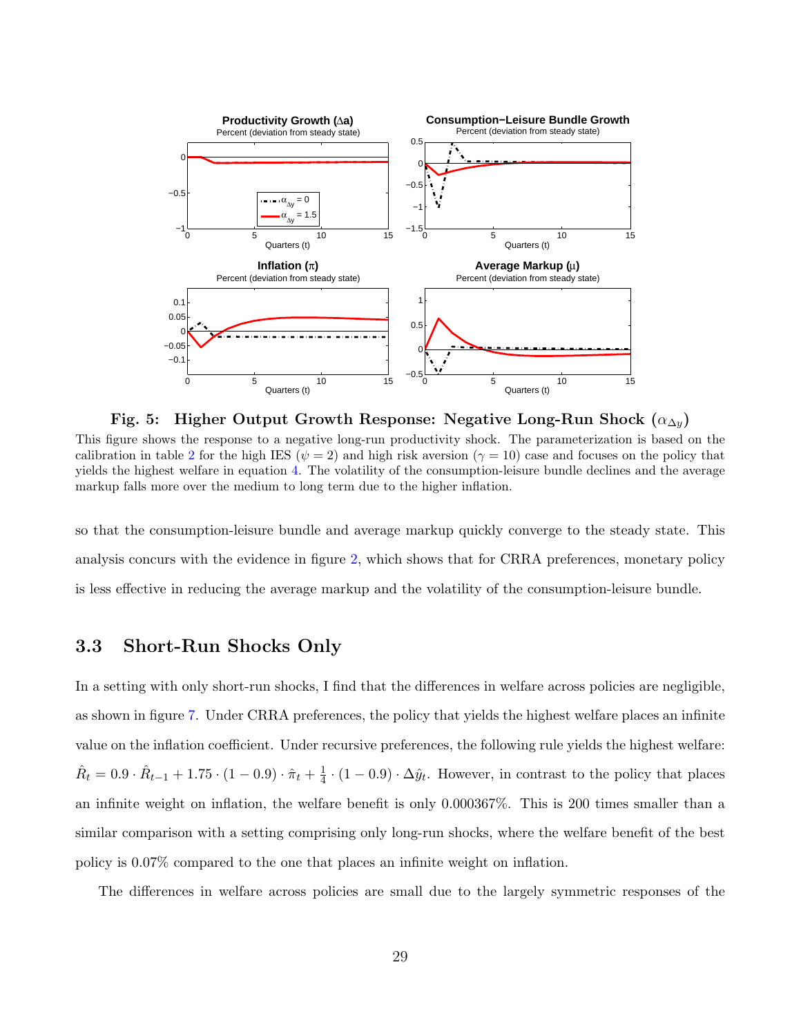**Fig. 5: Higher Output Growth Response: Negative Long-Run Shock ($\alpha_{\Delta y}$)**
This figure shows the response to a negative long-run productivity shock. The parameterization is based on the calibration in table 2 for the high IES ($\psi = 2$) and high risk aversion ($\gamma = 10$) case and focuses on the policy that yields the highest welfare in equation 4. The volatility of the consumption-leisure bundle declines and the average markup falls more over the medium to long term due to the higher inflation.

so that the consumption-leisure bundle and average markup quickly converge to the steady state. This analysis concurs with the evidence in figure 2, which shows that for CRRA preferences, monetary policy is less effective in reducing the average markup and the volatility of the consumption-leisure bundle.

## 3.3 Short-Run Shocks Only

In a setting with only short-run shocks, I find that the differences in welfare across policies are negligible, as shown in figure 7. Under CRRA preferences, the policy that yields the highest welfare places an infinite value on the inflation coefficient. Under recursive preferences, the following rule yields the highest welfare: $\hat{R}_t = 0.9 \cdot \hat{R}_{t-1} + 1.75 \cdot (1 - 0.9) \cdot \hat{\pi}_t + \frac{1}{4} \cdot (1 - 0.9) \cdot \Delta\hat{y}_t$. However, in contrast to the policy that places an infinite weight on inflation, the welfare benefit is only 0.000367%. This is 200 times smaller than a similar comparison with a setting comprising only long-run shocks, where the welfare benefit of the best policy is 0.07% compared to the one that places an infinite weight on inflation.

The differences in welfare across policies are small due to the largely symmetric responses of the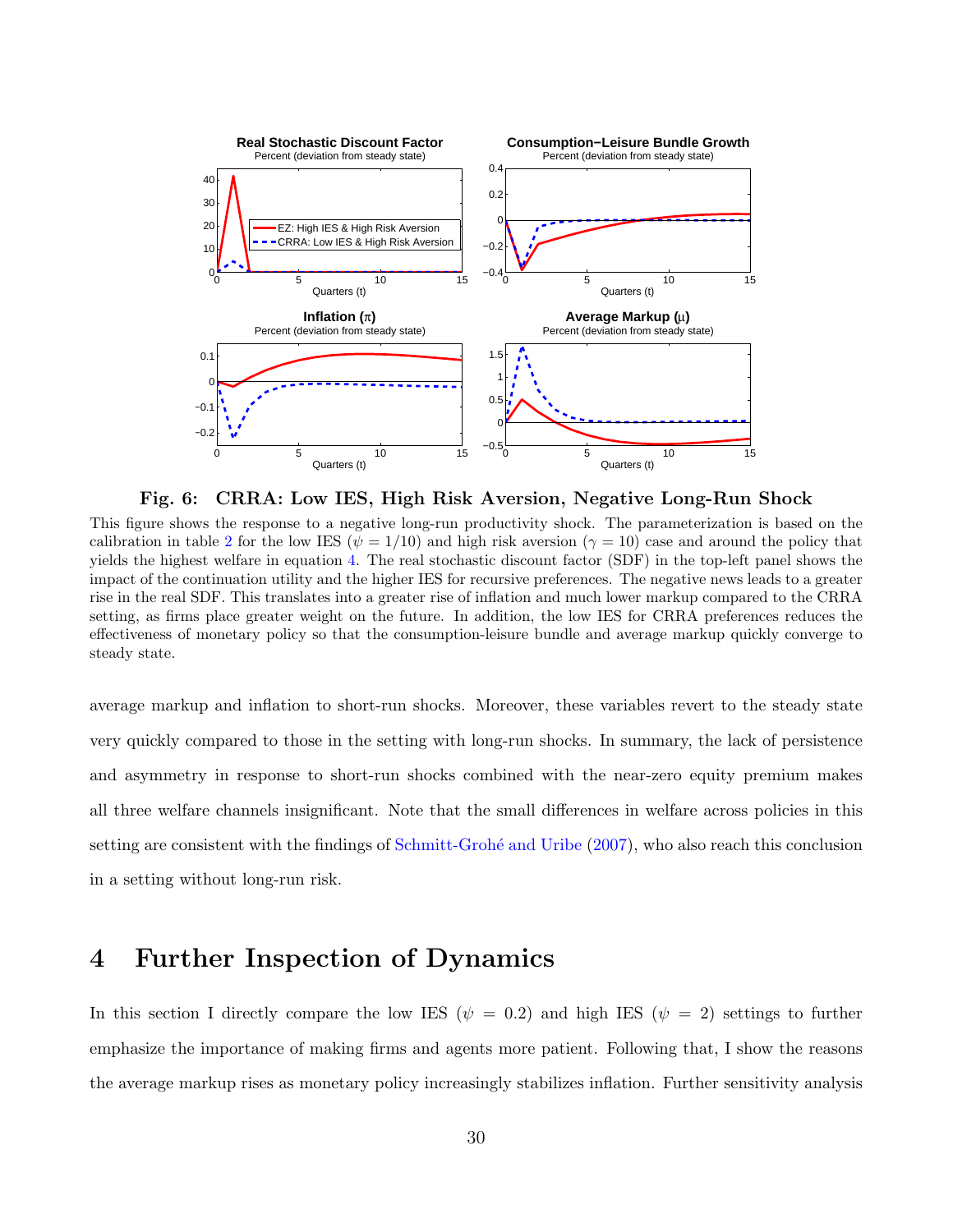Fig. 6: **CRRA: Low IES, High Risk Aversion, Negative Long-Run Shock**

This figure shows the response to a negative long-run productivity shock. The parameterization is based on the calibration in table 2 for the low IES ($\psi = 1/10$) and high risk aversion ($\gamma = 10$) case and around the policy that yields the highest welfare in equation 4. The real stochastic discount factor (SDF) in the top-left panel shows the impact of the continuation utility and the higher IES for recursive preferences. The negative news leads to a greater rise in the real SDF. This translates into a greater rise of inflation and much lower markup compared to the CRRA setting, as firms place greater weight on the future. In addition, the low IES for CRRA preferences reduces the effectiveness of monetary policy so that the consumption-leisure bundle and average markup quickly converge to steady state.

average markup and inflation to short-run shocks. Moreover, these variables revert to the steady state very quickly compared to those in the setting with long-run shocks. In summary, the lack of persistence and asymmetry in response to short-run shocks combined with the near-zero equity premium makes all three welfare channels insignificant. Note that the small differences in welfare across policies in this setting are consistent with the findings of Schmitt-Grohé and Uribe (2007), who also reach this conclusion in a setting without long-run risk.

# 4 Further Inspection of Dynamics

In this section I directly compare the low IES ($\psi = 0.2$) and high IES ($\psi = 2$) settings to further emphasize the importance of making firms and agents more patient. Following that, I show the reasons the average markup rises as monetary policy increasingly stabilizes inflation. Further sensitivity analysis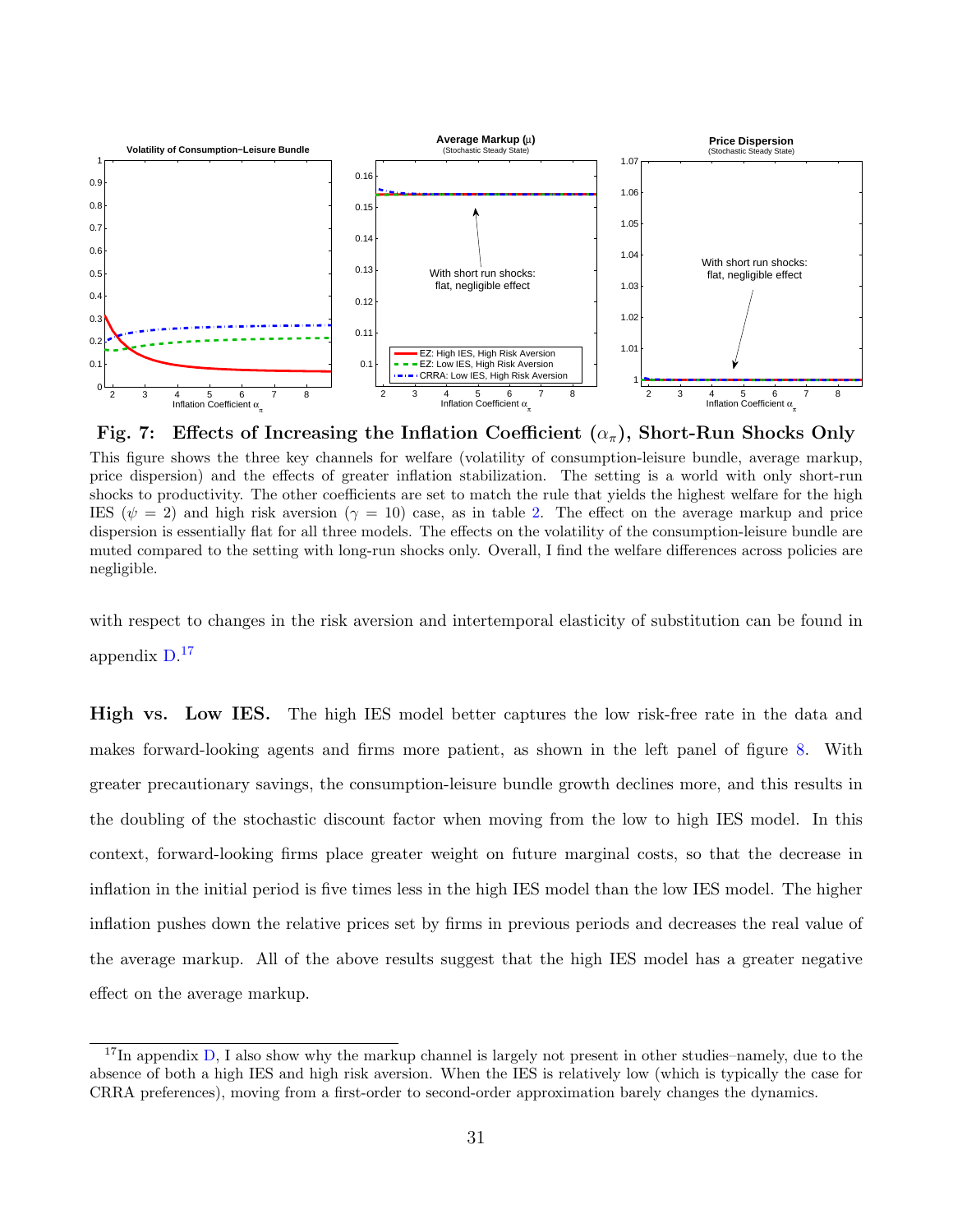**Fig. 7: Effects of Increasing the Inflation Coefficient ($\alpha_\pi$), Short-Run Shocks Only** This figure shows the three key channels for welfare (volatility of consumption-leisure bundle, average markup, price dispersion) and the effects of greater inflation stabilization. The setting is a world with only short-run shocks to productivity. The other coefficients are set to match the rule that yields the highest welfare for the high IES ($\psi = 2$) and high risk aversion ($\gamma = 10$) case, as in table 2. The effect on the average markup and price dispersion is essentially flat for all three models. The effects on the volatility of the consumption-leisure bundle are muted compared to the setting with long-run shocks only. Overall, I find the welfare differences across policies are negligible.

with respect to changes in the risk aversion and intertemporal elasticity of substitution can be found in appendix D.[17]

**High vs. Low IES.** The high IES model better captures the low risk-free rate in the data and makes forward-looking agents and firms more patient, as shown in the left panel of figure 8. With greater precautionary savings, the consumption-leisure bundle growth declines more, and this results in the doubling of the stochastic discount factor when moving from the low to high IES model. In this context, forward-looking firms place greater weight on future marginal costs, so that the decrease in inflation in the initial period is five times less in the high IES model than the low IES model. The higher inflation pushes down the relative prices set by firms in previous periods and decreases the real value of the average markup. All of the above results suggest that the high IES model has a greater negative effect on the average markup.

[17] In appendix D, I also show why the markup channel is largely not present in other studies–namely, due to the absence of both a high IES and high risk aversion. When the IES is relatively low (which is typically the case for CRRA preferences), moving from a first-order to second-order approximation barely changes the dynamics.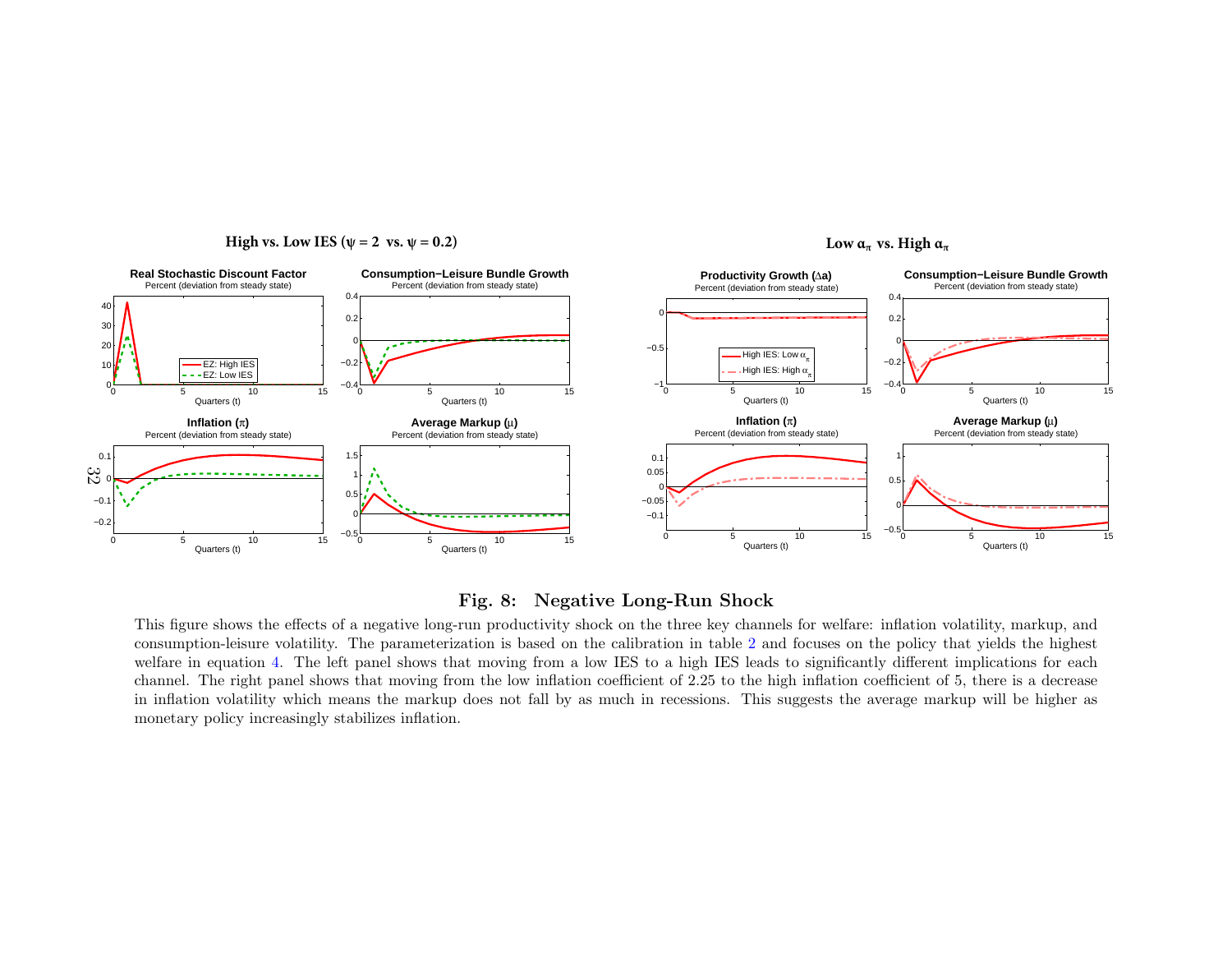**High vs. Low IES ($\psi = 2$ vs. $\psi = 0.2$)**

**Low $\alpha_\pi$ vs. High $\alpha_\pi$**

**Fig. 8: Negative Long-Run Shock**

This figure shows the effects of a negative long-run productivity shock on the three key channels for welfare: inflation volatility, markup, and consumption-leisure volatility. The parameterization is based on the calibration in table 2 and focuses on the policy that yields the highest welfare in equation 4. The left panel shows that moving from a low IES to a high IES leads to significantly different implications for each channel. The right panel shows that moving from the low inflation coefficient of 2.25 to the high inflation coefficient of 5, there is a decrease in inflation volatility which means the markup does not fall by as much in recessions. This suggests the average markup will be higher as monetary policy increasingly stabilizes inflation.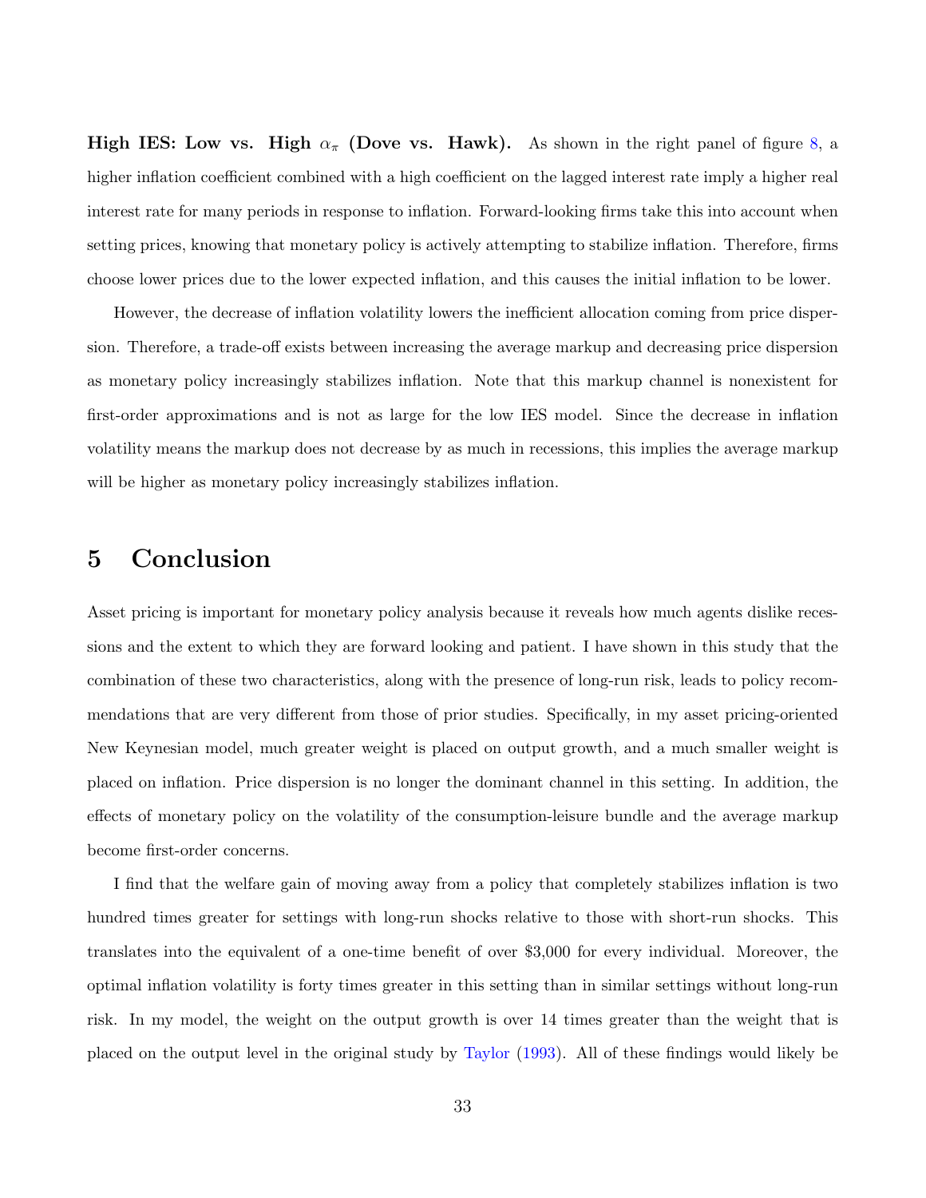**High IES: Low vs. High $\alpha_\pi$ (Dove vs. Hawk).** As shown in the right panel of figure 8, a higher inflation coefficient combined with a high coefficient on the lagged interest rate imply a higher real interest rate for many periods in response to inflation. Forward-looking firms take this into account when setting prices, knowing that monetary policy is actively attempting to stabilize inflation. Therefore, firms choose lower prices due to the lower expected inflation, and this causes the initial inflation to be lower.

However, the decrease of inflation volatility lowers the inefficient allocation coming from price dispersion. Therefore, a trade-off exists between increasing the average markup and decreasing price dispersion as monetary policy increasingly stabilizes inflation. Note that this markup channel is nonexistent for first-order approximations and is not as large for the low IES model. Since the decrease in inflation volatility means the markup does not decrease by as much in recessions, this implies the average markup will be higher as monetary policy increasingly stabilizes inflation.

# 5 Conclusion

Asset pricing is important for monetary policy analysis because it reveals how much agents dislike recessions and the extent to which they are forward looking and patient. I have shown in this study that the combination of these two characteristics, along with the presence of long-run risk, leads to policy recommendations that are very different from those of prior studies. Specifically, in my asset pricing-oriented New Keynesian model, much greater weight is placed on output growth, and a much smaller weight is placed on inflation. Price dispersion is no longer the dominant channel in this setting. In addition, the effects of monetary policy on the volatility of the consumption-leisure bundle and the average markup become first-order concerns.

I find that the welfare gain of moving away from a policy that completely stabilizes inflation is two hundred times greater for settings with long-run shocks relative to those with short-run shocks. This translates into the equivalent of a one-time benefit of over \$3,000 for every individual. Moreover, the optimal inflation volatility is forty times greater in this setting than in similar settings without long-run risk. In my model, the weight on the output growth is over 14 times greater than the weight that is placed on the output level in the original study by Taylor (1993). All of these findings would likely be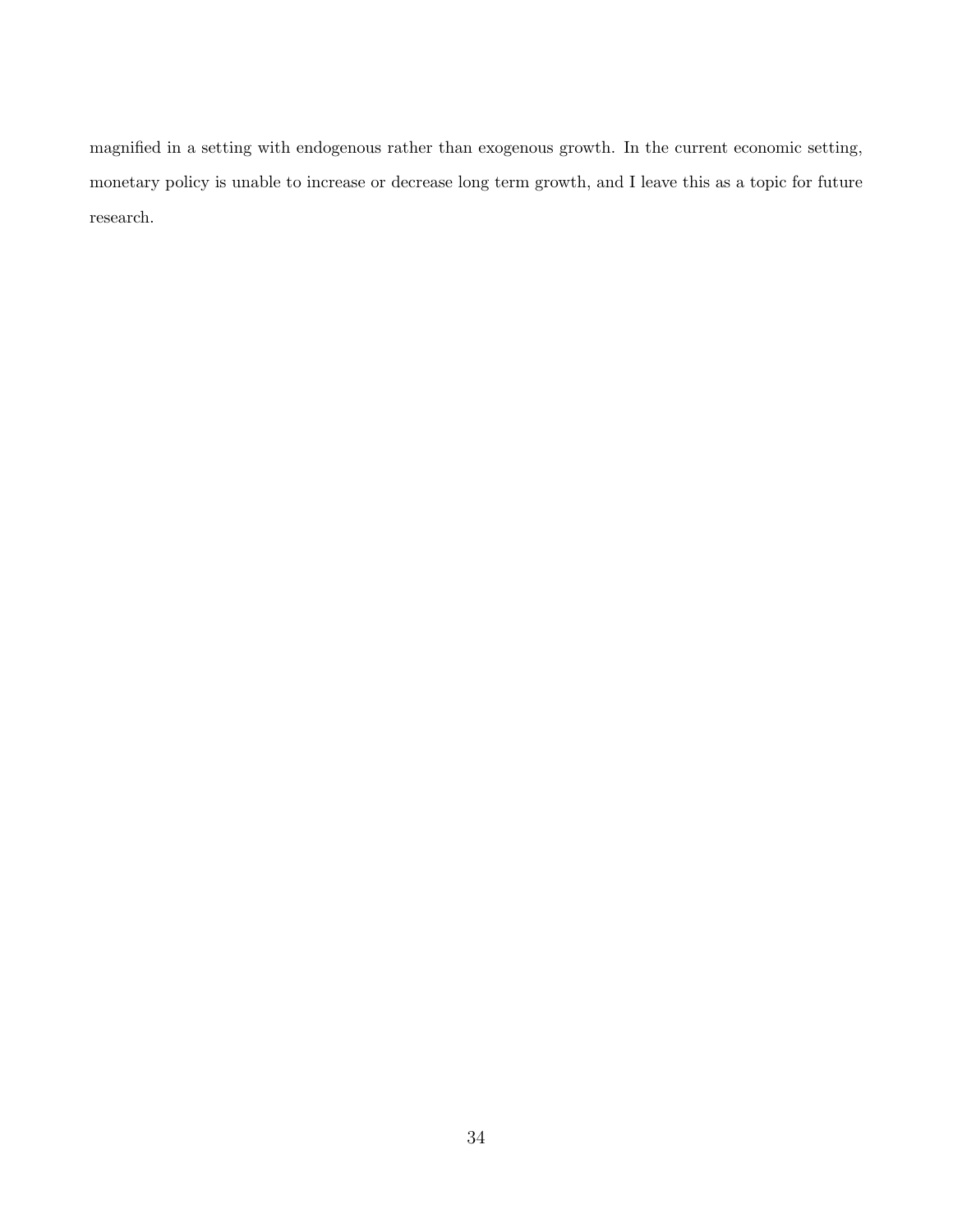magnified in a setting with endogenous rather than exogenous growth. In the current economic setting, monetary policy is unable to increase or decrease long term growth, and I leave this as a topic for future research.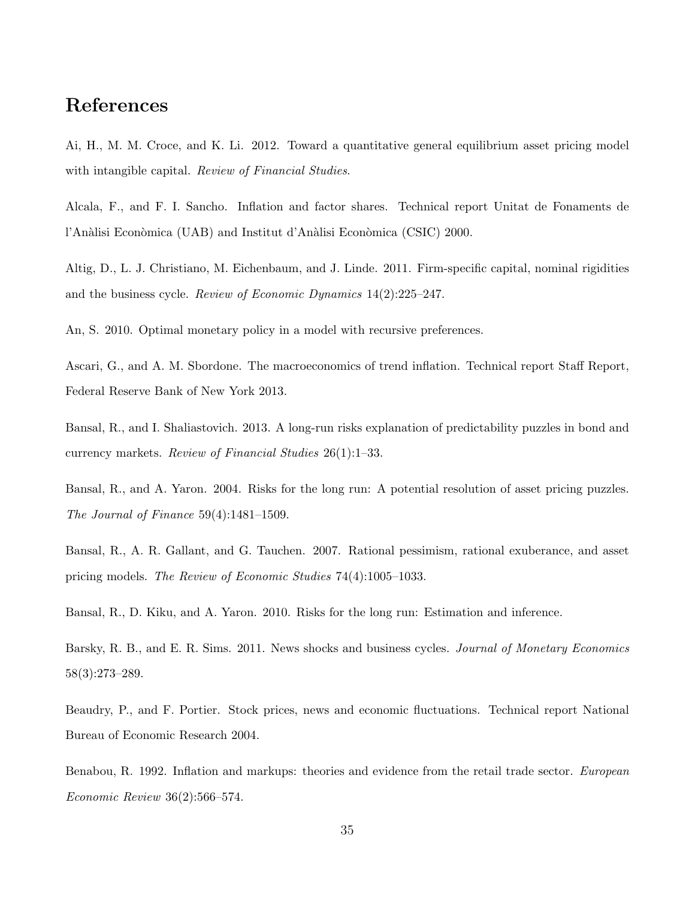# References

Ai, H., M. M. Croce, and K. Li. 2012. Toward a quantitative general equilibrium asset pricing model with intangible capital. *Review of Financial Studies*.

Alcala, F., and F. I. Sancho. Inflation and factor shares. Technical report Unitat de Fonaments de l'Anàlisi Econòmica (UAB) and Institut d'Anàlisi Econòmica (CSIC) 2000.

Altig, D., L. J. Christiano, M. Eichenbaum, and J. Linde. 2011. Firm-specific capital, nominal rigidities and the business cycle. *Review of Economic Dynamics* 14(2):225–247.

An, S. 2010. Optimal monetary policy in a model with recursive preferences.

Ascari, G., and A. M. Sbordone. The macroeconomics of trend inflation. Technical report Staff Report, Federal Reserve Bank of New York 2013.

Bansal, R., and I. Shaliastovich. 2013. A long-run risks explanation of predictability puzzles in bond and currency markets. *Review of Financial Studies* 26(1):1–33.

Bansal, R., and A. Yaron. 2004. Risks for the long run: A potential resolution of asset pricing puzzles. *The Journal of Finance* 59(4):1481–1509.

Bansal, R., A. R. Gallant, and G. Tauchen. 2007. Rational pessimism, rational exuberance, and asset pricing models. *The Review of Economic Studies* 74(4):1005–1033.

Bansal, R., D. Kiku, and A. Yaron. 2010. Risks for the long run: Estimation and inference.

Barsky, R. B., and E. R. Sims. 2011. News shocks and business cycles. *Journal of Monetary Economics* 58(3):273–289.

Beaudry, P., and F. Portier. Stock prices, news and economic fluctuations. Technical report National Bureau of Economic Research 2004.

Benabou, R. 1992. Inflation and markups: theories and evidence from the retail trade sector. *European Economic Review* 36(2):566–574.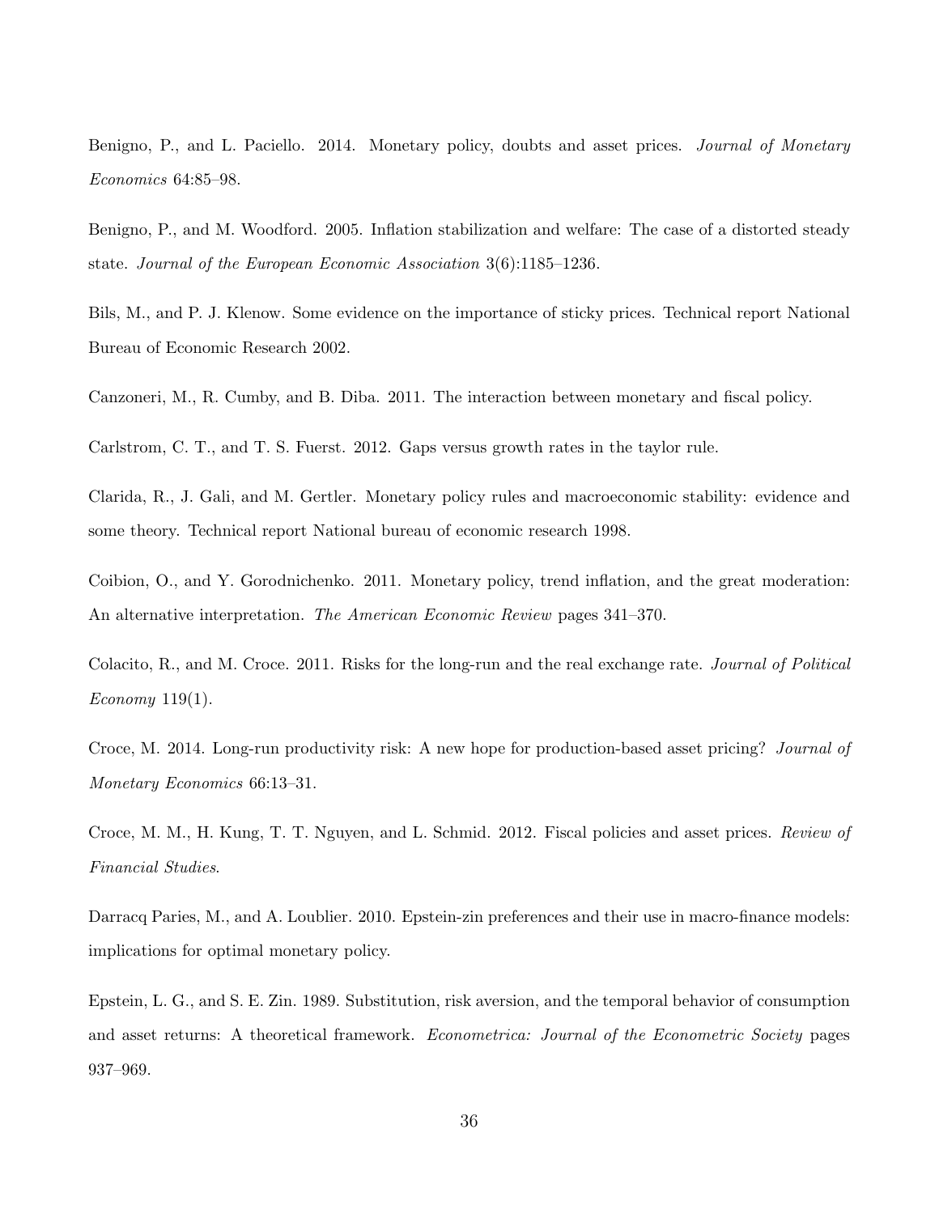Benigno, P., and L. Paciello. 2014. Monetary policy, doubts and asset prices. *Journal of Monetary Economics* 64:85–98.

Benigno, P., and M. Woodford. 2005. Inflation stabilization and welfare: The case of a distorted steady state. *Journal of the European Economic Association* 3(6):1185–1236.

Bils, M., and P. J. Klenow. Some evidence on the importance of sticky prices. Technical report National Bureau of Economic Research 2002.

Canzoneri, M., R. Cumby, and B. Diba. 2011. The interaction between monetary and fiscal policy.

Carlstrom, C. T., and T. S. Fuerst. 2012. Gaps versus growth rates in the taylor rule.

Clarida, R., J. Gali, and M. Gertler. Monetary policy rules and macroeconomic stability: evidence and some theory. Technical report National bureau of economic research 1998.

Coibion, O., and Y. Gorodnichenko. 2011. Monetary policy, trend inflation, and the great moderation: An alternative interpretation. *The American Economic Review* pages 341–370.

Colacito, R., and M. Croce. 2011. Risks for the long-run and the real exchange rate. *Journal of Political Economy* 119(1).

Croce, M. 2014. Long-run productivity risk: A new hope for production-based asset pricing? *Journal of Monetary Economics* 66:13–31.

Croce, M. M., H. Kung, T. T. Nguyen, and L. Schmid. 2012. Fiscal policies and asset prices. *Review of Financial Studies*.

Darracq Paries, M., and A. Loublier. 2010. Epstein-zin preferences and their use in macro-finance models: implications for optimal monetary policy.

Epstein, L. G., and S. E. Zin. 1989. Substitution, risk aversion, and the temporal behavior of consumption and asset returns: A theoretical framework. *Econometrica: Journal of the Econometric Society* pages 937–969.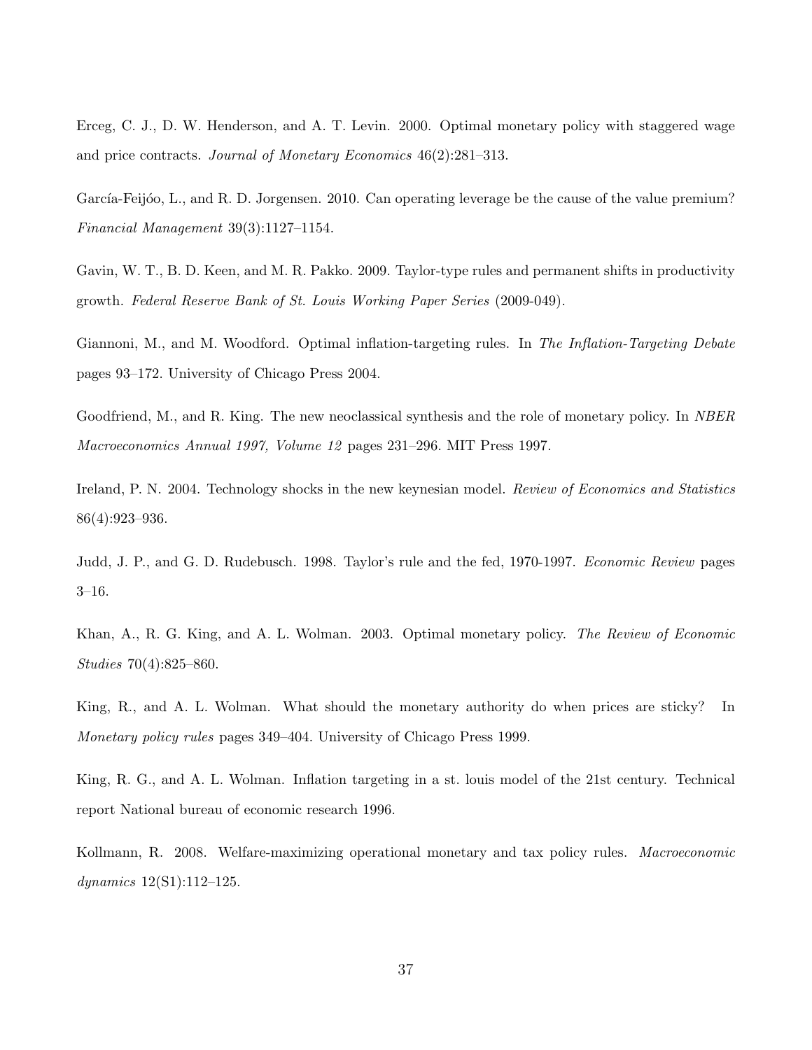Erceg, C. J., D. W. Henderson, and A. T. Levin. 2000. Optimal monetary policy with staggered wage and price contracts. *Journal of Monetary Economics* 46(2):281–313.

García-Feijóo, L., and R. D. Jorgensen. 2010. Can operating leverage be the cause of the value premium? *Financial Management* 39(3):1127–1154.

Gavin, W. T., B. D. Keen, and M. R. Pakko. 2009. Taylor-type rules and permanent shifts in productivity growth. *Federal Reserve Bank of St. Louis Working Paper Series* (2009-049).

Giannoni, M., and M. Woodford. Optimal inflation-targeting rules. In *The Inflation-Targeting Debate* pages 93–172. University of Chicago Press 2004.

Goodfriend, M., and R. King. The new neoclassical synthesis and the role of monetary policy. In *NBER Macroeconomics Annual 1997, Volume 12* pages 231–296. MIT Press 1997.

Ireland, P. N. 2004. Technology shocks in the new keynesian model. *Review of Economics and Statistics* 86(4):923–936.

Judd, J. P., and G. D. Rudebusch. 1998. Taylor's rule and the fed, 1970-1997. *Economic Review* pages 3–16.

Khan, A., R. G. King, and A. L. Wolman. 2003. Optimal monetary policy. *The Review of Economic Studies* 70(4):825–860.

King, R., and A. L. Wolman. What should the monetary authority do when prices are sticky? In *Monetary policy rules* pages 349–404. University of Chicago Press 1999.

King, R. G., and A. L. Wolman. Inflation targeting in a st. louis model of the 21st century. Technical report National bureau of economic research 1996.

Kollmann, R. 2008. Welfare-maximizing operational monetary and tax policy rules. *Macroeconomic dynamics* 12(S1):112–125.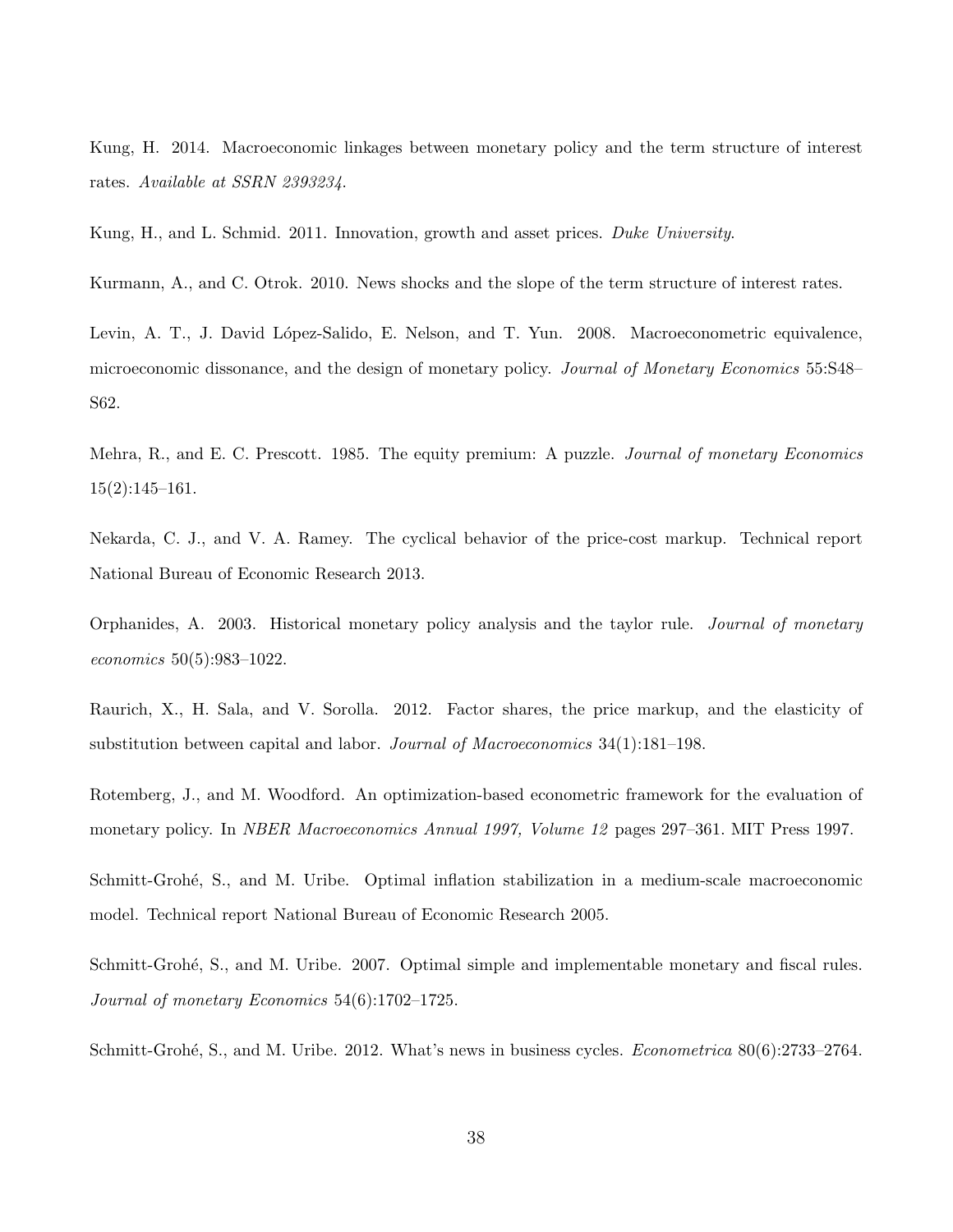Kung, H. 2014. Macroeconomic linkages between monetary policy and the term structure of interest rates. *Available at SSRN 2393234*.

Kung, H., and L. Schmid. 2011. Innovation, growth and asset prices. *Duke University*.

Kurmann, A., and C. Otrok. 2010. News shocks and the slope of the term structure of interest rates.

Levin, A. T., J. David López-Salido, E. Nelson, and T. Yun. 2008. Macroeconometric equivalence, microeconomic dissonance, and the design of monetary policy. *Journal of Monetary Economics* 55:S48–S62.

Mehra, R., and E. C. Prescott. 1985. The equity premium: A puzzle. *Journal of monetary Economics* 15(2):145–161.

Nekarda, C. J., and V. A. Ramey. The cyclical behavior of the price-cost markup. Technical report National Bureau of Economic Research 2013.

Orphanides, A. 2003. Historical monetary policy analysis and the taylor rule. *Journal of monetary economics* 50(5):983–1022.

Raurich, X., H. Sala, and V. Sorolla. 2012. Factor shares, the price markup, and the elasticity of substitution between capital and labor. *Journal of Macroeconomics* 34(1):181–198.

Rotemberg, J., and M. Woodford. An optimization-based econometric framework for the evaluation of monetary policy. In *NBER Macroeconomics Annual 1997, Volume 12* pages 297–361. MIT Press 1997.

Schmitt-Grohé, S., and M. Uribe. Optimal inflation stabilization in a medium-scale macroeconomic model. Technical report National Bureau of Economic Research 2005.

Schmitt-Grohé, S., and M. Uribe. 2007. Optimal simple and implementable monetary and fiscal rules. *Journal of monetary Economics* 54(6):1702–1725.

Schmitt-Grohé, S., and M. Uribe. 2012. What's news in business cycles. *Econometrica* 80(6):2733–2764.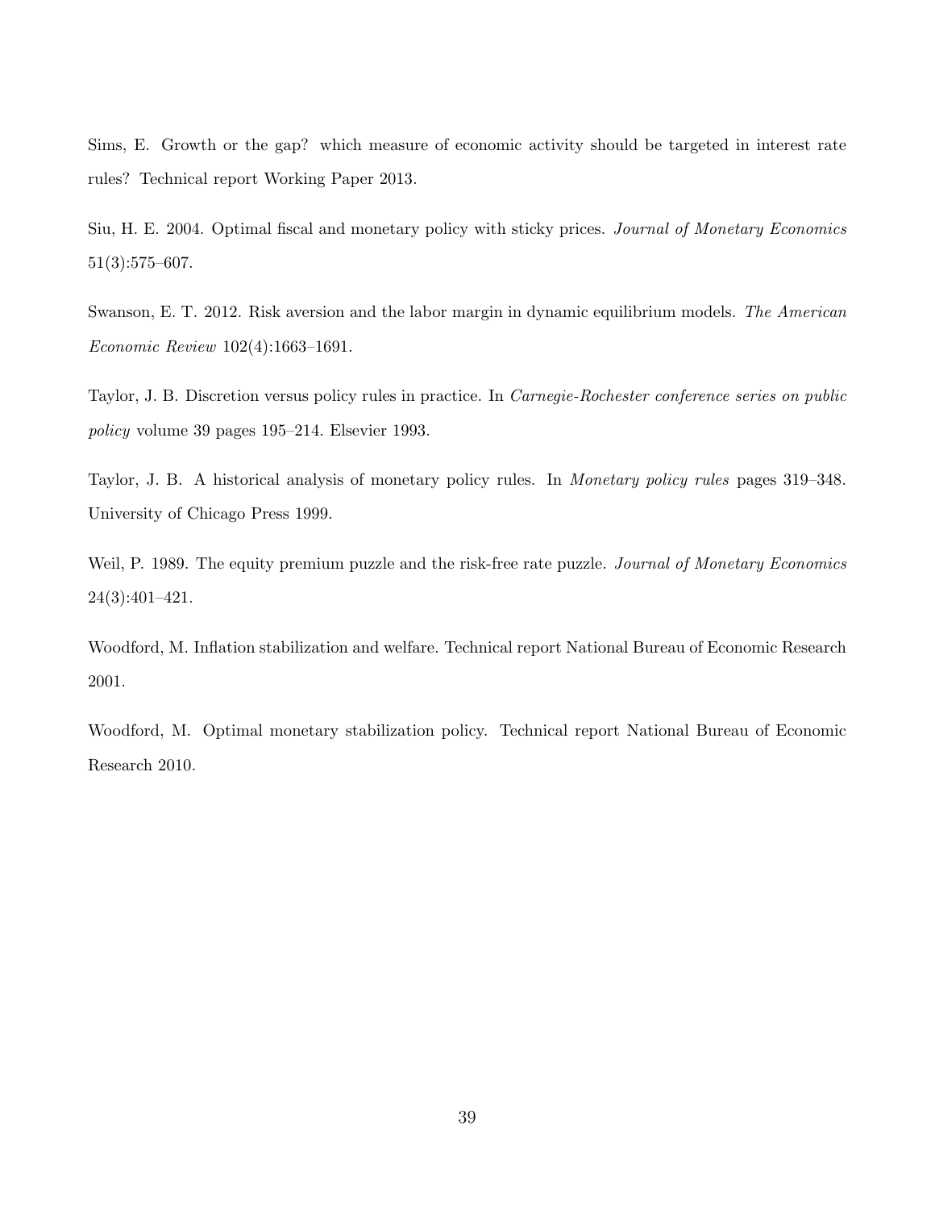Sims, E. Growth or the gap? which measure of economic activity should be targeted in interest rate rules? Technical report Working Paper 2013.

Siu, H. E. 2004. Optimal fiscal and monetary policy with sticky prices. *Journal of Monetary Economics* 51(3):575–607.

Swanson, E. T. 2012. Risk aversion and the labor margin in dynamic equilibrium models. *The American Economic Review* 102(4):1663–1691.

Taylor, J. B. Discretion versus policy rules in practice. In *Carnegie-Rochester conference series on public policy* volume 39 pages 195–214. Elsevier 1993.

Taylor, J. B. A historical analysis of monetary policy rules. In *Monetary policy rules* pages 319–348. University of Chicago Press 1999.

Weil, P. 1989. The equity premium puzzle and the risk-free rate puzzle. *Journal of Monetary Economics* 24(3):401–421.

Woodford, M. Inflation stabilization and welfare. Technical report National Bureau of Economic Research 2001.

Woodford, M. Optimal monetary stabilization policy. Technical report National Bureau of Economic Research 2010.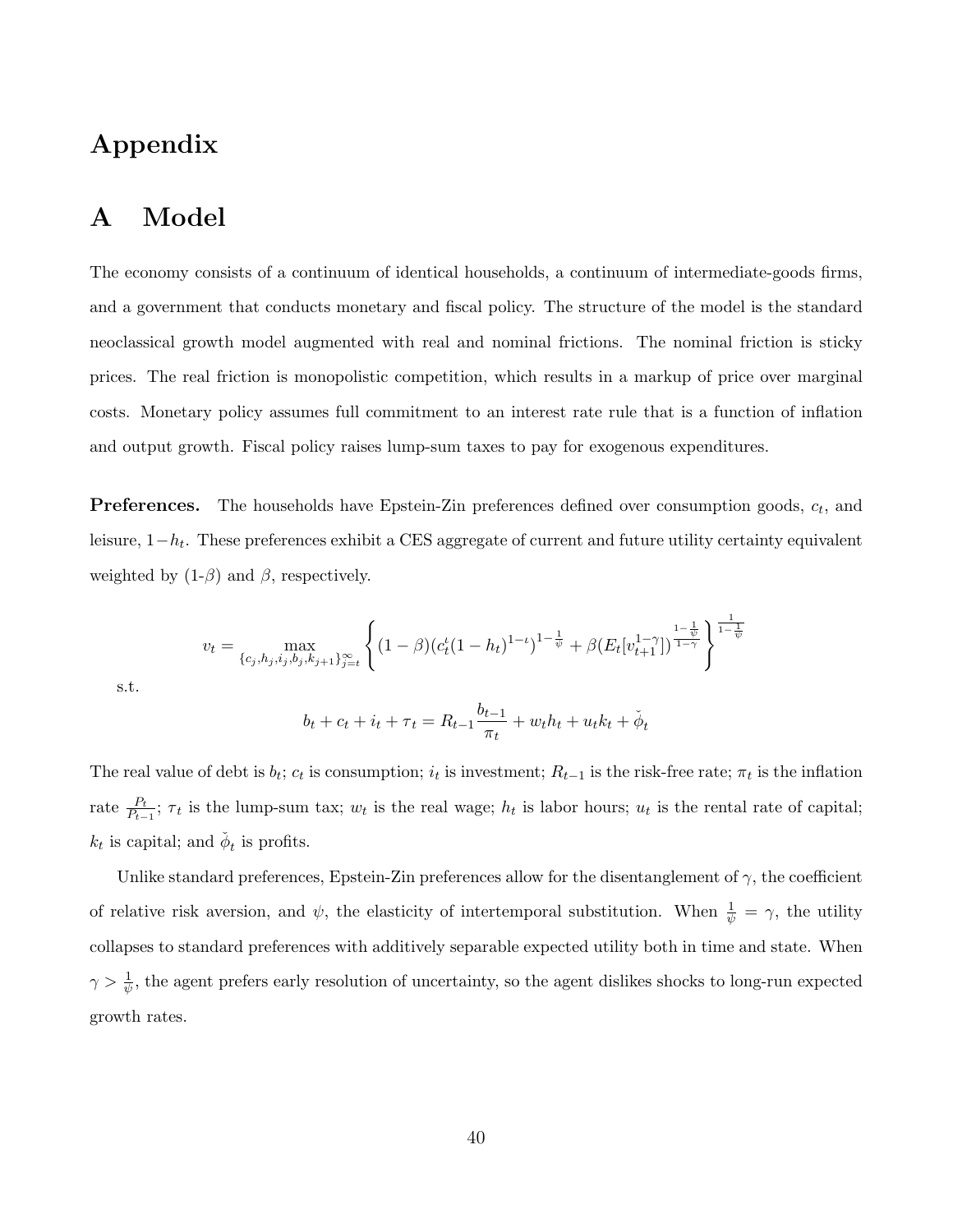# Appendix

## A Model

The economy consists of a continuum of identical households, a continuum of intermediate-goods firms, and a government that conducts monetary and fiscal policy. The structure of the model is the standard neoclassical growth model augmented with real and nominal frictions. The nominal friction is sticky prices. The real friction is monopolistic competition, which results in a markup of price over marginal costs. Monetary policy assumes full commitment to an interest rate rule that is a function of inflation and output growth. Fiscal policy raises lump-sum taxes to pay for exogenous expenditures.

**Preferences.** The households have Epstein-Zin preferences defined over consumption goods, $c_t$, and leisure, $1-h_t$. These preferences exhibit a CES aggregate of current and future utility certainty equivalent weighted by (1-$\beta$) and $\beta$, respectively.

$$v_t = \max_{\{c_j, h_j, i_j, b_j, k_{j+1}\}_{j=t}^{\infty}} \left\{ (1-\beta)(c_t^{\iota}(1-h_t)^{1-\iota})^{1-\frac{1}{\psi}} + \beta(E_t[v_{t+1}^{1-\gamma}])^{\frac{1-\frac{1}{\psi}}{1-\gamma}} \right\}^{\frac{1}{1-\frac{1}{\psi}}}$$

s.t.

$$b_t + c_t + i_t + \tau_t = R_{t-1}\frac{b_{t-1}}{\pi_t} + w_t h_t + u_t k_t + \check{\phi}_t$$

The real value of debt is $b_t$; $c_t$ is consumption; $i_t$ is investment; $R_{t-1}$ is the risk-free rate; $\pi_t$ is the inflation rate $\frac{P_t}{P_{t-1}}$; $\tau_t$ is the lump-sum tax; $w_t$ is the real wage; $h_t$ is labor hours; $u_t$ is the rental rate of capital; $k_t$ is capital; and $\check{\phi}_t$ is profits.

Unlike standard preferences, Epstein-Zin preferences allow for the disentanglement of $\gamma$, the coefficient of relative risk aversion, and $\psi$, the elasticity of intertemporal substitution. When $\frac{1}{\psi} = \gamma$, the utility collapses to standard preferences with additively separable expected utility both in time and state. When $\gamma > \frac{1}{\psi}$, the agent prefers early resolution of uncertainty, so the agent dislikes shocks to long-run expected growth rates.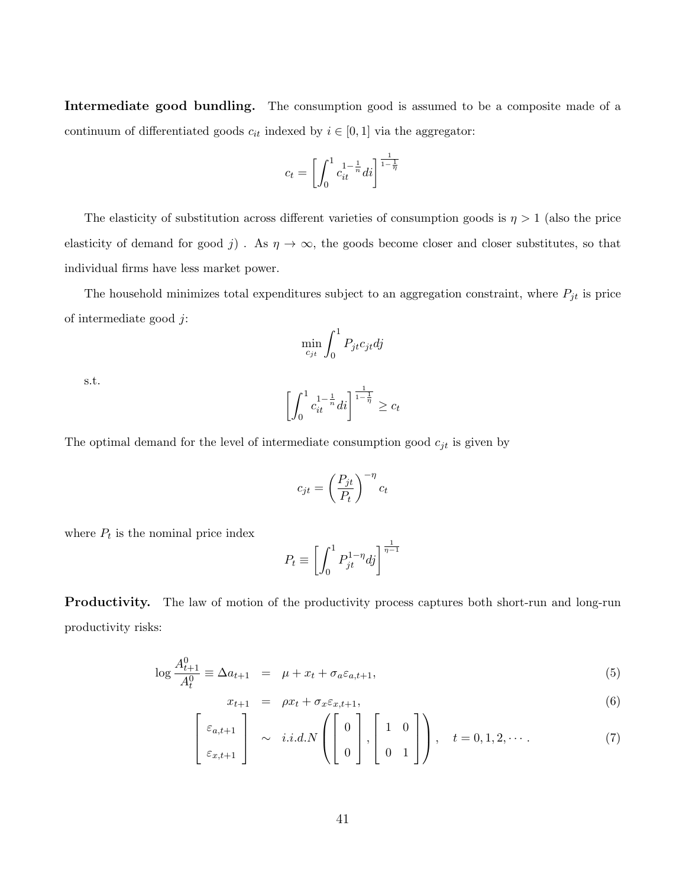**Intermediate good bundling.** The consumption good is assumed to be a composite made of a continuum of differentiated goods $c_{it}$ indexed by $i \in [0,1]$ via the aggregator:

$$c_t = \left[ \int_0^1 c_{it}^{1-\frac{1}{n}} di \right]^{\frac{1}{1-\frac{1}{\eta}}}$$

The elasticity of substitution across different varieties of consumption goods is $\eta > 1$ (also the price elasticity of demand for good $j$) . As $\eta \to \infty$, the goods become closer and closer substitutes, so that individual firms have less market power.

The household minimizes total expenditures subject to an aggregation constraint, where $P_{jt}$ is price of intermediate good $j$:

$$\min_{c_{jt}} \int_0^1 P_{jt} c_{jt} dj$$

s.t.

$$\left[ \int_0^1 c_{it}^{1-\frac{1}{n}} di \right]^{\frac{1}{1-\frac{1}{\eta}}} \geq c_t$$

The optimal demand for the level of intermediate consumption good $c_{jt}$ is given by

$$c_{jt} = \left( \frac{P_{jt}}{P_t} \right)^{-\eta} c_t$$

where $P_t$ is the nominal price index

$$P_t \equiv \left[ \int_0^1 P_{jt}^{1-\eta} dj \right]^{\frac{1}{\eta-1}}$$

**Productivity.** The law of motion of the productivity process captures both short-run and long-run productivity risks:

$$\log \frac{A_{t+1}^0}{A_t^0} \equiv \Delta a_{t+1} = \mu + x_t + \sigma_a \varepsilon_{a,t+1}, \tag{5}$$

$$x_{t+1} = \rho x_t + \sigma_x \varepsilon_{x,t+1}, \tag{6}$$

$$\begin{bmatrix} \varepsilon_{a,t+1} \\ \varepsilon_{x,t+1} \end{bmatrix} \sim i.i.d.N \left( \begin{bmatrix} 0 \\ 0 \end{bmatrix}, \begin{bmatrix} 1 & 0 \\ 0 & 1 \end{bmatrix} \right), \quad t = 0, 1, 2, \cdots. \tag{7}$$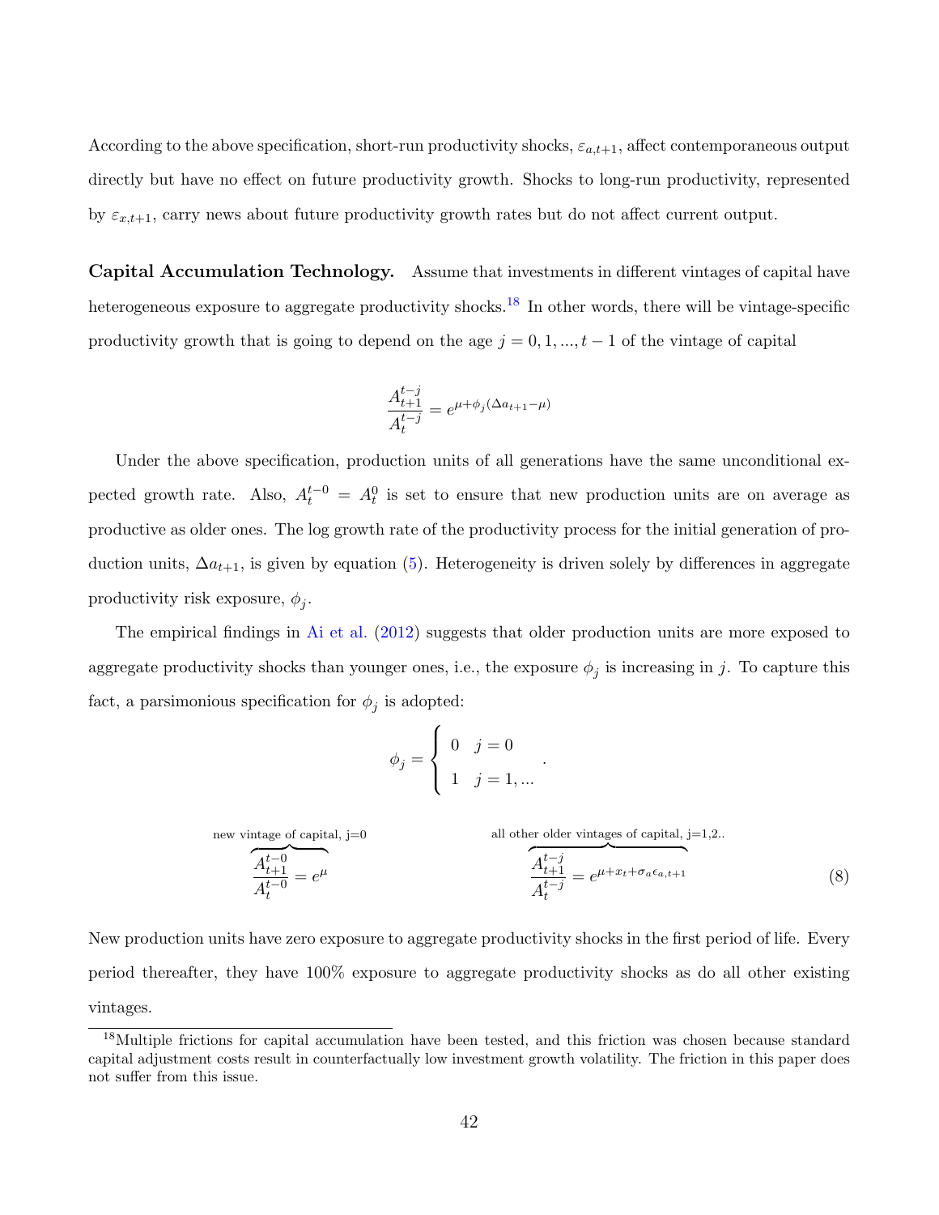According to the above specification, short-run productivity shocks, $\varepsilon_{a,t+1}$, affect contemporaneous output directly but have no effect on future productivity growth. Shocks to long-run productivity, represented by $\varepsilon_{x,t+1}$, carry news about future productivity growth rates but do not affect current output.

**Capital Accumulation Technology.** Assume that investments in different vintages of capital have heterogeneous exposure to aggregate productivity shocks.[18] In other words, there will be vintage-specific productivity growth that is going to depend on the age $j = 0, 1, ..., t-1$ of the vintage of capital

$$\frac{A_{t+1}^{t-j}}{A_t^{t-j}} = e^{\mu + \phi_j(\Delta a_{t+1} - \mu)}$$

Under the above specification, production units of all generations have the same unconditional expected growth rate. Also, $A_t^{t-0} = A_t^0$ is set to ensure that new production units are on average as productive as older ones. The log growth rate of the productivity process for the initial generation of production units, $\Delta a_{t+1}$, is given by equation (5). Heterogeneity is driven solely by differences in aggregate productivity risk exposure, $\phi_j$.

The empirical findings in Ai et al. (2012) suggests that older production units are more exposed to aggregate productivity shocks than younger ones, i.e., the exposure $\phi_j$ is increasing in $j$. To capture this fact, a parsimonious specification for $\phi_j$ is adopted:

$$\phi_j = \begin{cases} 0 & j = 0 \\ 1 & j = 1, ... \end{cases}.$$

$$\overbrace{\frac{A_{t+1}^{t-0}}{A_t^{t-0}} = e^{\mu}}^{\text{new vintage of capital, j=0}} \qquad \overbrace{\frac{A_{t+1}^{t-j}}{A_t^{t-j}} = e^{\mu + x_t + \sigma_a \epsilon_{a,t+1}}}^{\text{all other older vintages of capital, j=1,2..}} \tag{8}$$

New production units have zero exposure to aggregate productivity shocks in the first period of life. Every period thereafter, they have 100% exposure to aggregate productivity shocks as do all other existing vintages.

[18] Multiple frictions for capital accumulation have been tested, and this friction was chosen because standard capital adjustment costs result in counterfactually low investment growth volatility. The friction in this paper does not suffer from this issue.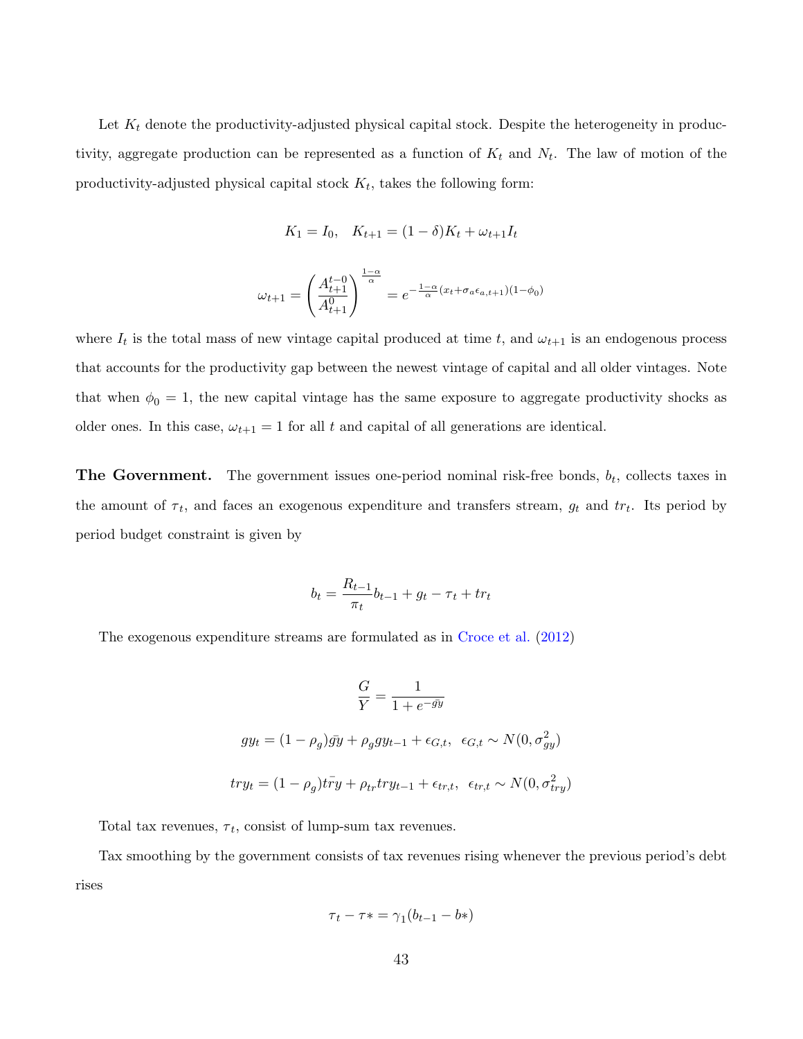Let $K_t$ denote the productivity-adjusted physical capital stock. Despite the heterogeneity in productivity, aggregate production can be represented as a function of $K_t$ and $N_t$. The law of motion of the productivity-adjusted physical capital stock $K_t$, takes the following form:

$$K_1 = I_0, \quad K_{t+1} = (1-\delta)K_t + \omega_{t+1} I_t$$

$$\omega_{t+1} = \left( \frac{A_{t+1}^{t-0}}{A_{t+1}^{0}} \right)^{\frac{1-\alpha}{\alpha}} = e^{-\frac{1-\alpha}{\alpha}(x_t + \sigma_a \epsilon_{a,t+1})(1-\phi_0)}$$

where $I_t$ is the total mass of new vintage capital produced at time $t$, and $\omega_{t+1}$ is an endogenous process that accounts for the productivity gap between the newest vintage of capital and all older vintages. Note that when $\phi_0 = 1$, the new capital vintage has the same exposure to aggregate productivity shocks as older ones. In this case, $\omega_{t+1} = 1$ for all $t$ and capital of all generations are identical.

**The Government.** The government issues one-period nominal risk-free bonds, $b_t$, collects taxes in the amount of $\tau_t$, and faces an exogenous expenditure and transfers stream, $g_t$ and $tr_t$. Its period by period budget constraint is given by

$$b_t = \frac{R_{t-1}}{\pi_t} b_{t-1} + g_t - \tau_t + tr_t$$

The exogenous expenditure streams are formulated as in Croce et al. (2012)

$$\frac{G}{Y} = \frac{1}{1 + e^{-\bar{gy}}}$$

$$gy_t = (1-\rho_g)\bar{gy} + \rho_g gy_{t-1} + \epsilon_{G,t}, \;\; \epsilon_{G,t} \sim N(0, \sigma_{gy}^2)$$

$$try_t = (1-\rho_g)\bar{try} + \rho_{tr} try_{t-1} + \epsilon_{tr,t}, \;\; \epsilon_{tr,t} \sim N(0, \sigma_{try}^2)$$

Total tax revenues, $\tau_t$, consist of lump-sum tax revenues.

Tax smoothing by the government consists of tax revenues rising whenever the previous period's debt rises

$$\tau_t - \tau* = \gamma_1(b_{t-1} - b*)$$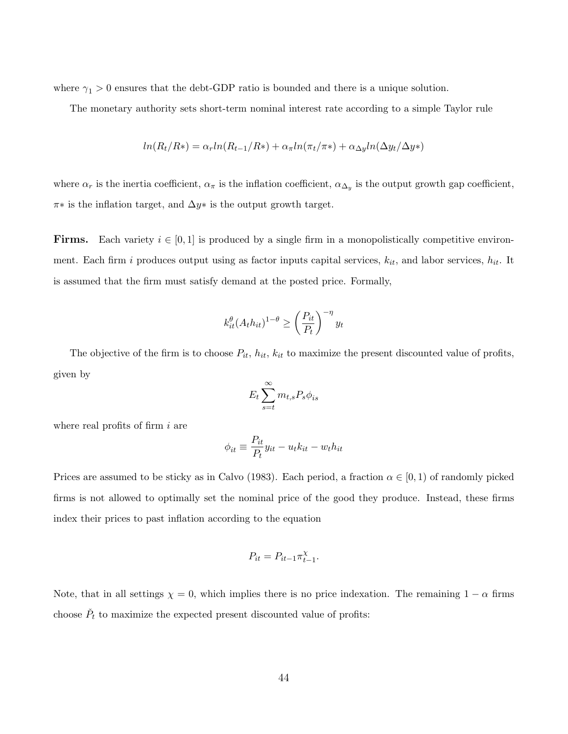where $\gamma_1 > 0$ ensures that the debt-GDP ratio is bounded and there is a unique solution.

The monetary authority sets short-term nominal interest rate according to a simple Taylor rule

$$ln(R_t/R*) = \alpha_r ln(R_{t-1}/R*) + \alpha_\pi ln(\pi_t/\pi*) + \alpha_{\Delta y} ln(\Delta y_t/\Delta y*)$$

where $\alpha_r$ is the inertia coefficient, $\alpha_\pi$ is the inflation coefficient, $\alpha_{\Delta_y}$ is the output growth gap coefficient, $\pi*$ is the inflation target, and $\Delta y*$ is the output growth target.

**Firms.** Each variety $i \in [0, 1]$ is produced by a single firm in a monopolistically competitive environment. Each firm $i$ produces output using as factor inputs capital services, $k_{it}$, and labor services, $h_{it}$. It is assumed that the firm must satisfy demand at the posted price. Formally,

$$k_{it}^{\theta}(A_t h_{it})^{1-\theta} \geq \left(\frac{P_{it}}{P_t}\right)^{-\eta} y_t$$

The objective of the firm is to choose $P_{it}$, $h_{it}$, $k_{it}$ to maximize the present discounted value of profits, given by

$$E_t \sum_{s=t}^{\infty} m_{t,s} P_s \phi_{is}$$

where real profits of firm $i$ are

$$\phi_{it} \equiv \frac{P_{it}}{P_t} y_{it} - u_t k_{it} - w_t h_{it}$$

Prices are assumed to be sticky as in Calvo (1983). Each period, a fraction $\alpha \in [0, 1)$ of randomly picked firms is not allowed to optimally set the nominal price of the good they produce. Instead, these firms index their prices to past inflation according to the equation

$$P_{it} = P_{it-1} \pi_{t-1}^{\chi}.$$

Note, that in all settings $\chi = 0$, which implies there is no price indexation. The remaining $1 - \alpha$ firms choose $\check{P}_t$ to maximize the expected present discounted value of profits: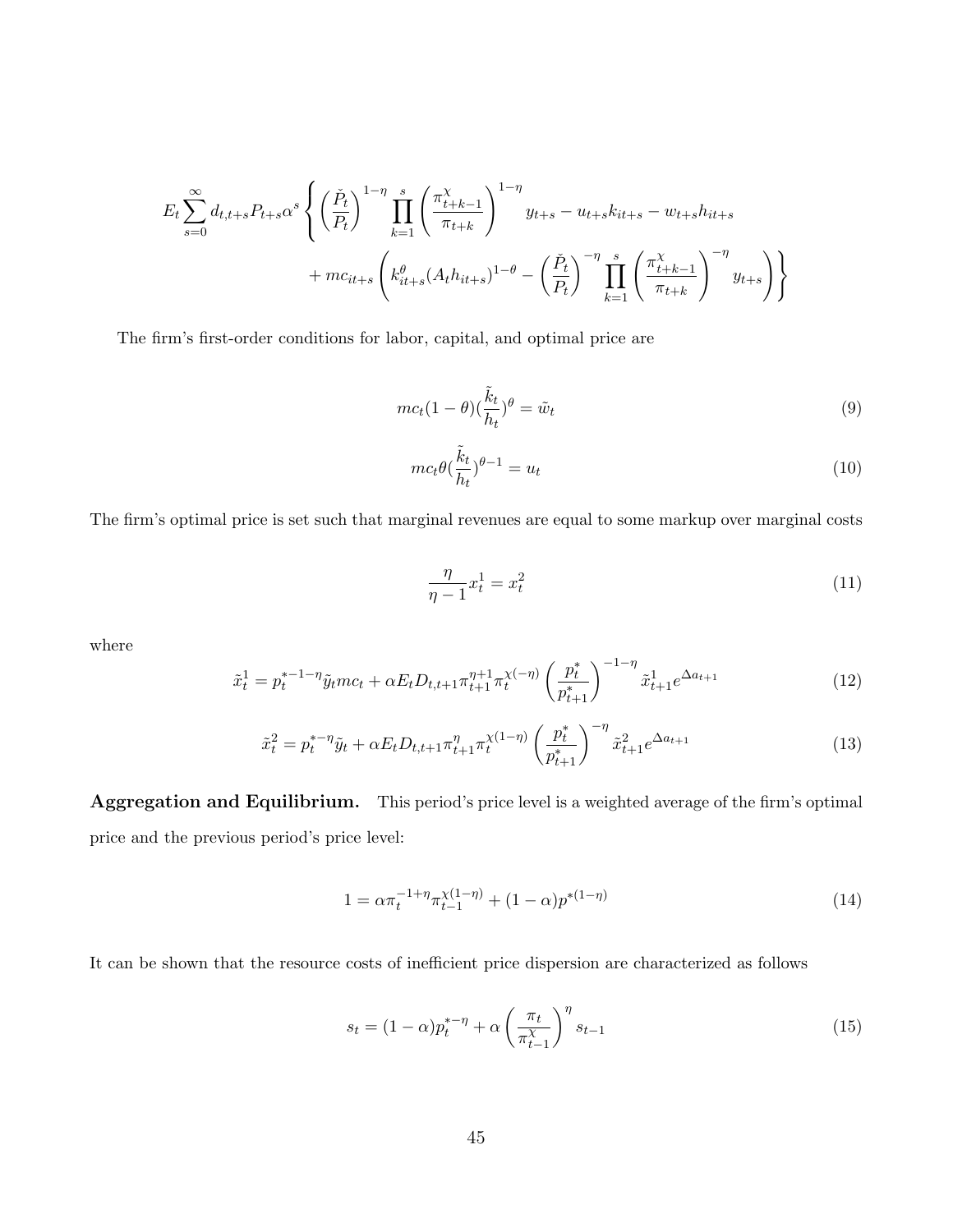$$E_t \sum_{s=0}^{\infty} d_{t,t+s} P_{t+s} \alpha^s \left\{ \left(\frac{\check{P}_t}{P_t}\right)^{1-\eta} \prod_{k=1}^{s} \left(\frac{\pi_{t+k-1}^{\chi}}{\pi_{t+k}}\right)^{1-\eta} y_{t+s} - u_{t+s} k_{it+s} - w_{t+s} h_{it+s} \right.$$
$$\left. + mc_{it+s} \left( k_{it+s}^{\theta} (A_t h_{it+s})^{1-\theta} - \left(\frac{\check{P}_t}{P_t}\right)^{-\eta} \prod_{k=1}^{s} \left(\frac{\pi_{t+k-1}^{\chi}}{\pi_{t+k}}\right)^{-\eta} y_{t+s} \right) \right\}$$

The firm's first-order conditions for labor, capital, and optimal price are

$$mc_t (1-\theta) (\frac{\tilde{k}_t}{h_t})^{\theta} = \tilde{w}_t \tag{9}$$

$$mc_t \theta (\frac{\tilde{k}_t}{h_t})^{\theta-1} = u_t \tag{10}$$

The firm's optimal price is set such that marginal revenues are equal to some markup over marginal costs

$$\frac{\eta}{\eta-1} x_t^1 = x_t^2 \tag{11}$$

where

$$\tilde{x}_t^1 = p_t^{*-1-\eta} \tilde{y}_t mc_t + \alpha E_t D_{t,t+1} \pi_{t+1}^{\eta+1} \pi_t^{\chi(-\eta)} \left(\frac{p_t^*}{p_{t+1}^*}\right)^{-1-\eta} \tilde{x}_{t+1}^1 e^{\Delta a_{t+1}} \tag{12}$$

$$\tilde{x}_t^2 = p_t^{*-\eta} \tilde{y}_t + \alpha E_t D_{t,t+1} \pi_{t+1}^{\eta} \pi_t^{\chi(1-\eta)} \left(\frac{p_t^*}{p_{t+1}^*}\right)^{-\eta} \tilde{x}_{t+1}^2 e^{\Delta a_{t+1}} \tag{13}$$

**Aggregation and Equilibrium.** This period's price level is a weighted average of the firm's optimal price and the previous period's price level:

$$1 = \alpha \pi_t^{-1+\eta} \pi_{t-1}^{\chi(1-\eta)} + (1-\alpha) p^{*(1-\eta)} \tag{14}$$

It can be shown that the resource costs of inefficient price dispersion are characterized as follows

$$s_t = (1-\alpha) p_t^{*-\eta} + \alpha \left(\frac{\pi_t}{\pi_{t-1}^{\chi}}\right)^{\eta} s_{t-1} \tag{15}$$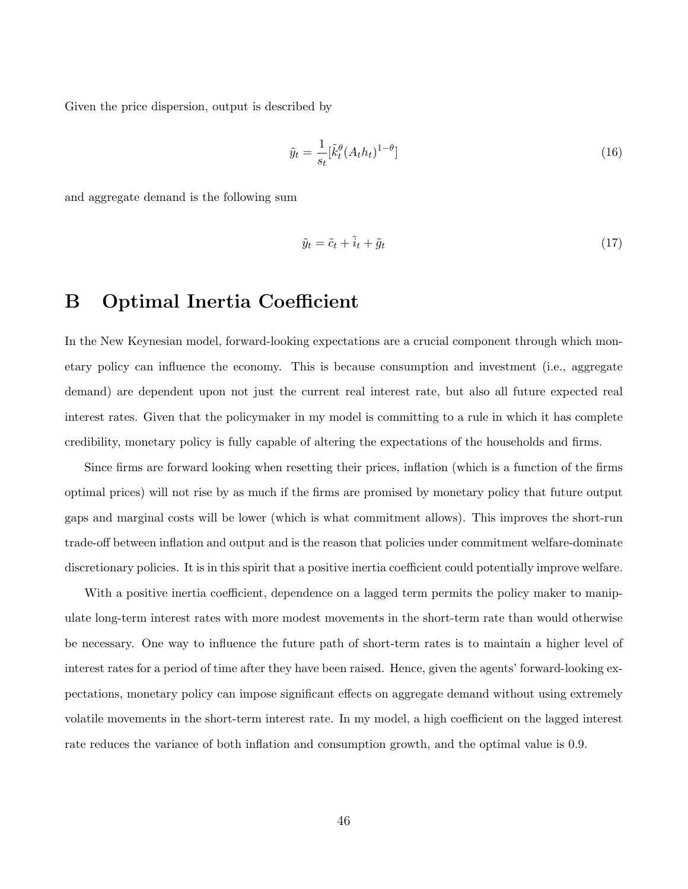Given the price dispersion, output is described by

$$\tilde{y}_t = \frac{1}{s_t}[\tilde{k}_t^{\theta}(A_t h_t)^{1-\theta}] \tag{16}$$

and aggregate demand is the following sum

$$\tilde{y}_t = \tilde{c}_t + \tilde{i}_t + \tilde{g}_t \tag{17}$$

# B Optimal Inertia Coefficient

In the New Keynesian model, forward-looking expectations are a crucial component through which monetary policy can influence the economy. This is because consumption and investment (i.e., aggregate demand) are dependent upon not just the current real interest rate, but also all future expected real interest rates. Given that the policymaker in my model is committing to a rule in which it has complete credibility, monetary policy is fully capable of altering the expectations of the households and firms.

Since firms are forward looking when resetting their prices, inflation (which is a function of the firms optimal prices) will not rise by as much if the firms are promised by monetary policy that future output gaps and marginal costs will be lower (which is what commitment allows). This improves the short-run trade-off between inflation and output and is the reason that policies under commitment welfare-dominate discretionary policies. It is in this spirit that a positive inertia coefficient could potentially improve welfare.

With a positive inertia coefficient, dependence on a lagged term permits the policy maker to manipulate long-term interest rates with more modest movements in the short-term rate than would otherwise be necessary. One way to influence the future path of short-term rates is to maintain a higher level of interest rates for a period of time after they have been raised. Hence, given the agents' forward-looking expectations, monetary policy can impose significant effects on aggregate demand without using extremely volatile movements in the short-term interest rate. In my model, a high coefficient on the lagged interest rate reduces the variance of both inflation and consumption growth, and the optimal value is 0.9.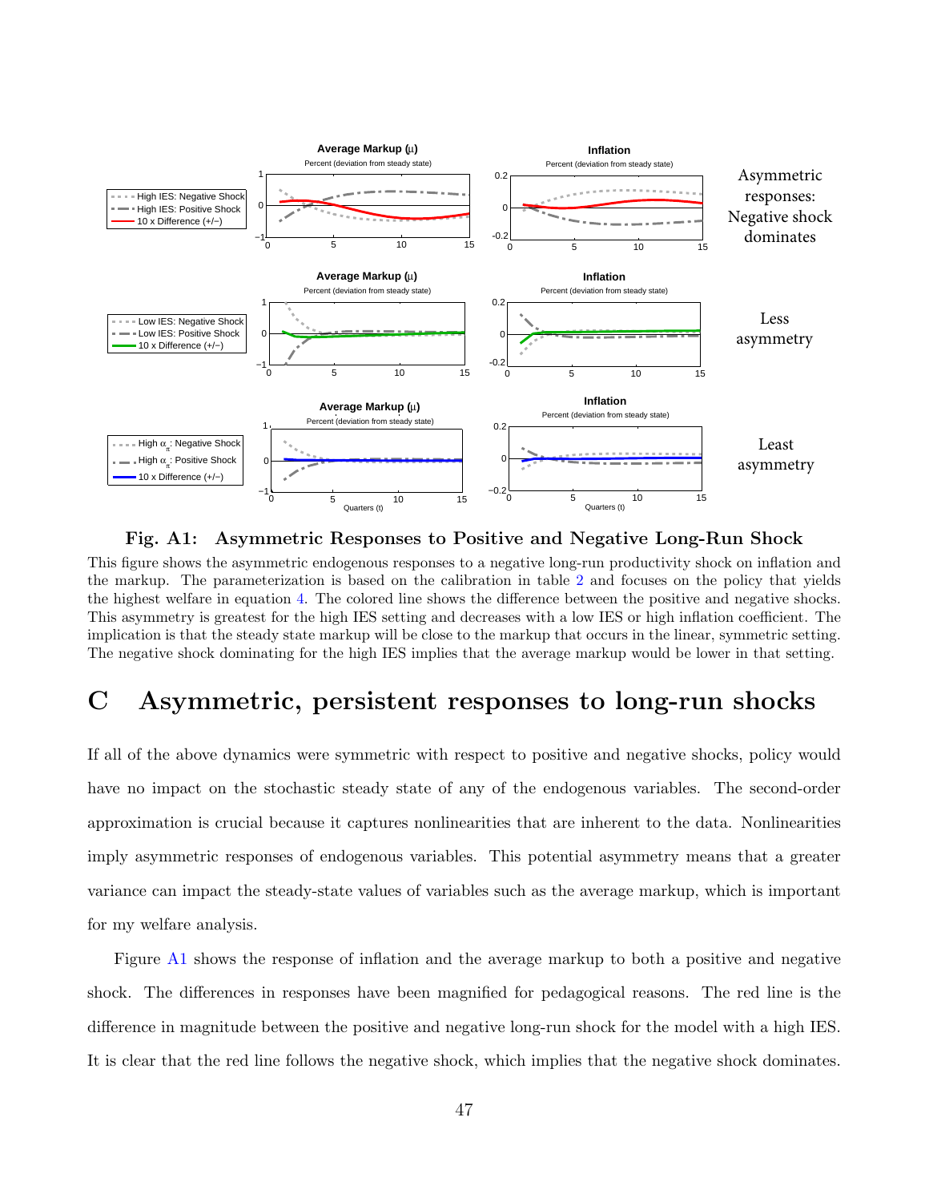**Fig. A1: Asymmetric Responses to Positive and Negative Long-Run Shock**

This figure shows the asymmetric endogenous responses to a negative long-run productivity shock on inflation and the markup. The parameterization is based on the calibration in table 2 and focuses on the policy that yields the highest welfare in equation 4. The colored line shows the difference between the positive and negative shocks. This asymmetry is greatest for the high IES setting and decreases with a low IES or high inflation coefficient. The implication is that the steady state markup will be close to the markup that occurs in the linear, symmetric setting. The negative shock dominating for the high IES implies that the average markup would be lower in that setting.

# C Asymmetric, persistent responses to long-run shocks

If all of the above dynamics were symmetric with respect to positive and negative shocks, policy would have no impact on the stochastic steady state of any of the endogenous variables. The second-order approximation is crucial because it captures nonlinearities that are inherent to the data. Nonlinearities imply asymmetric responses of endogenous variables. This potential asymmetry means that a greater variance can impact the steady-state values of variables such as the average markup, which is important for my welfare analysis.

Figure A1 shows the response of inflation and the average markup to both a positive and negative shock. The differences in responses have been magnified for pedagogical reasons. The red line is the difference in magnitude between the positive and negative long-run shock for the model with a high IES. It is clear that the red line follows the negative shock, which implies that the negative shock dominates.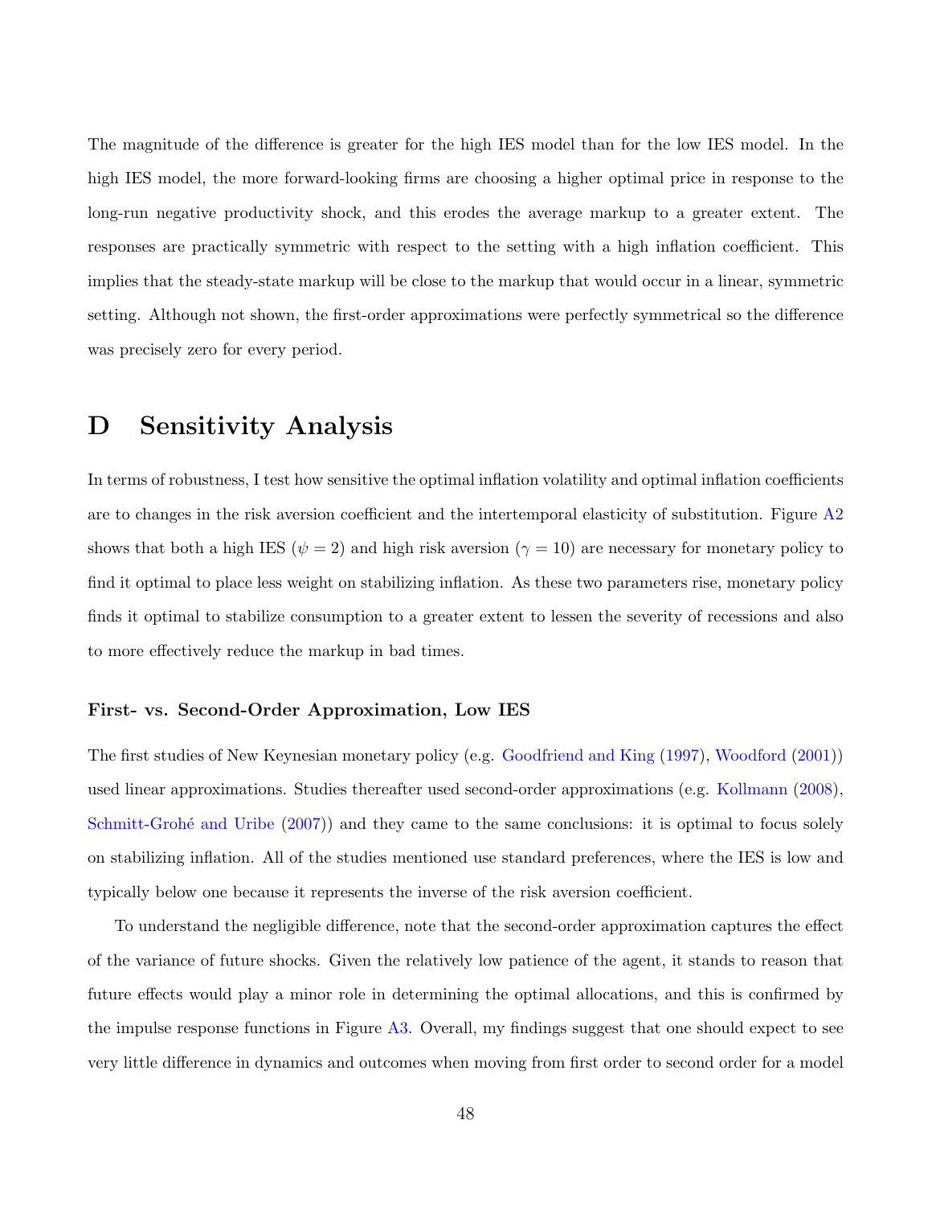The magnitude of the difference is greater for the high IES model than for the low IES model. In the high IES model, the more forward-looking firms are choosing a higher optimal price in response to the long-run negative productivity shock, and this erodes the average markup to a greater extent. The responses are practically symmetric with respect to the setting with a high inflation coefficient. This implies that the steady-state markup will be close to the markup that would occur in a linear, symmetric setting. Although not shown, the first-order approximations were perfectly symmetrical so the difference was precisely zero for every period.

# D Sensitivity Analysis

In terms of robustness, I test how sensitive the optimal inflation volatility and optimal inflation coefficients are to changes in the risk aversion coefficient and the intertemporal elasticity of substitution. Figure A2 shows that both a high IES ($\psi = 2$) and high risk aversion ($\gamma = 10$) are necessary for monetary policy to find it optimal to place less weight on stabilizing inflation. As these two parameters rise, monetary policy finds it optimal to stabilize consumption to a greater extent to lessen the severity of recessions and also to more effectively reduce the markup in bad times.

### First- vs. Second-Order Approximation, Low IES

The first studies of New Keynesian monetary policy (e.g. Goodfriend and King (1997), Woodford (2001)) used linear approximations. Studies thereafter used second-order approximations (e.g. Kollmann (2008), Schmitt-Grohé and Uribe (2007)) and they came to the same conclusions: it is optimal to focus solely on stabilizing inflation. All of the studies mentioned use standard preferences, where the IES is low and typically below one because it represents the inverse of the risk aversion coefficient.

To understand the negligible difference, note that the second-order approximation captures the effect of the variance of future shocks. Given the relatively low patience of the agent, it stands to reason that future effects would play a minor role in determining the optimal allocations, and this is confirmed by the impulse response functions in Figure A3. Overall, my findings suggest that one should expect to see very little difference in dynamics and outcomes when moving from first order to second order for a model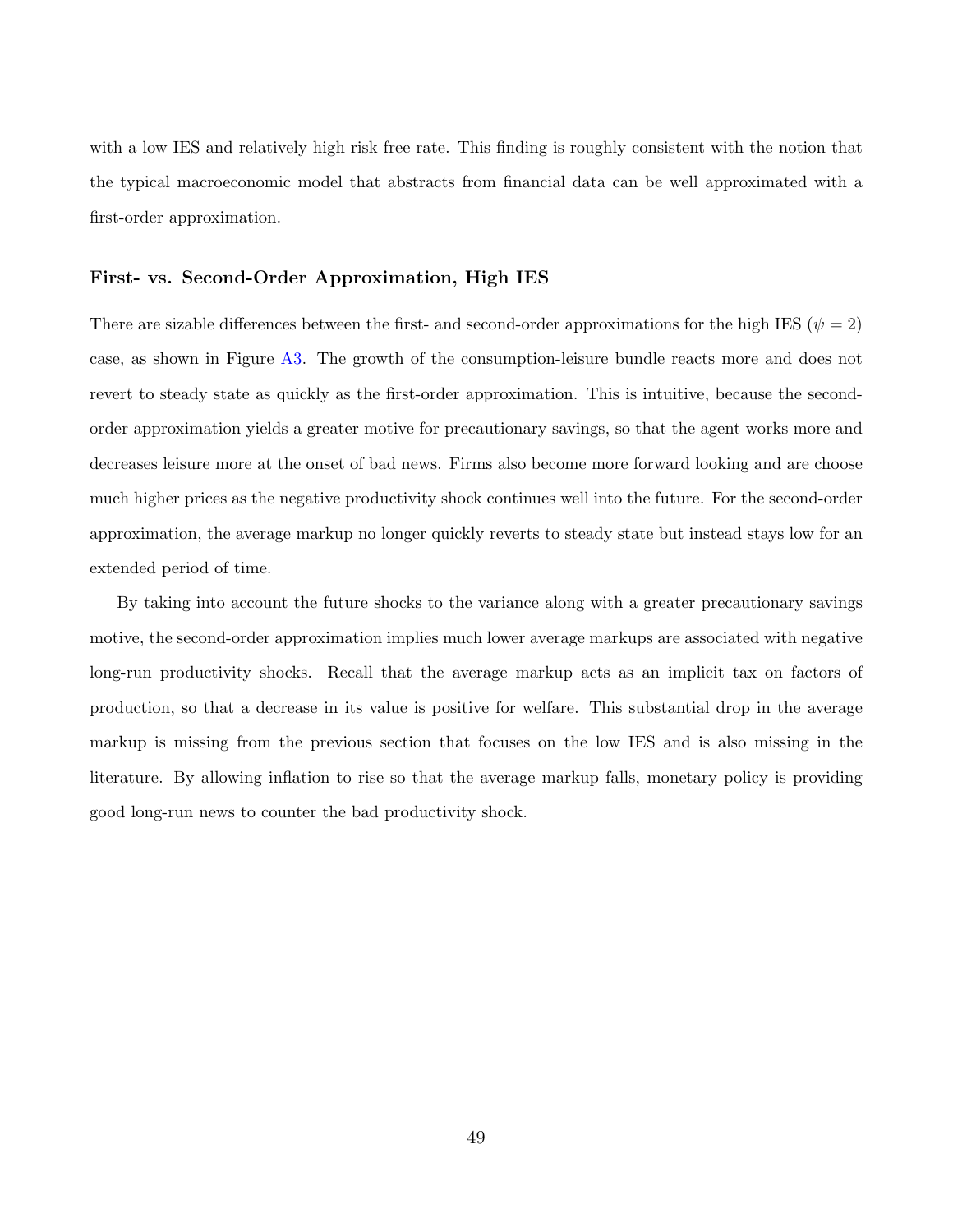with a low IES and relatively high risk free rate. This finding is roughly consistent with the notion that the typical macroeconomic model that abstracts from financial data can be well approximated with a first-order approximation.

### First- vs. Second-Order Approximation, High IES

There are sizable differences between the first- and second-order approximations for the high IES ($\psi = 2$) case, as shown in Figure A3. The growth of the consumption-leisure bundle reacts more and does not revert to steady state as quickly as the first-order approximation. This is intuitive, because the second-order approximation yields a greater motive for precautionary savings, so that the agent works more and decreases leisure more at the onset of bad news. Firms also become more forward looking and are choose much higher prices as the negative productivity shock continues well into the future. For the second-order approximation, the average markup no longer quickly reverts to steady state but instead stays low for an extended period of time.

By taking into account the future shocks to the variance along with a greater precautionary savings motive, the second-order approximation implies much lower average markups are associated with negative long-run productivity shocks. Recall that the average markup acts as an implicit tax on factors of production, so that a decrease in its value is positive for welfare. This substantial drop in the average markup is missing from the previous section that focuses on the low IES and is also missing in the literature. By allowing inflation to rise so that the average markup falls, monetary policy is providing good long-run news to counter the bad productivity shock.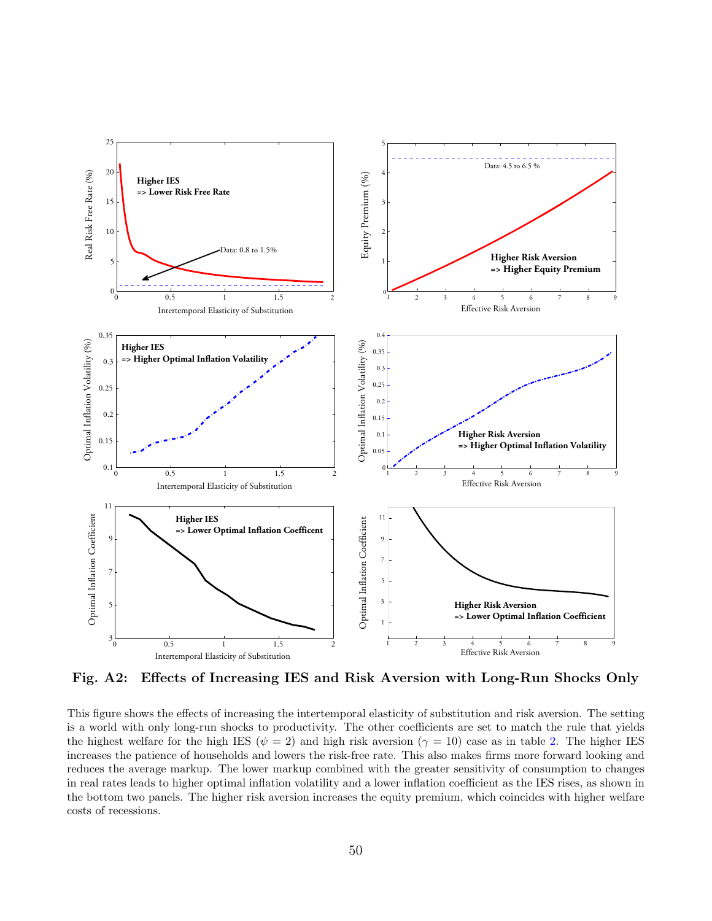**Fig. A2: Effects of Increasing IES and Risk Aversion with Long-Run Shocks Only**

This figure shows the effects of increasing the intertemporal elasticity of substitution and risk aversion. The setting is a world with only long-run shocks to productivity. The other coefficients are set to match the rule that yields the highest welfare for the high IES ($\psi = 2$) and high risk aversion ($\gamma = 10$) case as in table 2. The higher IES increases the patience of households and lowers the risk-free rate. This also makes firms more forward looking and reduces the average markup. The lower markup combined with the greater sensitivity of consumption to changes in real rates leads to higher optimal inflation volatility and a lower inflation coefficient as the IES rises, as shown in the bottom two panels. The higher risk aversion increases the equity premium, which coincides with higher welfare costs of recessions.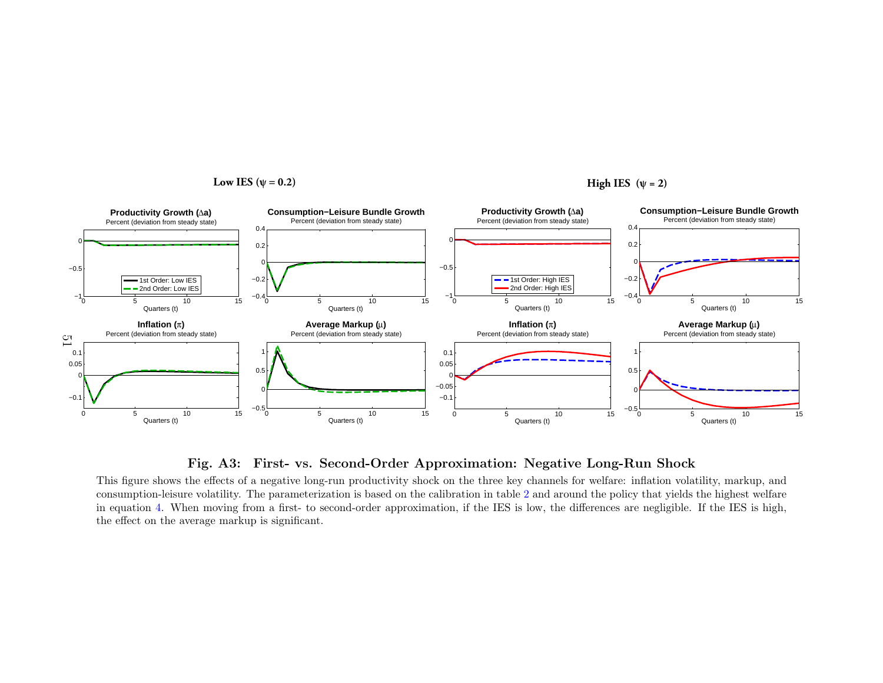**Low IES ($\psi = 0.2$)**

**High IES ($\psi = 2$)**

**Productivity Growth ($\Delta$a)**
Percent (deviation from steady state)

1st Order: Low IES
2nd Order: Low IES

**Consumption−Leisure Bundle Growth**
Percent (deviation from steady state)

**Inflation ($\pi$)**
Percent (deviation from steady state)

**Average Markup ($\mu$)**
Percent (deviation from steady state)

1st Order: High IES
2nd Order: High IES

Quarters (t)

**Fig. A3: First- vs. Second-Order Approximation: Negative Long-Run Shock**

This figure shows the effects of a negative long-run productivity shock on the three key channels for welfare: inflation volatility, markup, and consumption-leisure volatility. The parameterization is based on the calibration in table 2 and around the policy that yields the highest welfare in equation 4. When moving from a first- to second-order approximation, if the IES is low, the differences are negligible. If the IES is high, the effect on the average markup is significant.